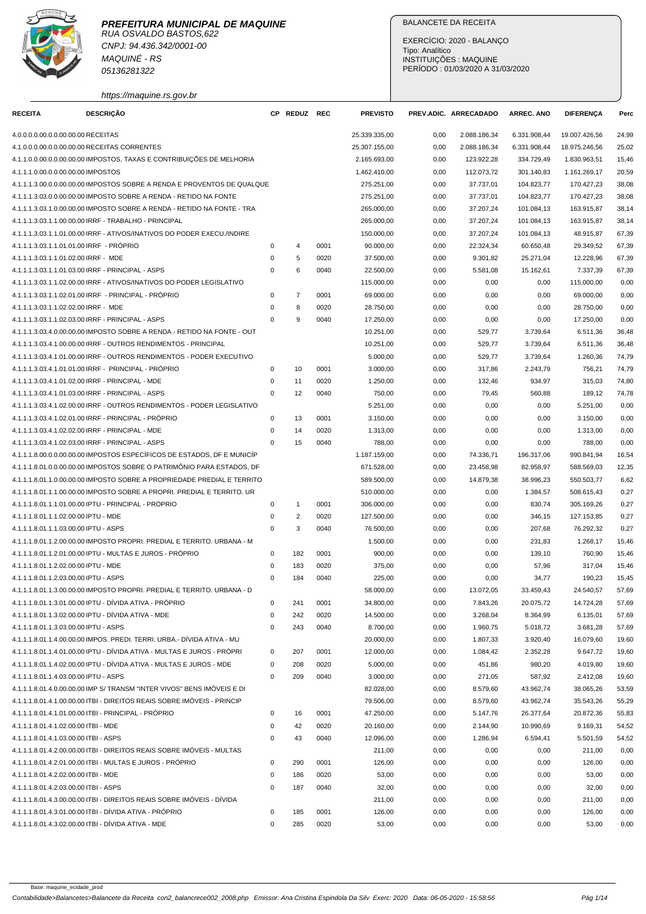**PREFEITURA MUNICIPAL DE MAQUINE**
RUA OSVALDO BASTOS,622
CNPJ: 94.436.342/0001-00
MAQUINÉ - RS
05136281322
https://maquine.rs.gov.br

BALANCETE DA RECEITA

EXERCÍCIO: 2020 - BALANÇO
Tipo: Analítico
INSTITUIÇÕES : MAQUINE
PERÍODO : 01/03/2020 A 31/03/2020

| RECEITA | DESCRIÇÃO | CP | REDUZ | REC | PREVISTO | PREV.ADIC. | ARRECADADO | ARREC. ANO | DIFERENÇA | Perc |
|---|---|---|---|---|---|---|---|---|---|---|
| 4.0.0.0.0.00.0.0.00.00.00 | RECEITAS | | | | 25.339.335,00 | 0,00 | 2.088.186,34 | 6.331.908,44 | 19.007.426,56 | 24,99 |
| 4.1.0.0.0.00.0.0.00.00.00 | RECEITAS CORRENTES | | | | 25.307.155,00 | 0,00 | 2.088.186,34 | 6.331.908,44 | 18.975.246,56 | 25,02 |
| 4.1.1.0.0.00.0.0.00.00.00 | IMPOSTOS, TAXAS E CONTRIBUIÇÕES DE MELHORIA | | | | 2.165.693,00 | 0,00 | 123.922,28 | 334.729,49 | 1.830.963,51 | 15,46 |
| 4.1.1.1.0.00.0.0.00.00.00 | IMPOSTOS | | | | 1.462.410,00 | 0,00 | 112.073,72 | 301.140,83 | 1.161.269,17 | 20,59 |
| 4.1.1.1.3.00.0.0.00.00.00 | IMPOSTOS SOBRE A RENDA E PROVENTOS DE QUALQUE | | | | 275.251,00 | 0,00 | 37.737,01 | 104.823,77 | 170.427,23 | 38,08 |
| 4.1.1.1.3.03.0.0.00.00.00 | IMPOSTO SOBRE A RENDA - RETIDO NA FONTE | | | | 275.251,00 | 0,00 | 37.737,01 | 104.823,77 | 170.427,23 | 38,08 |
| 4.1.1.1.3.03.1.0.00.00.00 | IMPOSTO SOBRE A RENDA - RETIDO NA FONTE - TRA | | | | 265.000,00 | 0,00 | 37.207,24 | 101.084,13 | 163.915,87 | 38,14 |
| 4.1.1.1.3.03.1.1.00.00.00 | IRRF - TRABALHO - PRINCIPAL | | | | 265.000,00 | 0,00 | 37.207,24 | 101.084,13 | 163.915,87 | 38,14 |
| 4.1.1.1.3.03.1.1.01.00.00 | IRRF - ATIVOS/INATIVOS DO PODER EXECU./INDIRE | | | | 150.000,00 | 0,00 | 37.207,24 | 101.084,13 | 48.915,87 | 67,39 |
| 4.1.1.1.3.03.1.1.01.01.00 | IRRF - PRÓPRIO | 0 | 4 | 0001 | 90.000,00 | 0,00 | 22.324,34 | 60.650,48 | 29.349,52 | 67,39 |
| 4.1.1.1.3.03.1.1.01.02.00 | IRRF - MDE | 0 | 5 | 0020 | 37.500,00 | 0,00 | 9.301,82 | 25.271,04 | 12.228,96 | 67,39 |
| 4.1.1.1.3.03.1.1.01.03.00 | IRRF - PRINCIPAL - ASPS | 0 | 6 | 0040 | 22.500,00 | 0,00 | 5.581,08 | 15.162,61 | 7.337,39 | 67,39 |
| 4.1.1.1.3.03.1.1.02.00.00 | IRRF - ATIVOS/INATIVOS DO PODER LEGISLATIVO | | | | 115.000,00 | 0,00 | 0,00 | 0,00 | 115.000,00 | 0,00 |
| 4.1.1.1.3.03.1.1.02.01.00 | IRRF - PRINCIPAL - PRÓPRIO | 0 | 7 | 0001 | 69.000,00 | 0,00 | 0,00 | 0,00 | 69.000,00 | 0,00 |
| 4.1.1.1.3.03.1.1.02.02.00 | IRRF - MDE | 0 | 8 | 0020 | 28.750,00 | 0,00 | 0,00 | 0,00 | 28.750,00 | 0,00 |
| 4.1.1.1.3.03.1.1.02.03.00 | IRRF - PRINCIPAL - ASPS | 0 | 9 | 0040 | 17.250,00 | 0,00 | 0,00 | 0,00 | 17.250,00 | 0,00 |
| 4.1.1.1.3.03.4.0.00.00.00 | IMPOSTO SOBRE A RENDA - RETIDO NA FONTE - OUT | | | | 10.251,00 | 0,00 | 529,77 | 3.739,64 | 6.511,36 | 36,48 |
| 4.1.1.1.3.03.4.1.00.00.00 | IRRF - OUTROS RENDIMENTOS - PRINCIPAL | | | | 10.251,00 | 0,00 | 529,77 | 3.739,64 | 6.511,36 | 36,48 |
| 4.1.1.1.3.03.4.1.01.00.00 | IRRF - OUTROS RENDIMENTOS - PODER EXECUTIVO | | | | 5.000,00 | 0,00 | 529,77 | 3.739,64 | 1.260,36 | 74,79 |
| 4.1.1.1.3.03.4.1.01.01.00 | IRRF - PRINCIPAL - PRÓPRIO | 0 | 10 | 0001 | 3.000,00 | 0,00 | 317,86 | 2.243,79 | 756,21 | 74,79 |
| 4.1.1.1.3.03.4.1.01.02.00 | IRRF - PRINCIPAL - MDE | 0 | 11 | 0020 | 1.250,00 | 0,00 | 132,46 | 934,97 | 315,03 | 74,80 |
| 4.1.1.1.3.03.4.1.01.03.00 | IRRF - PRINCIPAL - ASPS | 0 | 12 | 0040 | 750,00 | 0,00 | 79,45 | 560,88 | 189,12 | 74,78 |
| 4.1.1.1.3.03.4.1.02.00.00 | IRRF - OUTROS RENDIMENTOS - PODER LEGISLATIVO | | | | 5.251,00 | 0,00 | 0,00 | 0,00 | 5.251,00 | 0,00 |
| 4.1.1.1.3.03.4.1.02.01.00 | IRRF - PRINCIPAL - PRÓPRIO | 0 | 13 | 0001 | 3.150,00 | 0,00 | 0,00 | 0,00 | 3.150,00 | 0,00 |
| 4.1.1.1.3.03.4.1.02.02.00 | IRRF - PRINCIPAL - MDE | 0 | 14 | 0020 | 1.313,00 | 0,00 | 0,00 | 0,00 | 1.313,00 | 0,00 |
| 4.1.1.1.3.03.4.1.02.03.00 | IRRF - PRINCIPAL - ASPS | 0 | 15 | 0040 | 788,00 | 0,00 | 0,00 | 0,00 | 788,00 | 0,00 |
| 4.1.1.1.8.00.0.0.00.00.00 | IMPOSTOS ESPECÍFICOS DE ESTADOS, DF E MUNICÍP | | | | 1.187.159,00 | 0,00 | 74.336,71 | 196.317,06 | 990.841,94 | 16,54 |
| 4.1.1.1.8.01.0.0.00.00.00 | IMPOSTOS SOBRE O PATRIMÔNIO PARA ESTADOS, DF | | | | 671.528,00 | 0,00 | 23.458,98 | 82.958,97 | 588.569,03 | 12,35 |
| 4.1.1.1.8.01.1.0.00.00.00 | IMPOSTO SOBRE A PROPRIEDADE PREDIAL E TERRITO | | | | 589.500,00 | 0,00 | 14.879,38 | 38.996,23 | 550.503,77 | 6,62 |
| 4.1.1.1.8.01.1.1.00.00.00 | IMPOSTO SOBRE A PROPRI. PREDIAL E TERRITO. UR | | | | 510.000,00 | 0,00 | 0,00 | 1.384,57 | 508.615,43 | 0,27 |
| 4.1.1.1.8.01.1.1.01.00.00 | IPTU - PRINCIPAL - PRÓPRIO | 0 | 1 | 0001 | 306.000,00 | 0,00 | 0,00 | 830,74 | 305.169,26 | 0,27 |
| 4.1.1.1.8.01.1.1.02.00.00 | IPTU - MDE | 0 | 2 | 0020 | 127.500,00 | 0,00 | 0,00 | 346,15 | 127.153,85 | 0,27 |
| 4.1.1.1.8.01.1.1.03.00.00 | IPTU - ASPS | 0 | 3 | 0040 | 76.500,00 | 0,00 | 0,00 | 207,68 | 76.292,32 | 0,27 |
| 4.1.1.1.8.01.1.2.00.00.00 | IMPOSTO PROPRI. PREDIAL E TERRITO. URBANA - M | | | | 1.500,00 | 0,00 | 0,00 | 231,83 | 1.268,17 | 15,46 |
| 4.1.1.1.8.01.1.2.01.00.00 | IPTU - MULTAS E JUROS - PRÓPRIO | 0 | 182 | 0001 | 900,00 | 0,00 | 0,00 | 139,10 | 760,90 | 15,46 |
| 4.1.1.1.8.01.1.2.02.00.00 | IPTU - MDE | 0 | 183 | 0020 | 375,00 | 0,00 | 0,00 | 57,96 | 317,04 | 15,46 |
| 4.1.1.1.8.01.1.2.03.00.00 | IPTU - ASPS | 0 | 184 | 0040 | 225,00 | 0,00 | 0,00 | 34,77 | 190,23 | 15,45 |
| 4.1.1.1.8.01.1.3.00.00.00 | IMPOSTO PROPRI. PREDIAL E TERRITO. URBANA - D | | | | 58.000,00 | 0,00 | 13.072,05 | 33.459,43 | 24.540,57 | 57,69 |
| 4.1.1.1.8.01.1.3.01.00.00 | IPTU - DÍVIDA ATIVA - PRÓPRIO | 0 | 241 | 0001 | 34.800,00 | 0,00 | 7.843,26 | 20.075,72 | 14.724,28 | 57,69 |
| 4.1.1.1.8.01.1.3.02.00.00 | IPTU - DÍVIDA ATIVA - MDE | 0 | 242 | 0020 | 14.500,00 | 0,00 | 3.268,04 | 8.364,99 | 6.135,01 | 57,69 |
| 4.1.1.1.8.01.1.3.03.00.00 | IPTU - ASPS | 0 | 243 | 0040 | 8.700,00 | 0,00 | 1.960,75 | 5.018,72 | 3.681,28 | 57,69 |
| 4.1.1.1.8.01.1.4.00.00.00 | IMPOS. PREDI. TERRI. URBA.- DÍVIDA ATIVA - MU | | | | 20.000,00 | 0,00 | 1.807,33 | 3.920,40 | 16.079,60 | 19,60 |
| 4.1.1.1.8.01.1.4.01.00.00 | IPTU - DÍVIDA ATIVA - MULTAS E JUROS - PRÓPRI | 0 | 207 | 0001 | 12.000,00 | 0,00 | 1.084,42 | 2.352,28 | 9.647,72 | 19,60 |
| 4.1.1.1.8.01.1.4.02.00.00 | IPTU - DÍVIDA ATIVA - MULTAS E JUROS - MDE | 0 | 208 | 0020 | 5.000,00 | 0,00 | 451,86 | 980,20 | 4.019,80 | 19,60 |
| 4.1.1.1.8.01.1.4.03.00.00 | IPTU - ASPS | 0 | 209 | 0040 | 3.000,00 | 0,00 | 271,05 | 587,92 | 2.412,08 | 19,60 |
| 4.1.1.1.8.01.4.0.00.00.00 | IMP S/ TRANSM "INTER VIVOS" BENS IMÓVEIS E DI | | | | 82.028,00 | 0,00 | 8.579,60 | 43.962,74 | 38.065,26 | 53,59 |
| 4.1.1.1.8.01.4.1.00.00.00 | ITBI - DIREITOS REAIS SOBRE IMÓVEIS - PRINCIP | | | | 79.506,00 | 0,00 | 8.579,60 | 43.962,74 | 35.543,26 | 55,29 |
| 4.1.1.1.8.01.4.1.01.00.00 | ITBI - PRINCIPAL - PRÓPRIO | 0 | 16 | 0001 | 47.250,00 | 0,00 | 5.147,76 | 26.377,64 | 20.872,36 | 55,83 |
| 4.1.1.1.8.01.4.1.02.00.00 | ITBI - MDE | 0 | 42 | 0020 | 20.160,00 | 0,00 | 2.144,90 | 10.990,69 | 9.169,31 | 54,52 |
| 4.1.1.1.8.01.4.1.03.00.00 | ITBI - ASPS | 0 | 43 | 0040 | 12.096,00 | 0,00 | 1.286,94 | 6.594,41 | 5.501,59 | 54,52 |
| 4.1.1.1.8.01.4.2.00.00.00 | ITBI - DIREITOS REAIS SOBRE IMÓVEIS - MULTAS | | | | 211,00 | 0,00 | 0,00 | 0,00 | 211,00 | 0,00 |
| 4.1.1.1.8.01.4.2.01.00.00 | ITBI - MULTAS E JUROS - PRÓPRIO | 0 | 290 | 0001 | 126,00 | 0,00 | 0,00 | 0,00 | 126,00 | 0,00 |
| 4.1.1.1.8.01.4.2.02.00.00 | ITBI - MDE | 0 | 186 | 0020 | 53,00 | 0,00 | 0,00 | 0,00 | 53,00 | 0,00 |
| 4.1.1.1.8.01.4.2.03.00.00 | ITBI - ASPS | 0 | 187 | 0040 | 32,00 | 0,00 | 0,00 | 0,00 | 32,00 | 0,00 |
| 4.1.1.1.8.01.4.3.00.00.00 | ITBI - DIREITOS REAIS SOBRE IMÓVEIS - DÍVIDA | | | | 211,00 | 0,00 | 0,00 | 0,00 | 211,00 | 0,00 |
| 4.1.1.1.8.01.4.3.01.00.00 | ITBI - DÍVIDA ATIVA - PRÓPRIO | 0 | 185 | 0001 | 126,00 | 0,00 | 0,00 | 0,00 | 126,00 | 0,00 |
| 4.1.1.1.8.01.4.3.02.00.00 | ITBI - DÍVIDA ATIVA - MDE | 0 | 285 | 0020 | 53,00 | 0,00 | 0,00 | 0,00 | 53,00 | 0,00 |

Base: maquine_ecidade_prod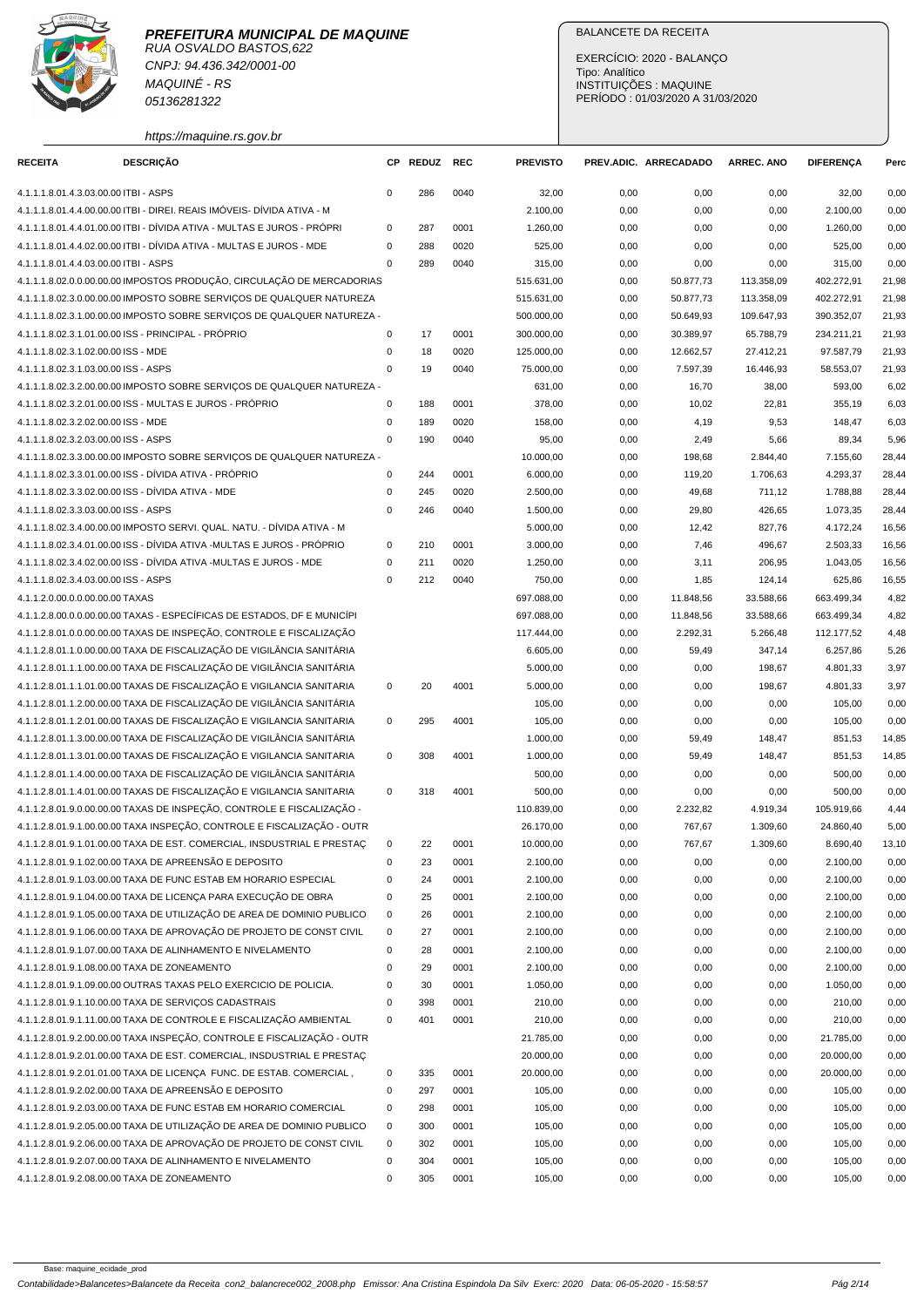**PREFEITURA MUNICIPAL DE MAQUINE**
RUA OSVALDO BASTOS,622
CNPJ: 94.436.342/0001-00
MAQUINÉ - RS
05136281322
https://maquine.rs.gov.br

BALANCETE DA RECEITA

EXERCÍCIO: 2020 - BALANÇO
Tipo: Analítico
INSTITUIÇÕES : MAQUINE
PERÍODO : 01/03/2020 A 31/03/2020

| RECEITA | DESCRIÇÃO | CP | REDUZ | REC | PREVISTO | PREV.ADIC. | ARRECADADO | ARREC. ANO | DIFERENÇA | Perc |
|---|---|---|---|---|---|---|---|---|---|---|
| 4.1.1.1.8.01.4.3.03.00.00 | ITBI - ASPS | 0 | 286 | 0040 | 32,00 | 0,00 | 0,00 | 0,00 | 32,00 | 0,00 |
| 4.1.1.1.8.01.4.4.00.00.00 | ITBI - DIREI. REAIS IMÓVEIS- DÍVIDA ATIVA - M | | | | 2.100,00 | 0,00 | 0,00 | 0,00 | 2.100,00 | 0,00 |
| 4.1.1.1.8.01.4.4.01.00.00 | ITBI - DÍVIDA ATIVA - MULTAS E JUROS - PRÓPRI | 0 | 287 | 0001 | 1.260,00 | 0,00 | 0,00 | 0,00 | 1.260,00 | 0,00 |
| 4.1.1.1.8.01.4.4.02.00.00 | ITBI - DÍVIDA ATIVA - MULTAS E JUROS - MDE | 0 | 288 | 0020 | 525,00 | 0,00 | 0,00 | 0,00 | 525,00 | 0,00 |
| 4.1.1.1.8.01.4.4.03.00.00 | ITBI - ASPS | 0 | 289 | 0040 | 315,00 | 0,00 | 0,00 | 0,00 | 315,00 | 0,00 |
| 4.1.1.1.8.02.0.0.00.00.00 | IMPOSTOS PRODUÇÃO, CIRCULAÇÃO DE MERCADORIAS | | | | 515.631,00 | 0,00 | 50.877,73 | 113.358,09 | 402.272,91 | 21,98 |
| 4.1.1.1.8.02.3.0.00.00.00 | IMPOSTO SOBRE SERVIÇOS DE QUALQUER NATUREZA | | | | 515.631,00 | 0,00 | 50.877,73 | 113.358,09 | 402.272,91 | 21,98 |
| 4.1.1.1.8.02.3.1.00.00.00 | IMPOSTO SOBRE SERVIÇOS DE QUALQUER NATUREZA - | | | | 500.000,00 | 0,00 | 50.649,93 | 109.647,93 | 390.352,07 | 21,93 |
| 4.1.1.1.8.02.3.1.01.00.00 | ISS - PRINCIPAL - PRÓPRIO | 0 | 17 | 0001 | 300.000,00 | 0,00 | 30.389,97 | 65.788,79 | 234.211,21 | 21,93 |
| 4.1.1.1.8.02.3.1.02.00.00 | ISS - MDE | 0 | 18 | 0020 | 125.000,00 | 0,00 | 12.662,57 | 27.412,21 | 97.587,79 | 21,93 |
| 4.1.1.1.8.02.3.1.03.00.00 | ISS - ASPS | 0 | 19 | 0040 | 75.000,00 | 0,00 | 7.597,39 | 16.446,93 | 58.553,07 | 21,93 |
| 4.1.1.1.8.02.3.2.00.00.00 | IMPOSTO SOBRE SERVIÇOS DE QUALQUER NATUREZA - | | | | 631,00 | 0,00 | 16,70 | 38,00 | 593,00 | 6,02 |
| 4.1.1.1.8.02.3.2.01.00.00 | ISS - MULTAS E JUROS - PRÓPRIO | 0 | 188 | 0001 | 378,00 | 0,00 | 10,02 | 22,81 | 355,19 | 6,03 |
| 4.1.1.1.8.02.3.2.02.00.00 | ISS - MDE | 0 | 189 | 0020 | 158,00 | 0,00 | 4,19 | 9,53 | 148,47 | 6,03 |
| 4.1.1.1.8.02.3.2.03.00.00 | ISS - ASPS | 0 | 190 | 0040 | 95,00 | 0,00 | 2,49 | 5,66 | 89,34 | 5,96 |
| 4.1.1.1.8.02.3.3.00.00.00 | IMPOSTO SOBRE SERVIÇOS DE QUALQUER NATUREZA - | | | | 10.000,00 | 0,00 | 198,68 | 2.844,40 | 7.155,60 | 28,44 |
| 4.1.1.1.8.02.3.3.01.00.00 | ISS - DÍVIDA ATIVA - PRÓPRIO | 0 | 244 | 0001 | 6.000,00 | 0,00 | 119,20 | 1.706,63 | 4.293,37 | 28,44 |
| 4.1.1.1.8.02.3.3.02.00.00 | ISS - DÍVIDA ATIVA - MDE | 0 | 245 | 0020 | 2.500,00 | 0,00 | 49,68 | 711,12 | 1.788,88 | 28,44 |
| 4.1.1.1.8.02.3.3.03.00.00 | ISS - ASPS | 0 | 246 | 0040 | 1.500,00 | 0,00 | 29,80 | 426,65 | 1.073,35 | 28,44 |
| 4.1.1.1.8.02.3.4.00.00.00 | IMPOSTO SERVI. QUAL. NATU. - DÍVIDA ATIVA - M | | | | 5.000,00 | 0,00 | 12,42 | 827,76 | 4.172,24 | 16,56 |
| 4.1.1.1.8.02.3.4.01.00.00 | ISS - DÍVIDA ATIVA -MULTAS E JUROS - PRÓPRIO | 0 | 210 | 0001 | 3.000,00 | 0,00 | 7,46 | 496,67 | 2.503,33 | 16,56 |
| 4.1.1.1.8.02.3.4.02.00.00 | ISS - DÍVIDA ATIVA -MULTAS E JUROS - MDE | 0 | 211 | 0020 | 1.250,00 | 0,00 | 3,11 | 206,95 | 1.043,05 | 16,56 |
| 4.1.1.1.8.02.3.4.03.00.00 | ISS - ASPS | 0 | 212 | 0040 | 750,00 | 0,00 | 1,85 | 124,14 | 625,86 | 16,55 |
| 4.1.1.2.0.00.0.0.00.00.00 | TAXAS | | | | 697.088,00 | 0,00 | 11.848,56 | 33.588,66 | 663.499,34 | 4,82 |
| 4.1.1.2.8.00.0.0.00.00.00 | TAXAS - ESPECÍFICAS DE ESTADOS, DF E MUNICÍPI | | | | 697.088,00 | 0,00 | 11.848,56 | 33.588,66 | 663.499,34 | 4,82 |
| 4.1.1.2.8.01.0.0.00.00.00 | TAXAS DE INSPEÇÃO, CONTROLE E FISCALIZAÇÃO | | | | 117.444,00 | 0,00 | 2.292,31 | 5.266,48 | 112.177,52 | 4,48 |
| 4.1.1.2.8.01.1.0.00.00.00 | TAXA DE FISCALIZAÇÃO DE VIGILÂNCIA SANITÁRIA | | | | 6.605,00 | 0,00 | 59,49 | 347,14 | 6.257,86 | 5,26 |
| 4.1.1.2.8.01.1.1.00.00.00 | TAXA DE FISCALIZAÇÃO DE VIGILÂNCIA SANITÁRIA | | | | 5.000,00 | 0,00 | 0,00 | 198,67 | 4.801,33 | 3,97 |
| 4.1.1.2.8.01.1.1.01.00.00 | TAXAS DE FISCALIZAÇÃO E VIGILANCIA SANITARIA | 0 | 20 | 4001 | 5.000,00 | 0,00 | 0,00 | 198,67 | 4.801,33 | 3,97 |
| 4.1.1.2.8.01.1.2.00.00.00 | TAXA DE FISCALIZAÇÃO DE VIGILÂNCIA SANITÁRIA | | | | 105,00 | 0,00 | 0,00 | 0,00 | 105,00 | 0,00 |
| 4.1.1.2.8.01.1.2.01.00.00 | TAXAS DE FISCALIZAÇÃO E VIGILANCIA SANITARIA | 0 | 295 | 4001 | 105,00 | 0,00 | 0,00 | 0,00 | 105,00 | 0,00 |
| 4.1.1.2.8.01.1.3.00.00.00 | TAXA DE FISCALIZAÇÃO DE VIGILÂNCIA SANITÁRIA | | | | 1.000,00 | 0,00 | 59,49 | 148,47 | 851,53 | 14,85 |
| 4.1.1.2.8.01.1.3.01.00.00 | TAXAS DE FISCALIZAÇÃO E VIGILANCIA SANITARIA | 0 | 308 | 4001 | 1.000,00 | 0,00 | 59,49 | 148,47 | 851,53 | 14,85 |
| 4.1.1.2.8.01.1.4.00.00.00 | TAXA DE FISCALIZAÇÃO DE VIGILÂNCIA SANITÁRIA | | | | 500,00 | 0,00 | 0,00 | 0,00 | 500,00 | 0,00 |
| 4.1.1.2.8.01.1.4.01.00.00 | TAXAS DE FISCALIZAÇÃO E VIGILANCIA SANITARIA | 0 | 318 | 4001 | 500,00 | 0,00 | 0,00 | 0,00 | 500,00 | 0,00 |
| 4.1.1.2.8.01.9.0.00.00.00 | TAXAS DE INSPEÇÃO, CONTROLE E FISCALIZAÇÃO - | | | | 110.839,00 | 0,00 | 2.232,82 | 4.919,34 | 105.919,66 | 4,44 |
| 4.1.1.2.8.01.9.1.00.00.00 | TAXA INSPEÇÃO, CONTROLE E FISCALIZAÇÃO - OUTR | | | | 26.170,00 | 0,00 | 767,67 | 1.309,60 | 24.860,40 | 5,00 |
| 4.1.1.2.8.01.9.1.01.00.00 | TAXA DE EST. COMERCIAL, INSDUSTRIAL E PRESTAÇ | 0 | 22 | 0001 | 10.000,00 | 0,00 | 767,67 | 1.309,60 | 8.690,40 | 13,10 |
| 4.1.1.2.8.01.9.1.02.00.00 | TAXA DE APREENSÃO E DEPOSITO | 0 | 23 | 0001 | 2.100,00 | 0,00 | 0,00 | 0,00 | 2.100,00 | 0,00 |
| 4.1.1.2.8.01.9.1.03.00.00 | TAXA DE FUNC ESTAB EM HORARIO ESPECIAL | 0 | 24 | 0001 | 2.100,00 | 0,00 | 0,00 | 0,00 | 2.100,00 | 0,00 |
| 4.1.1.2.8.01.9.1.04.00.00 | TAXA DE LICENÇA PARA EXECUÇÃO DE OBRA | 0 | 25 | 0001 | 2.100,00 | 0,00 | 0,00 | 0,00 | 2.100,00 | 0,00 |
| 4.1.1.2.8.01.9.1.05.00.00 | TAXA DE UTILIZAÇÃO DE AREA DE DOMINIO PUBLICO | 0 | 26 | 0001 | 2.100,00 | 0,00 | 0,00 | 0,00 | 2.100,00 | 0,00 |
| 4.1.1.2.8.01.9.1.06.00.00 | TAXA DE APROVAÇÃO DE PROJETO DE CONST CIVIL | 0 | 27 | 0001 | 2.100,00 | 0,00 | 0,00 | 0,00 | 2.100,00 | 0,00 |
| 4.1.1.2.8.01.9.1.07.00.00 | TAXA DE ALINHAMENTO E NIVELAMENTO | 0 | 28 | 0001 | 2.100,00 | 0,00 | 0,00 | 0,00 | 2.100,00 | 0,00 |
| 4.1.1.2.8.01.9.1.08.00.00 | TAXA DE ZONEAMENTO | 0 | 29 | 0001 | 2.100,00 | 0,00 | 0,00 | 0,00 | 2.100,00 | 0,00 |
| 4.1.1.2.8.01.9.1.09.00.00 | OUTRAS TAXAS PELO EXERCICIO DE POLICIA. | 0 | 30 | 0001 | 1.050,00 | 0,00 | 0,00 | 0,00 | 1.050,00 | 0,00 |
| 4.1.1.2.8.01.9.1.10.00.00 | TAXA DE SERVIÇOS CADASTRAIS | 0 | 398 | 0001 | 210,00 | 0,00 | 0,00 | 0,00 | 210,00 | 0,00 |
| 4.1.1.2.8.01.9.1.11.00.00 | TAXA DE CONTROLE E FISCALIZAÇÃO AMBIENTAL | 0 | 401 | 0001 | 210,00 | 0,00 | 0,00 | 0,00 | 210,00 | 0,00 |
| 4.1.1.2.8.01.9.2.00.00.00 | TAXA INSPEÇÃO, CONTROLE E FISCALIZAÇÃO - OUTR | | | | 21.785,00 | 0,00 | 0,00 | 0,00 | 21.785,00 | 0,00 |
| 4.1.1.2.8.01.9.2.01.00.00 | TAXA DE EST. COMERCIAL, INSDUSTRIAL E PRESTAÇ | | | | 20.000,00 | 0,00 | 0,00 | 0,00 | 20.000,00 | 0,00 |
| 4.1.1.2.8.01.9.2.01.01.00 | TAXA DE LICENÇA FUNC. DE ESTAB. COMERCIAL , | 0 | 335 | 0001 | 20.000,00 | 0,00 | 0,00 | 0,00 | 20.000,00 | 0,00 |
| 4.1.1.2.8.01.9.2.02.00.00 | TAXA DE APREENSÃO E DEPOSITO | 0 | 297 | 0001 | 105,00 | 0,00 | 0,00 | 0,00 | 105,00 | 0,00 |
| 4.1.1.2.8.01.9.2.03.00.00 | TAXA DE FUNC ESTAB EM HORARIO COMERCIAL | 0 | 298 | 0001 | 105,00 | 0,00 | 0,00 | 0,00 | 105,00 | 0,00 |
| 4.1.1.2.8.01.9.2.05.00.00 | TAXA DE UTILIZAÇÃO DE AREA DE DOMINIO PUBLICO | 0 | 300 | 0001 | 105,00 | 0,00 | 0,00 | 0,00 | 105,00 | 0,00 |
| 4.1.1.2.8.01.9.2.06.00.00 | TAXA DE APROVAÇÃO DE PROJETO DE CONST CIVIL | 0 | 302 | 0001 | 105,00 | 0,00 | 0,00 | 0,00 | 105,00 | 0,00 |
| 4.1.1.2.8.01.9.2.07.00.00 | TAXA DE ALINHAMENTO E NIVELAMENTO | 0 | 304 | 0001 | 105,00 | 0,00 | 0,00 | 0,00 | 105,00 | 0,00 |
| 4.1.1.2.8.01.9.2.08.00.00 | TAXA DE ZONEAMENTO | 0 | 305 | 0001 | 105,00 | 0,00 | 0,00 | 0,00 | 105,00 | 0,00 |

Base: maquine_ecidade_prod

Contabilidade>Balancetes>Balancete da Receita con2_balancrece002_2008.php Emissor: Ana Cristina Espindola Da Silv Exerc: 2020 Data: 06-05-2020 - 15:58:57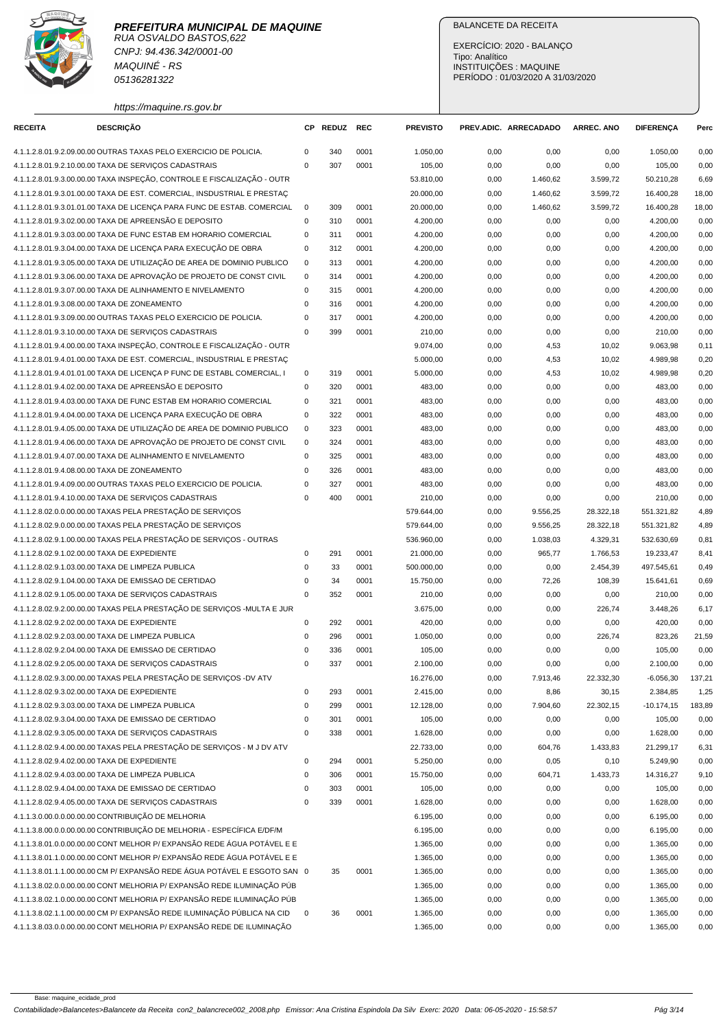**PREFEITURA MUNICIPAL DE MAQUINE**
RUA OSVALDO BASTOS,622
CNPJ: 94.436.342/0001-00
MAQUINÉ - RS
05136281322
https://maquine.rs.gov.br

BALANCETE DA RECEITA
EXERCÍCIO: 2020 - BALANÇO
Tipo: Analítico
INSTITUIÇÕES : MAQUINE
PERÍODO : 01/03/2020 A 31/03/2020

| RECEITA | DESCRIÇÃO | CP | REDUZ | REC | PREVISTO | PREV.ADIC. | ARRECADADO | ARREC. ANO | DIFERENÇA | Perc |
|---|---|---|---|---|---|---|---|---|---|---|
| 4.1.1.2.8.01.9.2.09.00.00 | OUTRAS TAXAS PELO EXERCICIO DE POLICIA. | 0 | 340 | 0001 | 1.050,00 | 0,00 | 0,00 | 0,00 | 1.050,00 | 0,00 |
| 4.1.1.2.8.01.9.2.10.00.00 | TAXA DE SERVIÇOS CADASTRAIS | 0 | 307 | 0001 | 105,00 | 0,00 | 0,00 | 0,00 | 105,00 | 0,00 |
| 4.1.1.2.8.01.9.3.00.00.00 | TAXA INSPEÇÃO, CONTROLE E FISCALIZAÇÃO - OUTR | | | | 53.810,00 | 0,00 | 1.460,62 | 3.599,72 | 50.210,28 | 6,69 |
| 4.1.1.2.8.01.9.3.01.00.00 | TAXA DE EST. COMERCIAL, INSDUSTRIAL E PRESTAÇ | | | | 20.000,00 | 0,00 | 1.460,62 | 3.599,72 | 16.400,28 | 18,00 |
| 4.1.1.2.8.01.9.3.01.01.00 | TAXA DE LICENÇA PARA FUNC DE ESTAB. COMERCIAL | 0 | 309 | 0001 | 20.000,00 | 0,00 | 1.460,62 | 3.599,72 | 16.400,28 | 18,00 |
| 4.1.1.2.8.01.9.3.02.00.00 | TAXA DE APREENSÃO E DEPOSITO | 0 | 310 | 0001 | 4.200,00 | 0,00 | 0,00 | 0,00 | 4.200,00 | 0,00 |
| 4.1.1.2.8.01.9.3.03.00.00 | TAXA DE FUNC ESTAB EM HORARIO COMERCIAL | 0 | 311 | 0001 | 4.200,00 | 0,00 | 0,00 | 0,00 | 4.200,00 | 0,00 |
| 4.1.1.2.8.01.9.3.04.00.00 | TAXA DE LICENÇA PARA EXECUÇÃO DE OBRA | 0 | 312 | 0001 | 4.200,00 | 0,00 | 0,00 | 0,00 | 4.200,00 | 0,00 |
| 4.1.1.2.8.01.9.3.05.00.00 | TAXA DE UTILIZAÇÃO DE AREA DE DOMINIO PUBLICO | 0 | 313 | 0001 | 4.200,00 | 0,00 | 0,00 | 0,00 | 4.200,00 | 0,00 |
| 4.1.1.2.8.01.9.3.06.00.00 | TAXA DE APROVAÇÃO DE PROJETO DE CONST CIVIL | 0 | 314 | 0001 | 4.200,00 | 0,00 | 0,00 | 0,00 | 4.200,00 | 0,00 |
| 4.1.1.2.8.01.9.3.07.00.00 | TAXA DE ALINHAMENTO E NIVELAMENTO | 0 | 315 | 0001 | 4.200,00 | 0,00 | 0,00 | 0,00 | 4.200,00 | 0,00 |
| 4.1.1.2.8.01.9.3.08.00.00 | TAXA DE ZONEAMENTO | 0 | 316 | 0001 | 4.200,00 | 0,00 | 0,00 | 0,00 | 4.200,00 | 0,00 |
| 4.1.1.2.8.01.9.3.09.00.00 | OUTRAS TAXAS PELO EXERCICIO DE POLICIA. | 0 | 317 | 0001 | 4.200,00 | 0,00 | 0,00 | 0,00 | 4.200,00 | 0,00 |
| 4.1.1.2.8.01.9.3.10.00.00 | TAXA DE SERVIÇOS CADASTRAIS | 0 | 399 | 0001 | 210,00 | 0,00 | 0,00 | 0,00 | 210,00 | 0,00 |
| 4.1.1.2.8.01.9.4.00.00.00 | TAXA INSPEÇÃO, CONTROLE E FISCALIZAÇÃO - OUTR | | | | 9.074,00 | 0,00 | 4,53 | 10,02 | 9.063,98 | 0,11 |
| 4.1.1.2.8.01.9.4.01.00.00 | TAXA DE EST. COMERCIAL, INSDUSTRIAL E PRESTAÇ | | | | 5.000,00 | 0,00 | 4,53 | 10,02 | 4.989,98 | 0,20 |
| 4.1.1.2.8.01.9.4.01.01.00 | TAXA DE LICENÇA P FUNC DE ESTABL COMERCIAL, I | 0 | 319 | 0001 | 5.000,00 | 0,00 | 4,53 | 10,02 | 4.989,98 | 0,20 |
| 4.1.1.2.8.01.9.4.02.00.00 | TAXA DE APREENSÃO E DEPOSITO | 0 | 320 | 0001 | 483,00 | 0,00 | 0,00 | 0,00 | 483,00 | 0,00 |
| 4.1.1.2.8.01.9.4.03.00.00 | TAXA DE FUNC ESTAB EM HORARIO COMERCIAL | 0 | 321 | 0001 | 483,00 | 0,00 | 0,00 | 0,00 | 483,00 | 0,00 |
| 4.1.1.2.8.01.9.4.04.00.00 | TAXA DE LICENÇA PARA EXECUÇÃO DE OBRA | 0 | 322 | 0001 | 483,00 | 0,00 | 0,00 | 0,00 | 483,00 | 0,00 |
| 4.1.1.2.8.01.9.4.05.00.00 | TAXA DE UTILIZAÇÃO DE AREA DE DOMINIO PUBLICO | 0 | 323 | 0001 | 483,00 | 0,00 | 0,00 | 0,00 | 483,00 | 0,00 |
| 4.1.1.2.8.01.9.4.06.00.00 | TAXA DE APROVAÇÃO DE PROJETO DE CONST CIVIL | 0 | 324 | 0001 | 483,00 | 0,00 | 0,00 | 0,00 | 483,00 | 0,00 |
| 4.1.1.2.8.01.9.4.07.00.00 | TAXA DE ALINHAMENTO E NIVELAMENTO | 0 | 325 | 0001 | 483,00 | 0,00 | 0,00 | 0,00 | 483,00 | 0,00 |
| 4.1.1.2.8.01.9.4.08.00.00 | TAXA DE ZONEAMENTO | 0 | 326 | 0001 | 483,00 | 0,00 | 0,00 | 0,00 | 483,00 | 0,00 |
| 4.1.1.2.8.01.9.4.09.00.00 | OUTRAS TAXAS PELO EXERCICIO DE POLICIA. | 0 | 327 | 0001 | 483,00 | 0,00 | 0,00 | 0,00 | 483,00 | 0,00 |
| 4.1.1.2.8.01.9.4.10.00.00 | TAXA DE SERVIÇOS CADASTRAIS | 0 | 400 | 0001 | 210,00 | 0,00 | 0,00 | 0,00 | 210,00 | 0,00 |
| 4.1.1.2.8.02.0.0.00.00.00 | TAXAS PELA PRESTAÇÃO DE SERVIÇOS | | | | 579.644,00 | 0,00 | 9.556,25 | 28.322,18 | 551.321,82 | 4,89 |
| 4.1.1.2.8.02.9.0.00.00.00 | TAXAS PELA PRESTAÇÃO DE SERVIÇOS | | | | 579.644,00 | 0,00 | 9.556,25 | 28.322,18 | 551.321,82 | 4,89 |
| 4.1.1.2.8.02.9.1.00.00.00 | TAXAS PELA PRESTAÇÃO DE SERVIÇOS - OUTRAS | | | | 536.960,00 | 0,00 | 1.038,03 | 4.329,31 | 532.630,69 | 0,81 |
| 4.1.1.2.8.02.9.1.02.00.00 | TAXA DE EXPEDIENTE | 0 | 291 | 0001 | 21.000,00 | 0,00 | 965,77 | 1.766,53 | 19.233,47 | 8,41 |
| 4.1.1.2.8.02.9.1.03.00.00 | TAXA DE LIMPEZA PUBLICA | 0 | 33 | 0001 | 500.000,00 | 0,00 | 0,00 | 2.454,39 | 497.545,61 | 0,49 |
| 4.1.1.2.8.02.9.1.04.00.00 | TAXA DE EMISSAO DE CERTIDAO | 0 | 34 | 0001 | 15.750,00 | 0,00 | 72,26 | 108,39 | 15.641,61 | 0,69 |
| 4.1.1.2.8.02.9.1.05.00.00 | TAXA DE SERVIÇOS CADASTRAIS | 0 | 352 | 0001 | 210,00 | 0,00 | 0,00 | 0,00 | 210,00 | 0,00 |
| 4.1.1.2.8.02.9.2.00.00.00 | TAXAS PELA PRESTAÇÃO DE SERVIÇOS -MULTA E JUR | | | | 3.675,00 | 0,00 | 0,00 | 226,74 | 3.448,26 | 6,17 |
| 4.1.1.2.8.02.9.2.02.00.00 | TAXA DE EXPEDIENTE | 0 | 292 | 0001 | 420,00 | 0,00 | 0,00 | 0,00 | 420,00 | 0,00 |
| 4.1.1.2.8.02.9.2.03.00.00 | TAXA DE LIMPEZA PUBLICA | 0 | 296 | 0001 | 1.050,00 | 0,00 | 0,00 | 226,74 | 823,26 | 21,59 |
| 4.1.1.2.8.02.9.2.04.00.00 | TAXA DE EMISSAO DE CERTIDAO | 0 | 336 | 0001 | 105,00 | 0,00 | 0,00 | 0,00 | 105,00 | 0,00 |
| 4.1.1.2.8.02.9.2.05.00.00 | TAXA DE SERVIÇOS CADASTRAIS | 0 | 337 | 0001 | 2.100,00 | 0,00 | 0,00 | 0,00 | 2.100,00 | 0,00 |
| 4.1.1.2.8.02.9.3.00.00.00 | TAXAS PELA PRESTAÇÃO DE SERVIÇOS -DV ATV | | | | 16.276,00 | 0,00 | 7.913,46 | 22.332,30 | -6.056,30 | 137,21 |
| 4.1.1.2.8.02.9.3.02.00.00 | TAXA DE EXPEDIENTE | 0 | 293 | 0001 | 2.415,00 | 0,00 | 8,86 | 30,15 | 2.384,85 | 1,25 |
| 4.1.1.2.8.02.9.3.03.00.00 | TAXA DE LIMPEZA PUBLICA | 0 | 299 | 0001 | 12.128,00 | 0,00 | 7.904,60 | 22.302,15 | -10.174,15 | 183,89 |
| 4.1.1.2.8.02.9.3.04.00.00 | TAXA DE EMISSAO DE CERTIDAO | 0 | 301 | 0001 | 105,00 | 0,00 | 0,00 | 0,00 | 105,00 | 0,00 |
| 4.1.1.2.8.02.9.3.05.00.00 | TAXA DE SERVIÇOS CADASTRAIS | 0 | 338 | 0001 | 1.628,00 | 0,00 | 0,00 | 0,00 | 1.628,00 | 0,00 |
| 4.1.1.2.8.02.9.4.00.00.00 | TAXAS PELA PRESTAÇÃO DE SERVIÇOS - M J DV ATV | | | | 22.733,00 | 0,00 | 604,76 | 1.433,83 | 21.299,17 | 6,31 |
| 4.1.1.2.8.02.9.4.02.00.00 | TAXA DE EXPEDIENTE | 0 | 294 | 0001 | 5.250,00 | 0,00 | 0,05 | 0,10 | 5.249,90 | 0,00 |
| 4.1.1.2.8.02.9.4.03.00.00 | TAXA DE LIMPEZA PUBLICA | 0 | 306 | 0001 | 15.750,00 | 0,00 | 604,71 | 1.433,73 | 14.316,27 | 9,10 |
| 4.1.1.2.8.02.9.4.04.00.00 | TAXA DE EMISSAO DE CERTIDAO | 0 | 303 | 0001 | 105,00 | 0,00 | 0,00 | 0,00 | 105,00 | 0,00 |
| 4.1.1.2.8.02.9.4.05.00.00 | TAXA DE SERVIÇOS CADASTRAIS | 0 | 339 | 0001 | 1.628,00 | 0,00 | 0,00 | 0,00 | 1.628,00 | 0,00 |
| 4.1.1.3.0.00.0.0.00.00.00 | CONTRIBUIÇÃO DE MELHORIA | | | | 6.195,00 | 0,00 | 0,00 | 0,00 | 6.195,00 | 0,00 |
| 4.1.1.3.8.00.0.0.00.00.00 | CONTRIBUIÇÃO DE MELHORIA - ESPECÍFICA E/DF/M | | | | 6.195,00 | 0,00 | 0,00 | 0,00 | 6.195,00 | 0,00 |
| 4.1.1.3.8.01.0.0.00.00.00 | CONT MELHOR P/ EXPANSÃO REDE ÁGUA POTÁVEL E E | | | | 1.365,00 | 0,00 | 0,00 | 0,00 | 1.365,00 | 0,00 |
| 4.1.1.3.8.01.1.0.00.00.00 | CONT MELHOR P/ EXPANSÃO REDE ÁGUA POTÁVEL E E | | | | 1.365,00 | 0,00 | 0,00 | 0,00 | 1.365,00 | 0,00 |
| 4.1.1.3.8.01.1.1.00.00.00 | CM P/ EXPANSÃO REDE ÁGUA POTÁVEL E ESGOTO SAN | 0 | 35 | 0001 | 1.365,00 | 0,00 | 0,00 | 0,00 | 1.365,00 | 0,00 |
| 4.1.1.3.8.02.0.0.00.00.00 | CONT MELHORIA P/ EXPANSÃO REDE ILUMINAÇÃO PÚB | | | | 1.365,00 | 0,00 | 0,00 | 0,00 | 1.365,00 | 0,00 |
| 4.1.1.3.8.02.1.0.00.00.00 | CONT MELHORIA P/ EXPANSÃO REDE ILUMINAÇÃO PÚB | | | | 1.365,00 | 0,00 | 0,00 | 0,00 | 1.365,00 | 0,00 |
| 4.1.1.3.8.02.1.1.00.00.00 | CM P/ EXPANSÃO REDE ILUMINAÇÃO PÚBLICA NA CID | 0 | 36 | 0001 | 1.365,00 | 0,00 | 0,00 | 0,00 | 1.365,00 | 0,00 |
| 4.1.1.3.8.03.0.0.00.00.00 | CONT MELHORIA P/ EXPANSÃO REDE DE ILUMINAÇÃO | | | | 1.365,00 | 0,00 | 0,00 | 0,00 | 1.365,00 | 0,00 |

Base: maquine_ecidade_prod
Contabilidade>Balancetes>Balancete da Receita con2_balancrece002_2008.php Emissor: Ana Cristina Espindola Da Silv Exerc: 2020 Data: 06-05-2020 - 15:58:57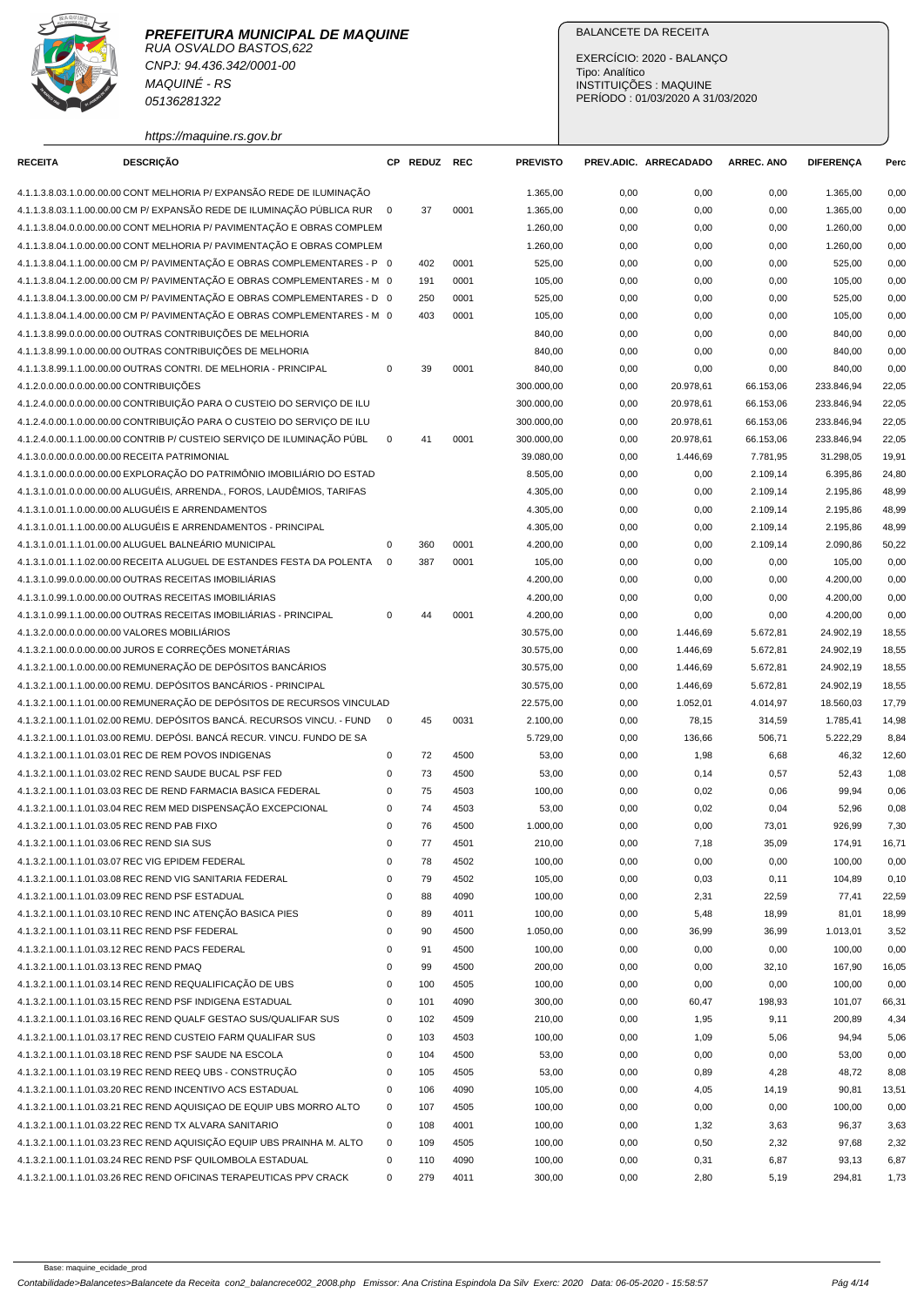**PREFEITURA MUNICIPAL DE MAQUINE**
RUA OSVALDO BASTOS,622
CNPJ: 94.436.342/0001-00
MAQUINÉ - RS
05136281322
https://maquine.rs.gov.br

BALANCETE DA RECEITA

EXERCÍCIO: 2020 - BALANÇO
Tipo: Analítico
INSTITUIÇÕES : MAQUINE
PERÍODO : 01/03/2020 A 31/03/2020

| RECEITA | DESCRIÇÃO | CP | REDUZ | REC | PREVISTO | PREV.ADIC. | ARRECADADO | ARREC. ANO | DIFERENÇA | Perc |
|---|---|---|---|---|---|---|---|---|---|---|
| 4.1.1.3.8.03.1.0.00.00.00 | CONT MELHORIA P/ EXPANSÃO REDE DE ILUMINAÇÃO | | | | 1.365,00 | 0,00 | 0,00 | 0,00 | 1.365,00 | 0,00 |
| 4.1.1.3.8.03.1.1.00.00.00 | CM P/ EXPANSÃO REDE DE ILUMINAÇÃO PÚBLICA RUR | 0 | 37 | 0001 | 1.365,00 | 0,00 | 0,00 | 0,00 | 1.365,00 | 0,00 |
| 4.1.1.3.8.04.0.0.00.00.00 | CONT MELHORIA P/ PAVIMENTAÇÃO E OBRAS COMPLEM | | | | 1.260,00 | 0,00 | 0,00 | 0,00 | 1.260,00 | 0,00 |
| 4.1.1.3.8.04.1.0.00.00.00 | CONT MELHORIA P/ PAVIMENTAÇÃO E OBRAS COMPLEM | | | | 1.260,00 | 0,00 | 0,00 | 0,00 | 1.260,00 | 0,00 |
| 4.1.1.3.8.04.1.1.00.00.00 | CM P/ PAVIMENTAÇÃO E OBRAS COMPLEMENTARES - P | 0 | 402 | 0001 | 525,00 | 0,00 | 0,00 | 0,00 | 525,00 | 0,00 |
| 4.1.1.3.8.04.1.2.00.00.00 | CM P/ PAVIMENTAÇÃO E OBRAS COMPLEMENTARES - M | 0 | 191 | 0001 | 105,00 | 0,00 | 0,00 | 0,00 | 105,00 | 0,00 |
| 4.1.1.3.8.04.1.3.00.00.00 | CM P/ PAVIMENTAÇÃO E OBRAS COMPLEMENTARES - D | 0 | 250 | 0001 | 525,00 | 0,00 | 0,00 | 0,00 | 525,00 | 0,00 |
| 4.1.1.3.8.04.1.4.00.00.00 | CM P/ PAVIMENTAÇÃO E OBRAS COMPLEMENTARES - M | 0 | 403 | 0001 | 105,00 | 0,00 | 0,00 | 0,00 | 105,00 | 0,00 |
| 4.1.1.3.8.99.0.0.00.00.00 | OUTRAS CONTRIBUIÇÕES DE MELHORIA | | | | 840,00 | 0,00 | 0,00 | 0,00 | 840,00 | 0,00 |
| 4.1.1.3.8.99.1.0.00.00.00 | OUTRAS CONTRIBUIÇÕES DE MELHORIA | | | | 840,00 | 0,00 | 0,00 | 0,00 | 840,00 | 0,00 |
| 4.1.1.3.8.99.1.1.00.00.00 | OUTRAS CONTRI. DE MELHORIA - PRINCIPAL | 0 | 39 | 0001 | 840,00 | 0,00 | 0,00 | 0,00 | 840,00 | 0,00 |
| 4.1.2.0.0.00.0.0.00.00.00 | CONTRIBUIÇÕES | | | | 300.000,00 | 0,00 | 20.978,61 | 66.153,06 | 233.846,94 | 22,05 |
| 4.1.2.4.0.00.0.0.00.00.00 | CONTRIBUIÇÃO PARA O CUSTEIO DO SERVIÇO DE ILU | | | | 300.000,00 | 0,00 | 20.978,61 | 66.153,06 | 233.846,94 | 22,05 |
| 4.1.2.4.0.00.1.0.00.00.00 | CONTRIBUIÇÃO PARA O CUSTEIO DO SERVIÇO DE ILU | | | | 300.000,00 | 0,00 | 20.978,61 | 66.153,06 | 233.846,94 | 22,05 |
| 4.1.2.4.0.00.1.1.00.00.00 | CONTRIB P/ CUSTEIO SERVIÇO DE ILUMINAÇÃO PÚBL | 0 | 41 | 0001 | 300.000,00 | 0,00 | 20.978,61 | 66.153,06 | 233.846,94 | 22,05 |
| 4.1.3.0.0.00.0.0.00.00.00 | RECEITA PATRIMONIAL | | | | 39.080,00 | 0,00 | 1.446,69 | 7.781,95 | 31.298,05 | 19,91 |
| 4.1.3.1.0.00.0.0.00.00.00 | EXPLORAÇÃO DO PATRIMÔNIO IMOBILIÁRIO DO ESTAD | | | | 8.505,00 | 0,00 | 0,00 | 2.109,14 | 6.395,86 | 24,80 |
| 4.1.3.1.01.0.0.00.00.00 | ALUGUÉIS, ARRENDA., FOROS, LAUDÊMIOS, TARIFAS | | | | 4.305,00 | 0,00 | 0,00 | 2.109,14 | 2.195,86 | 48,99 |
| 4.1.3.1.01.1.0.00.00.00 | ALUGUÉIS E ARRENDAMENTOS | | | | 4.305,00 | 0,00 | 0,00 | 2.109,14 | 2.195,86 | 48,99 |
| 4.1.3.1.01.1.1.00.00.00 | ALUGUÉIS E ARRENDAMENTOS - PRINCIPAL | | | | 4.305,00 | 0,00 | 0,00 | 2.109,14 | 2.195,86 | 48,99 |
| 4.1.3.1.01.1.1.01.00.00 | ALUGUEL BALNEÁRIO MUNICIPAL | 0 | 360 | 0001 | 4.200,00 | 0,00 | 0,00 | 2.109,14 | 2.090,86 | 50,22 |
| 4.1.3.1.01.1.1.02.00.00 | RECEITA ALUGUEL DE ESTANDES FESTA DA POLENTA | 0 | 387 | 0001 | 105,00 | 0,00 | 0,00 | 0,00 | 105,00 | 0,00 |
| 4.1.3.1.0.99.0.0.00.00.00 | OUTRAS RECEITAS IMOBILIÁRIAS | | | | 4.200,00 | 0,00 | 0,00 | 0,00 | 4.200,00 | 0,00 |
| 4.1.3.1.0.99.1.0.00.00.00 | OUTRAS RECEITAS IMOBILIÁRIAS | | | | 4.200,00 | 0,00 | 0,00 | 0,00 | 4.200,00 | 0,00 |
| 4.1.3.1.0.99.1.1.00.00.00 | OUTRAS RECEITAS IMOBILIÁRIAS - PRINCIPAL | 0 | 44 | 0001 | 4.200,00 | 0,00 | 0,00 | 0,00 | 4.200,00 | 0,00 |
| 4.1.3.2.0.00.0.0.00.00.00 | VALORES MOBILIÁRIOS | | | | 30.575,00 | 0,00 | 1.446,69 | 5.672,81 | 24.902,19 | 18,55 |
| 4.1.3.2.1.00.0.0.00.00.00 | JUROS E CORREÇÕES MONETÁRIAS | | | | 30.575,00 | 0,00 | 1.446,69 | 5.672,81 | 24.902,19 | 18,55 |
| 4.1.3.2.1.00.1.0.00.00.00 | REMUNERAÇÃO DE DEPÓSITOS BANCÁRIOS | | | | 30.575,00 | 0,00 | 1.446,69 | 5.672,81 | 24.902,19 | 18,55 |
| 4.1.3.2.1.00.1.1.00.00.00 | REMU. DEPÓSITOS BANCÁRIOS - PRINCIPAL | | | | 30.575,00 | 0,00 | 1.446,69 | 5.672,81 | 24.902,19 | 18,55 |
| 4.1.3.2.1.00.1.1.01.00.00 | REMUNERAÇÃO DE DEPÓSITOS DE RECURSOS VINCULAD | | | | 22.575,00 | 0,00 | 1.052,01 | 4.014,97 | 18.560,03 | 17,79 |
| 4.1.3.2.1.00.1.1.01.02.00 | REMU. DEPÓSITOS BANCÁ. RECURSOS VINCU. - FUND | 0 | 45 | 0031 | 2.100,00 | 0,00 | 78,15 | 314,59 | 1.785,41 | 14,98 |
| 4.1.3.2.1.00.1.1.01.03.00 | REMU. DEPÓSI. BANCÁ RECUR. VINCU. FUNDO DE SA | | | | 5.729,00 | 0,00 | 136,66 | 506,71 | 5.222,29 | 8,84 |
| 4.1.3.2.1.00.1.1.01.03.01 | REC DE REM POVOS INDIGENAS | 0 | 72 | 4500 | 53,00 | 0,00 | 1,98 | 6,68 | 46,32 | 12,60 |
| 4.1.3.2.1.00.1.1.01.03.02 | REC REND SAUDE BUCAL PSF FED | 0 | 73 | 4500 | 53,00 | 0,00 | 0,14 | 0,57 | 52,43 | 1,08 |
| 4.1.3.2.1.00.1.1.01.03.03 | REC DE REND FARMACIA BASICA FEDERAL | 0 | 75 | 4503 | 100,00 | 0,00 | 0,02 | 0,06 | 99,94 | 0,06 |
| 4.1.3.2.1.00.1.1.01.03.04 | REC REND MED DISPENSAÇÃO EXCEPCIONAL | 0 | 74 | 4503 | 53,00 | 0,00 | 0,02 | 0,04 | 52,96 | 0,08 |
| 4.1.3.2.1.00.1.1.01.03.05 | REC REND PAB FIXO | 0 | 76 | 4500 | 1.000,00 | 0,00 | 0,00 | 73,01 | 926,99 | 7,30 |
| 4.1.3.2.1.00.1.1.01.03.06 | REC REND SIA SUS | 0 | 77 | 4501 | 210,00 | 0,00 | 7,18 | 35,09 | 174,91 | 16,71 |
| 4.1.3.2.1.00.1.1.01.03.07 | REC VIG EPIDEM FEDERAL | 0 | 78 | 4502 | 100,00 | 0,00 | 0,00 | 0,00 | 100,00 | 0,00 |
| 4.1.3.2.1.00.1.1.01.03.08 | REC REND VIG SANITARIA FEDERAL | 0 | 79 | 4502 | 105,00 | 0,00 | 0,03 | 0,11 | 104,89 | 0,10 |
| 4.1.3.2.1.00.1.1.01.03.09 | REC REND PSF ESTADUAL | 0 | 88 | 4090 | 100,00 | 0,00 | 2,31 | 22,59 | 77,41 | 22,59 |
| 4.1.3.2.1.00.1.1.01.03.10 | REC REND INC ATENÇÃO BASICA PIES | 0 | 89 | 4011 | 100,00 | 0,00 | 5,48 | 18,99 | 81,01 | 18,99 |
| 4.1.3.2.1.00.1.1.01.03.11 | REC REND PSF FEDERAL | 0 | 90 | 4500 | 1.050,00 | 0,00 | 36,99 | 36,99 | 1.013,01 | 3,52 |
| 4.1.3.2.1.00.1.1.01.03.12 | REC REND PACS FEDERAL | 0 | 91 | 4500 | 100,00 | 0,00 | 0,00 | 0,00 | 100,00 | 0,00 |
| 4.1.3.2.1.00.1.1.01.03.13 | REC REND PMAQ | 0 | 99 | 4500 | 200,00 | 0,00 | 0,00 | 32,10 | 167,90 | 16,05 |
| 4.1.3.2.1.00.1.1.01.03.14 | REC REND REQUALIFICAÇÃO DE UBS | 0 | 100 | 4505 | 100,00 | 0,00 | 0,00 | 0,00 | 100,00 | 0,00 |
| 4.1.3.2.1.00.1.1.01.03.15 | REC REND PSF INDIGENA ESTADUAL | 0 | 101 | 4090 | 300,00 | 0,00 | 60,47 | 198,93 | 101,07 | 66,31 |
| 4.1.3.2.1.00.1.1.01.03.16 | REC REND QUALF GESTAO SUS/QUALIFAR SUS | 0 | 102 | 4509 | 210,00 | 0,00 | 1,95 | 9,11 | 200,89 | 4,34 |
| 4.1.3.2.1.00.1.1.01.03.17 | REC REND CUSTEIO FARM QUALIFAR SUS | 0 | 103 | 4503 | 100,00 | 0,00 | 1,09 | 5,06 | 94,94 | 5,06 |
| 4.1.3.2.1.00.1.1.01.03.18 | REC REND PSF SAUDE NA ESCOLA | 0 | 104 | 4500 | 53,00 | 0,00 | 0,00 | 0,00 | 53,00 | 0,00 |
| 4.1.3.2.1.00.1.1.01.03.19 | REC REND REEQ UBS - CONSTRUÇÃO | 0 | 105 | 4505 | 53,00 | 0,00 | 0,89 | 4,28 | 48,72 | 8,08 |
| 4.1.3.2.1.00.1.1.01.03.20 | REC REND INCENTIVO ACS ESTADUAL | 0 | 106 | 4090 | 105,00 | 0,00 | 4,05 | 14,19 | 90,81 | 13,51 |
| 4.1.3.2.1.00.1.1.01.03.21 | REC REND AQUISIÇAO DE EQUIP UBS MORRO ALTO | 0 | 107 | 4505 | 100,00 | 0,00 | 0,00 | 0,00 | 100,00 | 0,00 |
| 4.1.3.2.1.00.1.1.01.03.22 | REC REND TX ALVARA SANITARIO | 0 | 108 | 4001 | 100,00 | 0,00 | 1,32 | 3,63 | 96,37 | 3,63 |
| 4.1.3.2.1.00.1.1.01.03.23 | REC REND AQUISIÇÃO EQUIP UBS PRAINHA M. ALTO | 0 | 109 | 4505 | 100,00 | 0,00 | 0,50 | 2,32 | 97,68 | 2,32 |
| 4.1.3.2.1.00.1.1.01.03.24 | REC REND PSF QUILOMBOLA ESTADUAL | 0 | 110 | 4090 | 100,00 | 0,00 | 0,31 | 6,87 | 93,13 | 6,87 |
| 4.1.3.2.1.00.1.1.01.03.26 | REC REND OFICINAS TERAPEUTICAS PPV CRACK | 0 | 279 | 4011 | 300,00 | 0,00 | 2,80 | 5,19 | 294,81 | 1,73 |

Base: maquine_ecidade_prod

Contabilidade>Balancetes>Balancete da Receita con2_balancrece002_2008.php Emissor: Ana Cristina Espindola Da Silv Exerc: 2020 Data: 06-05-2020 - 15:58:57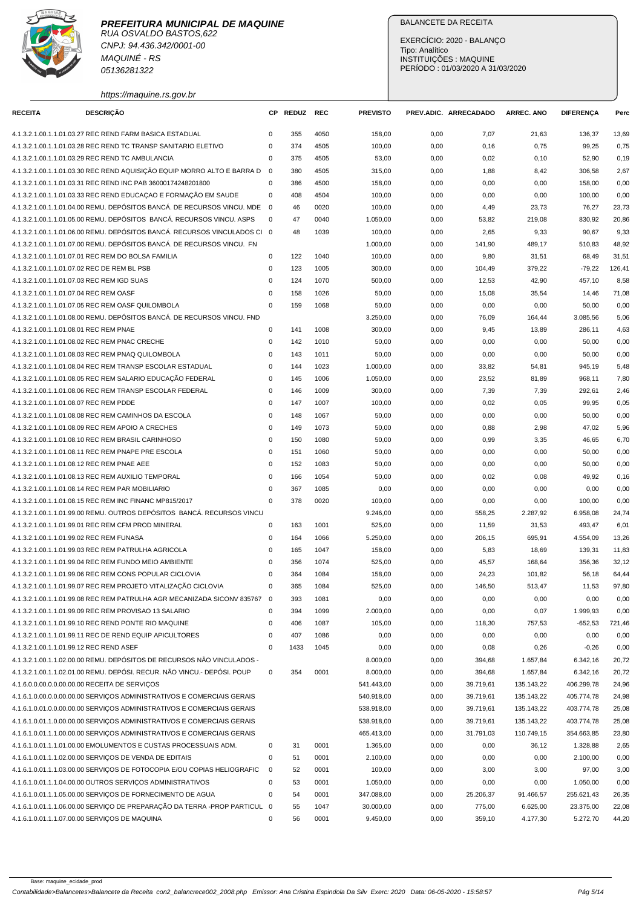**PREFEITURA MUNICIPAL DE MAQUINE**
RUA OSVALDO BASTOS,622
CNPJ: 94.436.342/0001-00
MAQUINÉ - RS
05136281322

https://maquine.rs.gov.br

BALANCETE DA RECEITA

EXERCÍCIO: 2020 - BALANÇO
Tipo: Analítico
INSTITUIÇÕES : MAQUINE
PERÍODO : 01/03/2020 A 31/03/2020

| RECEITA | DESCRIÇÃO | CP | REDUZ | REC | PREVISTO | PREV.ADIC. | ARRECADADO | ARREC. ANO | DIFERENÇA | Perc |
|---|---|---|---|---|---|---|---|---|---|---|
| 4.1.3.2.1.00.1.1.01.03.27 | REC REND FARM BASICA ESTADUAL | 0 | 355 | 4050 | 158,00 | 0,00 | 7,07 | 21,63 | 136,37 | 13,69 |
| 4.1.3.2.1.00.1.1.01.03.28 | REC REND TC TRANSP SANITARIO ELETIVO | 0 | 374 | 4505 | 100,00 | 0,00 | 0,16 | 0,75 | 99,25 | 0,75 |
| 4.1.3.2.1.00.1.1.01.03.29 | REC REND TC AMBULANCIA | 0 | 375 | 4505 | 53,00 | 0,00 | 0,02 | 0,10 | 52,90 | 0,19 |
| 4.1.3.2.1.00.1.1.01.03.30 | REC REND AQUISIÇÃO EQUIP MORRO ALTO E BARRA D | 0 | 380 | 4505 | 315,00 | 0,00 | 1,88 | 8,42 | 306,58 | 2,67 |
| 4.1.3.2.1.00.1.1.01.03.31 | REC REND INC PAB 36000174248201800 | 0 | 386 | 4500 | 158,00 | 0,00 | 0,00 | 0,00 | 158,00 | 0,00 |
| 4.1.3.2.1.00.1.1.01.03.33 | REC REND EDUCAÇAO E FORMAÇÃO EM SAUDE | 0 | 408 | 4504 | 100,00 | 0,00 | 0,00 | 0,00 | 100,00 | 0,00 |
| 4.1.3.2.1.00.1.1.01.04.00 | REMU. DEPÓSITOS BANCÁ. DE RECURSOS VINCU. MDE | 0 | 46 | 0020 | 100,00 | 0,00 | 4,49 | 23,73 | 76,27 | 23,73 |
| 4.1.3.2.1.00.1.1.01.05.00 | REMU. DEPÓSITOS BANCÁ. RECURSOS VINCU. ASPS | 0 | 47 | 0040 | 1.050,00 | 0,00 | 53,82 | 219,08 | 830,92 | 20,86 |
| 4.1.3.2.1.00.1.1.01.06.00 | REMU. DEPÓSITOS BANCÁ. RECURSOS VINCULADOS CI | 0 | 48 | 1039 | 100,00 | 0,00 | 2,65 | 9,33 | 90,67 | 9,33 |
| 4.1.3.2.1.00.1.1.01.07.00 | REMU. DEPÓSITOS BANCÁ. DE RECURSOS VINCU. FN | | | | 1.000,00 | 0,00 | 141,90 | 489,17 | 510,83 | 48,92 |
| 4.1.3.2.1.00.1.1.01.07.01 | REC REM DO BOLSA FAMILIA | 0 | 122 | 1040 | 100,00 | 0,00 | 9,80 | 31,51 | 68,49 | 31,51 |
| 4.1.3.2.1.00.1.1.01.07.02 | REC DE REM BL PSB | 0 | 123 | 1005 | 300,00 | 0,00 | 104,49 | 379,22 | -79,22 | 126,41 |
| 4.1.3.2.1.00.1.1.01.07.03 | REC REM IGD SUAS | 0 | 124 | 1070 | 500,00 | 0,00 | 12,53 | 42,90 | 457,10 | 8,58 |
| 4.1.3.2.1.00.1.1.01.07.04 | REC REM OASF | 0 | 158 | 1026 | 50,00 | 0,00 | 15,08 | 35,54 | 14,46 | 71,08 |
| 4.1.3.2.1.00.1.1.01.07.05 | REC REM OASF QUILOMBOLA | 0 | 159 | 1068 | 50,00 | 0,00 | 0,00 | 0,00 | 50,00 | 0,00 |
| 4.1.3.2.1.00.1.1.01.08.00 | REMU. DEPÓSITOS BANCÁ. DE RECURSOS VINCU. FND | | | | 3.250,00 | 0,00 | 76,09 | 164,44 | 3.085,56 | 5,06 |
| 4.1.3.2.1.00.1.1.01.08.01 | REC REM PNAE | 0 | 141 | 1008 | 300,00 | 0,00 | 9,45 | 13,89 | 286,11 | 4,63 |
| 4.1.3.2.1.00.1.1.01.08.02 | REC REM PNAC CRECHE | 0 | 142 | 1010 | 50,00 | 0,00 | 0,00 | 0,00 | 50,00 | 0,00 |
| 4.1.3.2.1.00.1.1.01.08.03 | REC REM PNAQ QUILOMBOLA | 0 | 143 | 1011 | 50,00 | 0,00 | 0,00 | 0,00 | 50,00 | 0,00 |
| 4.1.3.2.1.00.1.1.01.08.04 | REC REM TRANSP ESCOLAR ESTADUAL | 0 | 144 | 1023 | 1.000,00 | 0,00 | 33,82 | 54,81 | 945,19 | 5,48 |
| 4.1.3.2.1.00.1.1.01.08.05 | REC REM SALARIO EDUCAÇÃO FEDERAL | 0 | 145 | 1006 | 1.050,00 | 0,00 | 23,52 | 81,89 | 968,11 | 7,80 |
| 4.1.3.2.1.00.1.1.01.08.06 | REC REM TRANSP ESCOLAR FEDERAL | 0 | 146 | 1009 | 300,00 | 0,00 | 7,39 | 7,39 | 292,61 | 2,46 |
| 4.1.3.2.1.00.1.1.01.08.07 | REC REM PDDE | 0 | 147 | 1007 | 100,00 | 0,00 | 0,02 | 0,05 | 99,95 | 0,05 |
| 4.1.3.2.1.00.1.1.01.08.08 | REC REM CAMINHOS DA ESCOLA | 0 | 148 | 1067 | 50,00 | 0,00 | 0,00 | 0,00 | 50,00 | 0,00 |
| 4.1.3.2.1.00.1.1.01.08.09 | REC REM APOIO A CRECHES | 0 | 149 | 1073 | 50,00 | 0,00 | 0,88 | 2,98 | 47,02 | 5,96 |
| 4.1.3.2.1.00.1.1.01.08.10 | REC REM BRASIL CARINHOSO | 0 | 150 | 1080 | 50,00 | 0,00 | 0,99 | 3,35 | 46,65 | 6,70 |
| 4.1.3.2.1.00.1.1.01.08.11 | REC REM PNAPE PRE ESCOLA | 0 | 151 | 1060 | 50,00 | 0,00 | 0,00 | 0,00 | 50,00 | 0,00 |
| 4.1.3.2.1.00.1.1.01.08.12 | REC REM PNAE AEE | 0 | 152 | 1083 | 50,00 | 0,00 | 0,00 | 0,00 | 50,00 | 0,00 |
| 4.1.3.2.1.00.1.1.01.08.13 | REC REM AUXILIO TEMPORAL | 0 | 166 | 1054 | 50,00 | 0,00 | 0,02 | 0,08 | 49,92 | 0,16 |
| 4.1.3.2.1.00.1.1.01.08.14 | REC REM PAR MOBILIARIO | 0 | 367 | 1085 | 0,00 | 0,00 | 0,00 | 0,00 | 0,00 | 0,00 |
| 4.1.3.2.1.00.1.1.01.08.15 | REC REM INC FINANC MP815/2017 | 0 | 378 | 0020 | 100,00 | 0,00 | 0,00 | 0,00 | 100,00 | 0,00 |
| 4.1.3.2.1.00.1.1.01.99.00 | REMU. OUTROS DEPÓSITOS BANCÁ. RECURSOS VINCU | | | | 9.246,00 | 0,00 | 558,25 | 2.287,92 | 6.958,08 | 24,74 |
| 4.1.3.2.1.00.1.1.01.99.01 | REC REM CFM PROD MINERAL | 0 | 163 | 1001 | 525,00 | 0,00 | 11,59 | 31,53 | 493,47 | 6,01 |
| 4.1.3.2.1.00.1.1.01.99.02 | REC REM FUNASA | 0 | 164 | 1066 | 5.250,00 | 0,00 | 206,15 | 695,91 | 4.554,09 | 13,26 |
| 4.1.3.2.1.00.1.1.01.99.03 | REC REM PATRULHA AGRICOLA | 0 | 165 | 1047 | 158,00 | 0,00 | 5,83 | 18,69 | 139,31 | 11,83 |
| 4.1.3.2.1.00.1.1.01.99.04 | REC REM FUNDO MEIO AMBIENTE | 0 | 356 | 1074 | 525,00 | 0,00 | 45,57 | 168,64 | 356,36 | 32,12 |
| 4.1.3.2.1.00.1.1.01.99.06 | REC REM CONS POPULAR CICLOVIA | 0 | 364 | 1084 | 158,00 | 0,00 | 24,23 | 101,82 | 56,18 | 64,44 |
| 4.1.3.2.1.00.1.1.01.99.07 | REC REM PROJETO VITALIZAÇÃO CICLOVIA | 0 | 365 | 1084 | 525,00 | 0,00 | 146,50 | 513,47 | 11,53 | 97,80 |
| 4.1.3.2.1.00.1.1.01.99.08 | REC REM PATRULHA AGR MECANIZADA SICONV 835767 | 0 | 393 | 1081 | 0,00 | 0,00 | 0,00 | 0,00 | 0,00 | 0,00 |
| 4.1.3.2.1.00.1.1.01.99.09 | REC REM PROVISAO 13 SALARIO | 0 | 394 | 1099 | 2.000,00 | 0,00 | 0,00 | 0,07 | 1.999,93 | 0,00 |
| 4.1.3.2.1.00.1.1.01.99.10 | REC REND PONTE RIO MAQUINE | 0 | 406 | 1087 | 105,00 | 0,00 | 118,30 | 757,53 | -652,53 | 721,46 |
| 4.1.3.2.1.00.1.1.01.99.11 | REC DE REND EQUIP APICULTORES | 0 | 407 | 1086 | 0,00 | 0,00 | 0,00 | 0,00 | 0,00 | 0,00 |
| 4.1.3.2.1.00.1.1.01.99.12 | REC REND ASEF | 0 | 1433 | 1045 | 0,00 | 0,00 | 0,08 | 0,26 | -0,26 | 0,00 |
| 4.1.3.2.1.00.1.1.02.00.00 | REMU. DEPÓSITOS DE RECURSOS NÃO VINCULADOS - | | | | 8.000,00 | 0,00 | 394,68 | 1.657,84 | 6.342,16 | 20,72 |
| 4.1.3.2.1.00.1.1.02.01.00 | REMU. DEPÓSI. RECUR. NÃO VINCU.- DEPÓSI. POUP | 0 | 354 | 0001 | 8.000,00 | 0,00 | 394,68 | 1.657,84 | 6.342,16 | 20,72 |
| 4.1.6.0.0.00.0.0.00.00.00 | RECEITA DE SERVIÇOS | | | | 541.443,00 | 0,00 | 39.719,61 | 135.143,22 | 406.299,78 | 24,96 |
| 4.1.6.1.0.00.0.0.00.00.00 | SERVIÇOS ADMINISTRATIVOS E COMERCIAIS GERAIS | | | | 540.918,00 | 0,00 | 39.719,61 | 135.143,22 | 405.774,78 | 24,98 |
| 4.1.6.1.0.01.0.0.00.00.00 | SERVIÇOS ADMINISTRATIVOS E COMERCIAIS GERAIS | | | | 538.918,00 | 0,00 | 39.719,61 | 135.143,22 | 403.774,78 | 25,08 |
| 4.1.6.1.0.01.1.0.00.00.00 | SERVIÇOS ADMINISTRATIVOS E COMERCIAIS GERAIS | | | | 538.918,00 | 0,00 | 39.719,61 | 135.143,22 | 403.774,78 | 25,08 |
| 4.1.6.1.0.01.1.1.00.00.00 | SERVIÇOS ADMINISTRATIVOS E COMERCIAIS GERAIS | | | | 465.413,00 | 0,00 | 31.791,03 | 110.749,15 | 354.663,85 | 23,80 |
| 4.1.6.1.0.01.1.1.01.00.00 | EMOLUMENTOS E CUSTAS PROCESSUAIS ADM. | 0 | 31 | 0001 | 1.365,00 | 0,00 | 0,00 | 36,12 | 1.328,88 | 2,65 |
| 4.1.6.1.0.01.1.1.02.00.00 | SERVIÇOS DE VENDA DE EDITAIS | 0 | 51 | 0001 | 2.100,00 | 0,00 | 0,00 | 0,00 | 2.100,00 | 0,00 |
| 4.1.6.1.0.01.1.1.03.00.00 | SERVIÇOS DE FOTOCOPIA E/OU COPIAS HELIOGRAFIC | 0 | 52 | 0001 | 100,00 | 0,00 | 3,00 | 3,00 | 97,00 | 3,00 |
| 4.1.6.1.0.01.1.1.04.00.00 | OUTROS SERVIÇOS ADMINISTRATIVOS | 0 | 53 | 0001 | 1.050,00 | 0,00 | 0,00 | 0,00 | 1.050,00 | 0,00 |
| 4.1.6.1.0.01.1.1.05.00.00 | SERVIÇOS DE FORNECIMENTO DE AGUA | 0 | 54 | 0001 | 347.088,00 | 0,00 | 25.206,37 | 91.466,57 | 255.621,43 | 26,35 |
| 4.1.6.1.0.01.1.1.06.00.00 | SERVIÇO DE PREPARAÇÃO DA TERRA -PROP PARTICUL | 0 | 55 | 1047 | 30.000,00 | 0,00 | 775,00 | 6.625,00 | 23.375,00 | 22,08 |
| 4.1.6.1.0.01.1.1.07.00.00 | SERVIÇOS DE MAQUINA | 0 | 56 | 0001 | 9.450,00 | 0,00 | 359,10 | 4.177,30 | 5.272,70 | 44,20 |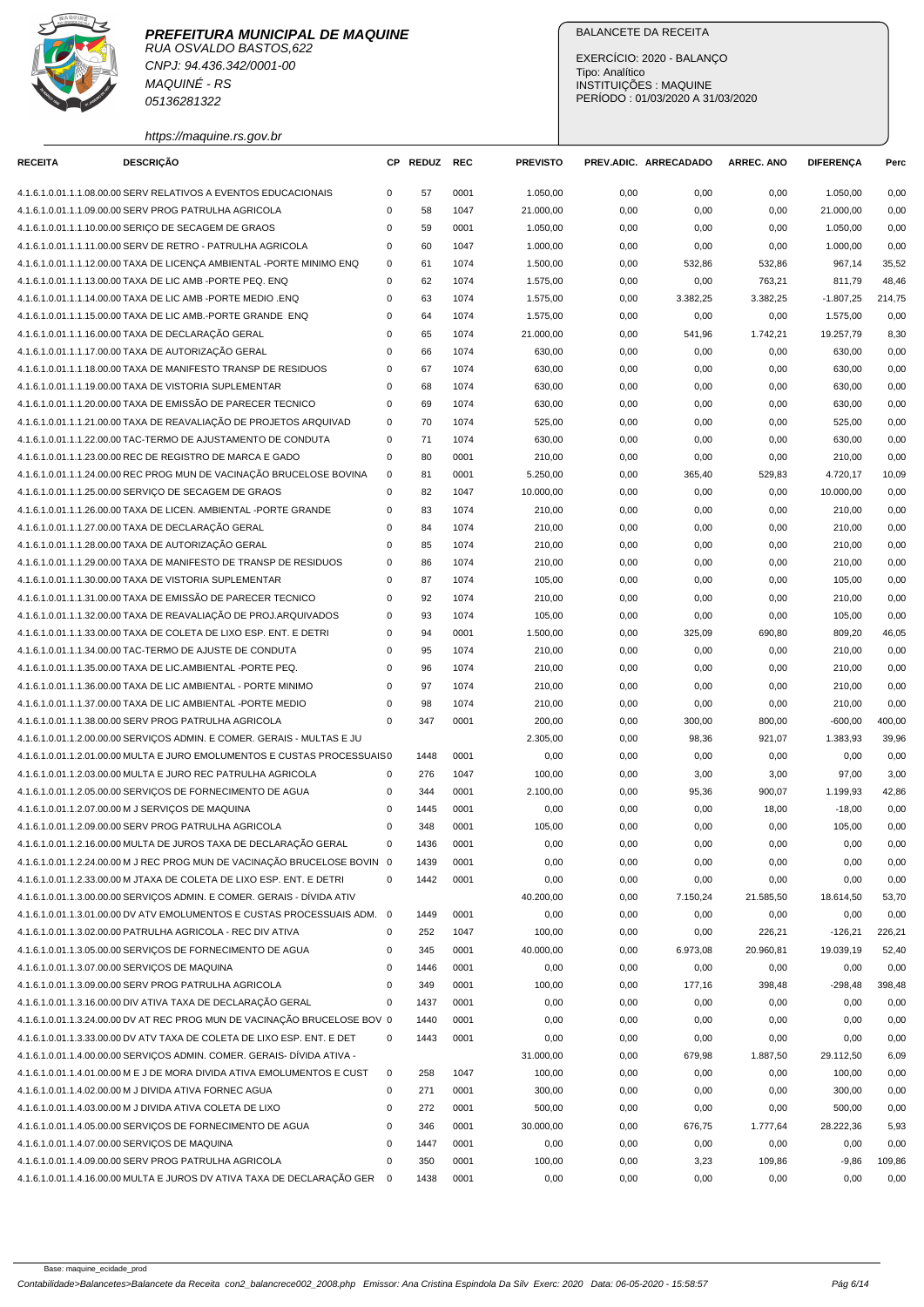**PREFEITURA MUNICIPAL DE MAQUINE**
RUA OSVALDO BASTOS,622
CNPJ: 94.436.342/0001-00
MAQUINÉ - RS
05136281322
https://maquine.rs.gov.br

BALANCETE DA RECEITA
EXERCÍCIO: 2020 - BALANÇO
Tipo: Analítico
INSTITUIÇÕES : MAQUINE
PERÍODO : 01/03/2020 A 31/03/2020

| RECEITA | DESCRIÇÃO | CP | REDUZ | REC | PREVISTO | PREV.ADIC. | ARRECADADO | ARREC. ANO | DIFERENÇA | Perc |
|---|---|---|---|---|---|---|---|---|---|---|
| 4.1.6.1.0.01.1.1.08.00.00 | SERV RELATIVOS A EVENTOS EDUCACIONAIS | 0 | 57 | 0001 | 1.050,00 | 0,00 | 0,00 | 0,00 | 1.050,00 | 0,00 |
| 4.1.6.1.0.01.1.1.09.00.00 | SERV PROG PATRULHA AGRICOLA | 0 | 58 | 1047 | 21.000,00 | 0,00 | 0,00 | 0,00 | 21.000,00 | 0,00 |
| 4.1.6.1.0.01.1.1.10.00.00 | SERIÇO DE SECAGEM DE GRAOS | 0 | 59 | 0001 | 1.050,00 | 0,00 | 0,00 | 0,00 | 1.050,00 | 0,00 |
| 4.1.6.1.0.01.1.1.11.00.00 | SERV DE RETRO - PATRULHA AGRICOLA | 0 | 60 | 1047 | 1.000,00 | 0,00 | 0,00 | 0,00 | 1.000,00 | 0,00 |
| 4.1.6.1.0.01.1.1.12.00.00 | TAXA DE LICENÇA AMBIENTAL -PORTE MINIMO ENQ | 0 | 61 | 1074 | 1.500,00 | 0,00 | 532,86 | 532,86 | 967,14 | 35,52 |
| 4.1.6.1.0.01.1.1.13.00.00 | TAXA DE LIC AMB -PORTE PEQ. ENQ | 0 | 62 | 1074 | 1.575,00 | 0,00 | 0,00 | 763,21 | 811,79 | 48,46 |
| 4.1.6.1.0.01.1.1.14.00.00 | TAXA DE LIC AMB -PORTE MEDIO .ENQ | 0 | 63 | 1074 | 1.575,00 | 0,00 | 3.382,25 | 3.382,25 | -1.807,25 | 214,75 |
| 4.1.6.1.0.01.1.1.15.00.00 | TAXA DE LIC AMB.-PORTE GRANDE ENQ | 0 | 64 | 1074 | 1.575,00 | 0,00 | 0,00 | 0,00 | 1.575,00 | 0,00 |
| 4.1.6.1.0.01.1.1.16.00.00 | TAXA DE DECLARAÇÃO GERAL | 0 | 65 | 1074 | 21.000,00 | 0,00 | 541,96 | 1.742,21 | 19.257,79 | 8,30 |
| 4.1.6.1.0.01.1.1.17.00.00 | TAXA DE AUTORIZAÇÃO GERAL | 0 | 66 | 1074 | 630,00 | 0,00 | 0,00 | 0,00 | 630,00 | 0,00 |
| 4.1.6.1.0.01.1.1.18.00.00 | TAXA DE MANIFESTO TRANSP DE RESIDUOS | 0 | 67 | 1074 | 630,00 | 0,00 | 0,00 | 0,00 | 630,00 | 0,00 |
| 4.1.6.1.0.01.1.1.19.00.00 | TAXA DE VISTORIA SUPLEMENTAR | 0 | 68 | 1074 | 630,00 | 0,00 | 0,00 | 0,00 | 630,00 | 0,00 |
| 4.1.6.1.0.01.1.1.20.00.00 | TAXA DE EMISSÃO DE PARECER TECNICO | 0 | 69 | 1074 | 630,00 | 0,00 | 0,00 | 0,00 | 630,00 | 0,00 |
| 4.1.6.1.0.01.1.1.21.00.00 | TAXA DE REAVALIAÇÃO DE PROJETOS ARQUIVAD | 0 | 70 | 1074 | 525,00 | 0,00 | 0,00 | 0,00 | 525,00 | 0,00 |
| 4.1.6.1.0.01.1.1.22.00.00 | TAC-TERMO DE AJUSTAMENTO DE CONDUTA | 0 | 71 | 1074 | 630,00 | 0,00 | 0,00 | 0,00 | 630,00 | 0,00 |
| 4.1.6.1.0.01.1.1.23.00.00 | REC DE REGISTRO DE MARCA E GADO | 0 | 80 | 0001 | 210,00 | 0,00 | 0,00 | 0,00 | 210,00 | 0,00 |
| 4.1.6.1.0.01.1.1.24.00.00 | REC PROG MUN DE VACINAÇÃO BRUCELOSE BOVINA | 0 | 81 | 0001 | 5.250,00 | 0,00 | 365,40 | 529,83 | 4.720,17 | 10,09 |
| 4.1.6.1.0.01.1.1.25.00.00 | SERVIÇO DE SECAGEM DE GRAOS | 0 | 82 | 1047 | 10.000,00 | 0,00 | 0,00 | 0,00 | 10.000,00 | 0,00 |
| 4.1.6.1.0.01.1.1.26.00.00 | TAXA DE LICEN. AMBIENTAL -PORTE GRANDE | 0 | 83 | 1074 | 210,00 | 0,00 | 0,00 | 0,00 | 210,00 | 0,00 |
| 4.1.6.1.0.01.1.1.27.00.00 | TAXA DE DECLARAÇÃO GERAL | 0 | 84 | 1074 | 210,00 | 0,00 | 0,00 | 0,00 | 210,00 | 0,00 |
| 4.1.6.1.0.01.1.1.28.00.00 | TAXA DE AUTORIZAÇÃO GERAL | 0 | 85 | 1074 | 210,00 | 0,00 | 0,00 | 0,00 | 210,00 | 0,00 |
| 4.1.6.1.0.01.1.1.29.00.00 | TAXA DE MANIFESTO DE TRANSP DE RESIDUOS | 0 | 86 | 1074 | 210,00 | 0,00 | 0,00 | 0,00 | 210,00 | 0,00 |
| 4.1.6.1.0.01.1.1.30.00.00 | TAXA DE VISTORIA SUPLEMENTAR | 0 | 87 | 1074 | 105,00 | 0,00 | 0,00 | 0,00 | 105,00 | 0,00 |
| 4.1.6.1.0.01.1.1.31.00.00 | TAXA DE EMISSÃO DE PARECER TECNICO | 0 | 92 | 1074 | 210,00 | 0,00 | 0,00 | 0,00 | 210,00 | 0,00 |
| 4.1.6.1.0.01.1.1.32.00.00 | TAXA DE REAVALIAÇÃO DE PROJ.ARQUIVADOS | 0 | 93 | 1074 | 105,00 | 0,00 | 0,00 | 0,00 | 105,00 | 0,00 |
| 4.1.6.1.0.01.1.1.33.00.00 | TAXA DE COLETA DE LIXO ESP. ENT. E DETRI | 0 | 94 | 0001 | 1.500,00 | 0,00 | 325,09 | 690,80 | 809,20 | 46,05 |
| 4.1.6.1.0.01.1.1.34.00.00 | TAC-TERMO DE AJUSTE DE CONDUTA | 0 | 95 | 1074 | 210,00 | 0,00 | 0,00 | 0,00 | 210,00 | 0,00 |
| 4.1.6.1.0.01.1.1.35.00.00 | TAXA DE LIC.AMBIENTAL -PORTE PEQ. | 0 | 96 | 1074 | 210,00 | 0,00 | 0,00 | 0,00 | 210,00 | 0,00 |
| 4.1.6.1.0.01.1.1.36.00.00 | TAXA DE LIC AMBIENTAL - PORTE MINIMO | 0 | 97 | 1074 | 210,00 | 0,00 | 0,00 | 0,00 | 210,00 | 0,00 |
| 4.1.6.1.0.01.1.1.37.00.00 | TAXA DE LIC AMBIENTAL -PORTE MEDIO | 0 | 98 | 1074 | 210,00 | 0,00 | 0,00 | 0,00 | 210,00 | 0,00 |
| 4.1.6.1.0.01.1.1.38.00.00 | SERV PROG PATRULHA AGRICOLA | 0 | 347 | 0001 | 200,00 | 0,00 | 300,00 | 800,00 | -600,00 | 400,00 |
| 4.1.6.1.0.01.1.2.00.00.00 | SERVIÇOS ADMIN. E COMER. GERAIS - MULTAS E JU | | | | 2.305,00 | 0,00 | 98,36 | 921,07 | 1.383,93 | 39,96 |
| 4.1.6.1.0.01.1.2.01.00.00 | MULTA E JURO EMOLUMENTOS E CUSTAS PROCESSUAIS | 0 | 1448 | 0001 | 0,00 | 0,00 | 0,00 | 0,00 | 0,00 | 0,00 |
| 4.1.6.1.0.01.1.2.03.00.00 | MULTA E JURO REC PATRULHA AGRICOLA | 0 | 276 | 1047 | 100,00 | 0,00 | 3,00 | 3,00 | 97,00 | 3,00 |
| 4.1.6.1.0.01.1.2.05.00.00 | SERVIÇOS DE FORNECIMENTO DE AGUA | 0 | 344 | 0001 | 2.100,00 | 0,00 | 95,36 | 900,07 | 1.199,93 | 42,86 |
| 4.1.6.1.0.01.1.2.07.00.00 | M J SERVIÇOS DE MAQUINA | 0 | 1445 | 0001 | 0,00 | 0,00 | 0,00 | 18,00 | -18,00 | 0,00 |
| 4.1.6.1.0.01.1.2.09.00.00 | SERV PROG PATRULHA AGRICOLA | 0 | 348 | 0001 | 105,00 | 0,00 | 0,00 | 0,00 | 105,00 | 0,00 |
| 4.1.6.1.0.01.1.2.16.00.00 | MULTA DE JUROS TAXA DE DECLARAÇÃO GERAL | 0 | 1436 | 0001 | 0,00 | 0,00 | 0,00 | 0,00 | 0,00 | 0,00 |
| 4.1.6.1.0.01.1.2.24.00.00 | M J REC PROG MUN DE VACINAÇÃO BRUCELOSE BOVIN | 0 | 1439 | 0001 | 0,00 | 0,00 | 0,00 | 0,00 | 0,00 | 0,00 |
| 4.1.6.1.0.01.1.2.33.00.00 | M JTAXA DE COLETA DE LIXO ESP. ENT. E DETRI | 0 | 1442 | 0001 | 0,00 | 0,00 | 0,00 | 0,00 | 0,00 | 0,00 |
| 4.1.6.1.0.01.1.3.00.00.00 | SERVIÇOS ADMIN. E COMER. GERAIS - DÍVIDA ATIV | | | | 40.200,00 | 0,00 | 7.150,24 | 21.585,50 | 18.614,50 | 53,70 |
| 4.1.6.1.0.01.1.3.01.00.00 | DV ATV EMOLUMENTOS E CUSTAS PROCESSUAIS ADM. | 0 | 1449 | 0001 | 0,00 | 0,00 | 0,00 | 0,00 | 0,00 | 0,00 |
| 4.1.6.1.0.01.1.3.02.00.00 | PATRULHA AGRICOLA - REC DIV ATIVA | 0 | 252 | 1047 | 100,00 | 0,00 | 0,00 | 226,21 | -126,21 | 226,21 |
| 4.1.6.1.0.01.1.3.05.00.00 | SERVIÇOS DE FORNECIMENTO DE AGUA | 0 | 345 | 0001 | 40.000,00 | 0,00 | 6.973,08 | 20.960,81 | 19.039,19 | 52,40 |
| 4.1.6.1.0.01.1.3.07.00.00 | SERVIÇOS DE MAQUINA | 0 | 1446 | 0001 | 0,00 | 0,00 | 0,00 | 0,00 | 0,00 | 0,00 |
| 4.1.6.1.0.01.1.3.09.00.00 | SERV PROG PATRULHA AGRICOLA | 0 | 349 | 0001 | 100,00 | 0,00 | 177,16 | 398,48 | -298,48 | 398,48 |
| 4.1.6.1.0.01.1.3.16.00.00 | DIV ATIVA TAXA DE DECLARAÇÃO GERAL | 0 | 1437 | 0001 | 0,00 | 0,00 | 0,00 | 0,00 | 0,00 | 0,00 |
| 4.1.6.1.0.01.1.3.24.00.00 | DV AT REC PROG MUN DE VACINAÇÃO BRUCELOSE BOV | 0 | 1440 | 0001 | 0,00 | 0,00 | 0,00 | 0,00 | 0,00 | 0,00 |
| 4.1.6.1.0.01.1.3.33.00.00 | DV ATV TAXA DE COLETA DE LIXO ESP. ENT. E DET | 0 | 1443 | 0001 | 0,00 | 0,00 | 0,00 | 0,00 | 0,00 | 0,00 |
| 4.1.6.1.0.01.1.4.00.00.00 | SERVIÇOS ADMIN. COMER. GERAIS- DÍVIDA ATIVA - | | | | 31.000,00 | 0,00 | 679,98 | 1.887,50 | 29.112,50 | 6,09 |
| 4.1.6.1.0.01.1.4.01.00.00 | M E J DE MORA DIVIDA ATIVA EMOLUMENTOS E CUST | 0 | 258 | 1047 | 100,00 | 0,00 | 0,00 | 0,00 | 100,00 | 0,00 |
| 4.1.6.1.0.01.1.4.02.00.00 | M J DIVIDA ATIVA FORNEC AGUA | 0 | 271 | 0001 | 300,00 | 0,00 | 0,00 | 0,00 | 300,00 | 0,00 |
| 4.1.6.1.0.01.1.4.03.00.00 | M J DIVIDA ATIVA COLETA DE LIXO | 0 | 272 | 0001 | 500,00 | 0,00 | 0,00 | 0,00 | 500,00 | 0,00 |
| 4.1.6.1.0.01.1.4.05.00.00 | SERVIÇOS DE FORNECIMENTO DE AGUA | 0 | 346 | 0001 | 30.000,00 | 0,00 | 676,75 | 1.777,64 | 28.222,36 | 5,93 |
| 4.1.6.1.0.01.1.4.07.00.00 | SERVIÇOS DE MAQUINA | 0 | 1447 | 0001 | 0,00 | 0,00 | 0,00 | 0,00 | 0,00 | 0,00 |
| 4.1.6.1.0.01.1.4.09.00.00 | SERV PROG PATRULHA AGRICOLA | 0 | 350 | 0001 | 100,00 | 0,00 | 3,23 | 109,86 | -9,86 | 109,86 |
| 4.1.6.1.0.01.1.4.16.00.00 | MULTA E JUROS DV ATIVA TAXA DE DECLARAÇÃO GER | 0 | 1438 | 0001 | 0,00 | 0,00 | 0,00 | 0,00 | 0,00 | 0,00 |

Base: maquine_ecidade_prod
Contabilidade>Balancetes>Balancete da Receita con2_balancrece002_2008.php Emissor: Ana Cristina Espindola Da Silv Exerc: 2020 Data: 06-05-2020 - 15:58:57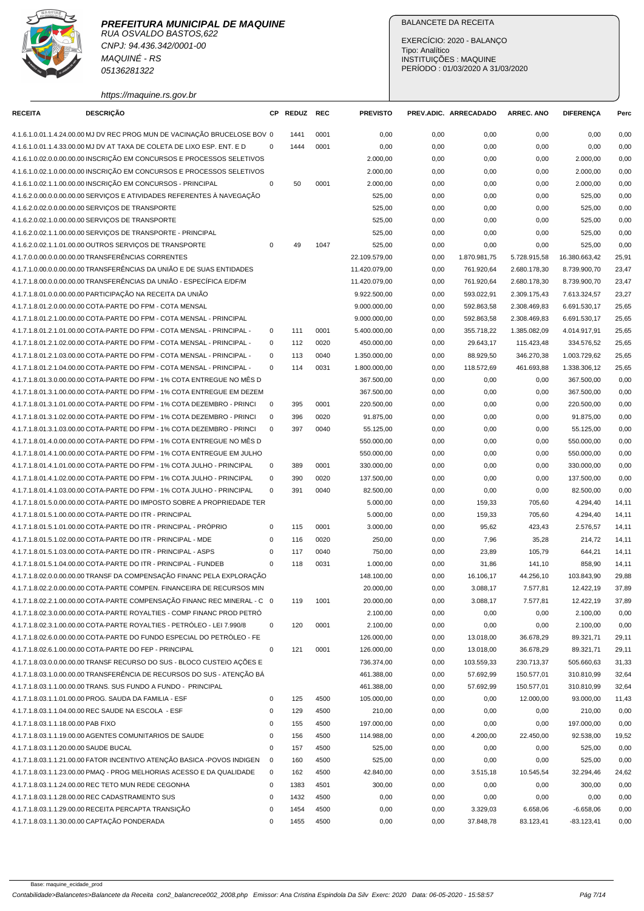**PREFEITURA MUNICIPAL DE MAQUINE**
RUA OSVALDO BASTOS,622
CNPJ: 94.436.342/0001-00
MAQUINÉ - RS
05136281322
https://maquine.rs.gov.br

BALANCETE DA RECEITA

EXERCÍCIO: 2020 - BALANÇO
Tipo: Analítico
INSTITUIÇÕES : MAQUINE
PERÍODO : 01/03/2020 A 31/03/2020

| RECEITA | DESCRIÇÃO | CP | REDUZ | REC | PREVISTO | PREV.ADIC. | ARRECADADO | ARREC. ANO | DIFERENÇA | Perc |
|---|---|---|---|---|---|---|---|---|---|---|
| 4.1.6.1.0.01.1.4.24.00.00 | MJ DV REC PROG MUN DE VACINAÇÃO BRUCELOSE BOV | 0 | 1441 | 0001 | 0,00 | 0,00 | 0,00 | 0,00 | 0,00 | 0,00 |
| 4.1.6.1.0.01.1.4.33.00.00 | MJ DV AT TAXA DE COLETA DE LIXO ESP. ENT. E D | 0 | 1444 | 0001 | 0,00 | 0,00 | 0,00 | 0,00 | 0,00 | 0,00 |
| 4.1.6.1.0.02.0.0.00.00.00 | INSCRIÇÃO EM CONCURSOS E PROCESSOS SELETIVOS | | | | 2.000,00 | 0,00 | 0,00 | 0,00 | 2.000,00 | 0,00 |
| 4.1.6.1.0.02.1.0.00.00.00 | INSCRIÇÃO EM CONCURSOS E PROCESSOS SELETIVOS | | | | 2.000,00 | 0,00 | 0,00 | 0,00 | 2.000,00 | 0,00 |
| 4.1.6.1.0.02.1.1.00.00.00 | INSCRIÇÃO EM CONCURSOS - PRINCIPAL | 0 | 50 | 0001 | 2.000,00 | 0,00 | 0,00 | 0,00 | 2.000,00 | 0,00 |
| 4.1.6.2.0.00.0.0.00.00.00 | SERVIÇOS E ATIVIDADES REFERENTES À NAVEGAÇÃO | | | | 525,00 | 0,00 | 0,00 | 0,00 | 525,00 | 0,00 |
| 4.1.6.2.0.02.0.0.00.00.00 | SERVIÇOS DE TRANSPORTE | | | | 525,00 | 0,00 | 0,00 | 0,00 | 525,00 | 0,00 |
| 4.1.6.2.0.02.1.0.00.00.00 | SERVIÇOS DE TRANSPORTE | | | | 525,00 | 0,00 | 0,00 | 0,00 | 525,00 | 0,00 |
| 4.1.6.2.0.02.1.1.00.00.00 | SERVIÇOS DE TRANSPORTE - PRINCIPAL | | | | 525,00 | 0,00 | 0,00 | 0,00 | 525,00 | 0,00 |
| 4.1.6.2.0.02.1.1.01.00.00 | OUTROS SERVIÇOS DE TRANSPORTE | 0 | 49 | 1047 | 525,00 | 0,00 | 0,00 | 0,00 | 525,00 | 0,00 |
| 4.1.7.0.0.00.0.0.00.00.00 | TRANSFERÊNCIAS CORRENTES | | | | 22.109.579,00 | 0,00 | 1.870.981,75 | 5.728.915,58 | 16.380.663,42 | 25,91 |
| 4.1.7.1.0.00.0.0.00.00.00 | TRANSFERÊNCIAS DA UNIÃO E DE SUAS ENTIDADES | | | | 11.420.079,00 | 0,00 | 761.920,64 | 2.680.178,30 | 8.739.900,70 | 23,47 |
| 4.1.7.1.8.00.0.0.00.00.00 | TRANSFERÊNCIAS DA UNIÃO - ESPECÍFICA E/DF/M | | | | 11.420.079,00 | 0,00 | 761.920,64 | 2.680.178,30 | 8.739.900,70 | 23,47 |
| 4.1.7.1.8.01.0.0.00.00.00 | PARTICIPAÇÃO NA RECEITA DA UNIÃO | | | | 9.922.500,00 | 0,00 | 593.022,91 | 2.309.175,43 | 7.613.324,57 | 23,27 |
| 4.1.7.1.8.01.2.0.00.00.00 | COTA-PARTE DO FPM - COTA MENSAL | | | | 9.000.000,00 | 0,00 | 592.863,58 | 2.308.469,83 | 6.691.530,17 | 25,65 |
| 4.1.7.1.8.01.2.1.00.00.00 | COTA-PARTE DO FPM - COTA MENSAL - PRINCIPAL | | | | 9.000.000,00 | 0,00 | 592.863,58 | 2.308.469,83 | 6.691.530,17 | 25,65 |
| 4.1.7.1.8.01.2.1.01.00.00 | COTA-PARTE DO FPM - COTA MENSAL - PRINCIPAL - | 0 | 111 | 0001 | 5.400.000,00 | 0,00 | 355.718,22 | 1.385.082,09 | 4.014.917,91 | 25,65 |
| 4.1.7.1.8.01.2.1.02.00.00 | COTA-PARTE DO FPM - COTA MENSAL - PRINCIPAL - | 0 | 112 | 0020 | 450.000,00 | 0,00 | 29.643,17 | 115.423,48 | 334.576,52 | 25,65 |
| 4.1.7.1.8.01.2.1.03.00.00 | COTA-PARTE DO FPM - COTA MENSAL - PRINCIPAL - | 0 | 113 | 0040 | 1.350.000,00 | 0,00 | 88.929,50 | 346.270,38 | 1.003.729,62 | 25,65 |
| 4.1.7.1.8.01.2.1.04.00.00 | COTA-PARTE DO FPM - COTA MENSAL - PRINCIPAL - | 0 | 114 | 0031 | 1.800.000,00 | 0,00 | 118.572,69 | 461.693,88 | 1.338.306,12 | 25,65 |
| 4.1.7.1.8.01.3.0.00.00.00 | COTA-PARTE DO FPM - 1% COTA ENTREGUE NO MÊS D | | | | 367.500,00 | 0,00 | 0,00 | 0,00 | 367.500,00 | 0,00 |
| 4.1.7.1.8.01.3.1.00.00.00 | COTA-PARTE DO FPM - 1% COTA ENTREGUE EM DEZEM | | | | 367.500,00 | 0,00 | 0,00 | 0,00 | 367.500,00 | 0,00 |
| 4.1.7.1.8.01.3.1.01.00.00 | COTA-PARTE DO FPM - 1% COTA DEZEMBRO - PRINCI | 0 | 395 | 0001 | 220.500,00 | 0,00 | 0,00 | 0,00 | 220.500,00 | 0,00 |
| 4.1.7.1.8.01.3.1.02.00.00 | COTA-PARTE DO FPM - 1% COTA DEZEMBRO - PRINCI | 0 | 396 | 0020 | 91.875,00 | 0,00 | 0,00 | 0,00 | 91.875,00 | 0,00 |
| 4.1.7.1.8.01.3.1.03.00.00 | COTA-PARTE DO FPM - 1% COTA DEZEMBRO - PRINCI | 0 | 397 | 0040 | 55.125,00 | 0,00 | 0,00 | 0,00 | 55.125,00 | 0,00 |
| 4.1.7.1.8.01.4.0.00.00.00 | COTA-PARTE DO FPM - 1% COTA ENTREGUE NO MÊS D | | | | 550.000,00 | 0,00 | 0,00 | 0,00 | 550.000,00 | 0,00 |
| 4.1.7.1.8.01.4.1.00.00.00 | COTA-PARTE DO FPM - 1% COTA ENTREGUE EM JULHO | | | | 550.000,00 | 0,00 | 0,00 | 0,00 | 550.000,00 | 0,00 |
| 4.1.7.1.8.01.4.1.01.00.00 | COTA-PARTE DO FPM - 1% COTA JULHO - PRINCIPAL | 0 | 389 | 0001 | 330.000,00 | 0,00 | 0,00 | 0,00 | 330.000,00 | 0,00 |
| 4.1.7.1.8.01.4.1.02.00.00 | COTA-PARTE DO FPM - 1% COTA JULHO - PRINCIPAL | 0 | 390 | 0020 | 137.500,00 | 0,00 | 0,00 | 0,00 | 137.500,00 | 0,00 |
| 4.1.7.1.8.01.4.1.03.00.00 | COTA-PARTE DO FPM - 1% COTA JULHO - PRINCIPAL | 0 | 391 | 0040 | 82.500,00 | 0,00 | 0,00 | 0,00 | 82.500,00 | 0,00 |
| 4.1.7.1.8.01.5.0.00.00.00 | COTA-PARTE DO IMPOSTO SOBRE A PROPRIEDADE TER | | | | 5.000,00 | 0,00 | 159,33 | 705,60 | 4.294,40 | 14,11 |
| 4.1.7.1.8.01.5.1.00.00.00 | COTA-PARTE DO ITR - PRINCIPAL | | | | 5.000,00 | 0,00 | 159,33 | 705,60 | 4.294,40 | 14,11 |
| 4.1.7.1.8.01.5.1.01.00.00 | COTA-PARTE DO ITR - PRINCIPAL - PRÓPRIO | 0 | 115 | 0001 | 3.000,00 | 0,00 | 95,62 | 423,43 | 2.576,57 | 14,11 |
| 4.1.7.1.8.01.5.1.02.00.00 | COTA-PARTE DO ITR - PRINCIPAL - MDE | 0 | 116 | 0020 | 250,00 | 0,00 | 7,96 | 35,28 | 214,72 | 14,11 |
| 4.1.7.1.8.01.5.1.03.00.00 | COTA-PARTE DO ITR - PRINCIPAL - ASPS | 0 | 117 | 0040 | 750,00 | 0,00 | 23,89 | 105,79 | 644,21 | 14,11 |
| 4.1.7.1.8.01.5.1.04.00.00 | COTA-PARTE DO ITR - PRINCIPAL - FUNDEB | 0 | 118 | 0031 | 1.000,00 | 0,00 | 31,86 | 141,10 | 858,90 | 14,11 |
| 4.1.7.1.8.02.0.0.00.00.00 | TRANSF DA COMPENSAÇÃO FINANC PELA EXPLORAÇÃO | | | | 148.100,00 | 0,00 | 16.106,17 | 44.256,10 | 103.843,90 | 29,88 |
| 4.1.7.1.8.02.2.0.00.00.00 | COTA-PARTE COMPEN. FINANCEIRA DE RECURSOS MIN | | | | 20.000,00 | 0,00 | 3.088,17 | 7.577,81 | 12.422,19 | 37,89 |
| 4.1.7.1.8.02.2.1.00.00.00 | COTA-PARTE COMPENSAÇÃO FINANC REC MINERAL - C | 0 | 119 | 1001 | 20.000,00 | 0,00 | 3.088,17 | 7.577,81 | 12.422,19 | 37,89 |
| 4.1.7.1.8.02.3.0.00.00.00 | COTA-PARTE ROYALTIES - COMP FINANC PROD PETRÓ | | | | 2.100,00 | 0,00 | 0,00 | 0,00 | 2.100,00 | 0,00 |
| 4.1.7.1.8.02.3.1.00.00.00 | COTA-PARTE ROYALTIES - PETRÓLEO - LEI 7.990/8 | 0 | 120 | 0001 | 2.100,00 | 0,00 | 0,00 | 0,00 | 2.100,00 | 0,00 |
| 4.1.7.1.8.02.6.0.00.00.00 | COTA-PARTE DO FUNDO ESPECIAL DO PETRÓLEO - FE | | | | 126.000,00 | 0,00 | 13.018,00 | 36.678,29 | 89.321,71 | 29,11 |
| 4.1.7.1.8.02.6.1.00.00.00 | COTA-PARTE DO FEP - PRINCIPAL | 0 | 121 | 0001 | 126.000,00 | 0,00 | 13.018,00 | 36.678,29 | 89.321,71 | 29,11 |
| 4.1.7.1.8.03.0.0.00.00.00 | TRANSF RECURSO DO SUS - BLOCO CUSTEIO AÇÕES E | | | | 736.374,00 | 0,00 | 103.559,33 | 230.713,37 | 505.660,63 | 31,33 |
| 4.1.7.1.8.03.1.0.00.00.00 | TRANSFERÊNCIA DE RECURSOS DO SUS - ATENÇÃO BÁ | | | | 461.388,00 | 0,00 | 57.692,99 | 150.577,01 | 310.810,99 | 32,64 |
| 4.1.7.1.8.03.1.1.00.00.00 | TRANS. SUS FUNDO A FUNDO - PRINCIPAL | | | | 461.388,00 | 0,00 | 57.692,99 | 150.577,01 | 310.810,99 | 32,64 |
| 4.1.7.1.8.03.1.1.01.00.00 | PROG. SAUDA DA FAMILIA - ESF | 0 | 125 | 4500 | 105.000,00 | 0,00 | 0,00 | 12.000,00 | 93.000,00 | 11,43 |
| 4.1.7.1.8.03.1.1.04.00.00 | REC SAUDE NA ESCOLA - ESF | 0 | 129 | 4500 | 210,00 | 0,00 | 0,00 | 0,00 | 210,00 | 0,00 |
| 4.1.7.1.8.03.1.1.18.00.00 | PAB FIXO | 0 | 155 | 4500 | 197.000,00 | 0,00 | 0,00 | 0,00 | 197.000,00 | 0,00 |
| 4.1.7.1.8.03.1.1.19.00.00 | AGENTES COMUNITARIOS DE SAUDE | 0 | 156 | 4500 | 114.988,00 | 0,00 | 4.200,00 | 22.450,00 | 92.538,00 | 19,52 |
| 4.1.7.1.8.03.1.1.20.00.00 | SAUDE BUCAL | 0 | 157 | 4500 | 525,00 | 0,00 | 0,00 | 0,00 | 525,00 | 0,00 |
| 4.1.7.1.8.03.1.1.21.00.00 | FATOR INCENTIVO ATENÇÃO BASICA -POVOS INDIGEN | 0 | 160 | 4500 | 525,00 | 0,00 | 0,00 | 0,00 | 525,00 | 0,00 |
| 4.1.7.1.8.03.1.1.23.00.00 | PMAQ - PROG MELHORIAS ACESSO E DA QUALIDADE | 0 | 162 | 4500 | 42.840,00 | 0,00 | 3.515,18 | 10.545,54 | 32.294,46 | 24,62 |
| 4.1.7.1.8.03.1.1.24.00.00 | REC TETO MUN REDE CEGONHA | 0 | 1383 | 4501 | 300,00 | 0,00 | 0,00 | 0,00 | 300,00 | 0,00 |
| 4.1.7.1.8.03.1.1.28.00.00 | REC CADASTRAMENTO SUS | 0 | 1432 | 4500 | 0,00 | 0,00 | 0,00 | 0,00 | 0,00 | 0,00 |
| 4.1.7.1.8.03.1.1.29.00.00 | RECEITA PERCAPTA TRANSIÇÃO | 0 | 1454 | 4500 | 0,00 | 0,00 | 3.329,03 | 6.658,06 | -6.658,06 | 0,00 |
| 4.1.7.1.8.03.1.1.30.00.00 | CAPTAÇÃO PONDERADA | 0 | 1455 | 4500 | 0,00 | 0,00 | 37.848,78 | 83.123,41 | -83.123,41 | 0,00 |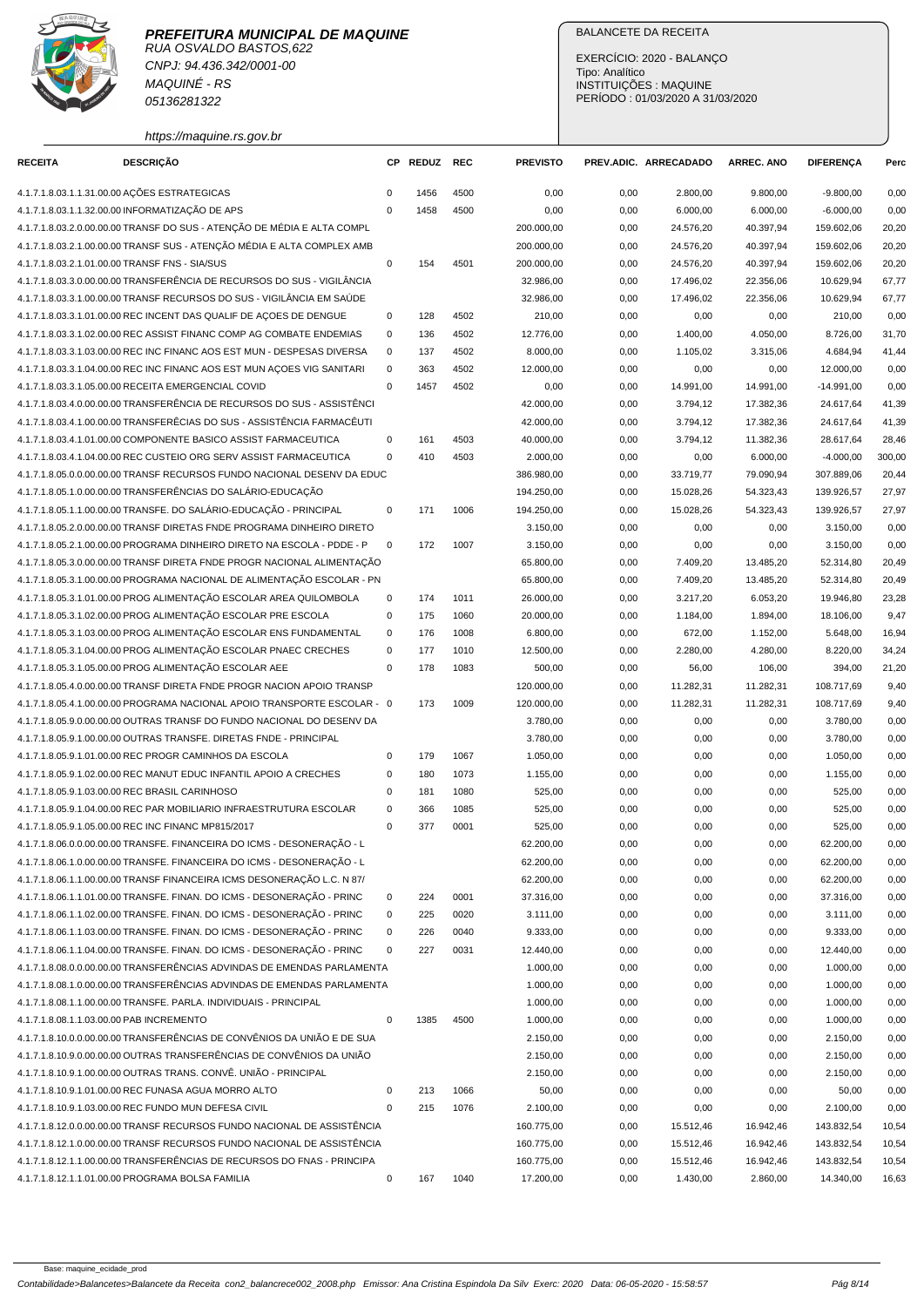**PREFEITURA MUNICIPAL DE MAQUINE**
RUA OSVALDO BASTOS,622
CNPJ: 94.436.342/0001-00
MAQUINÉ - RS
05136281322
https://maquine.rs.gov.br

BALANCETE DA RECEITA
EXERCÍCIO: 2020 - BALANÇO
Tipo: Analítico
INSTITUIÇÕES : MAQUINE
PERÍODO : 01/03/2020 A 31/03/2020

| RECEITA | DESCRIÇÃO | CP | REDUZ | REC | PREVISTO | PREV.ADIC. | ARRECADADO | ARREC. ANO | DIFERENÇA | Perc |
|---|---|---|---|---|---|---|---|---|---|---|
| 4.1.7.1.8.03.1.1.31.00.00 | AÇÕES ESTRATEGICAS | 0 | 1456 | 4500 | 0,00 | 0,00 | 2.800,00 | 9.800,00 | -9.800,00 | 0,00 |
| 4.1.7.1.8.03.1.1.32.00.00 | INFORMATIZAÇÃO DE APS | 0 | 1458 | 4500 | 0,00 | 0,00 | 6.000,00 | 6.000,00 | -6.000,00 | 0,00 |
| 4.1.7.1.8.03.2.0.00.00.00 | TRANSF DO SUS - ATENÇÃO DE MÉDIA E ALTA COMPL | | | | 200.000,00 | 0,00 | 24.576,20 | 40.397,94 | 159.602,06 | 20,20 |
| 4.1.7.1.8.03.2.1.00.00.00 | TRANSF SUS - ATENÇÃO MÉDIA E ALTA COMPLEX AMB | | | | 200.000,00 | 0,00 | 24.576,20 | 40.397,94 | 159.602,06 | 20,20 |
| 4.1.7.1.8.03.2.1.01.00.00 | TRANSF FNS - SIA/SUS | 0 | 154 | 4501 | 200.000,00 | 0,00 | 24.576,20 | 40.397,94 | 159.602,06 | 20,20 |
| 4.1.7.1.8.03.3.0.00.00.00 | TRANSFERÊNCIA DE RECURSOS DO SUS - VIGILÂNCIA | | | | 32.986,00 | 0,00 | 17.496,02 | 22.356,06 | 10.629,94 | 67,77 |
| 4.1.7.1.8.03.3.1.00.00.00 | TRANSF RECURSOS DO SUS - VIGILÂNCIA EM SAÚDE | | | | 32.986,00 | 0,00 | 17.496,02 | 22.356,06 | 10.629,94 | 67,77 |
| 4.1.7.1.8.03.3.1.01.00.00 | REC INCENT DAS QUALIF DE AÇOES DE DENGUE | 0 | 128 | 4502 | 210,00 | 0,00 | 0,00 | 0,00 | 210,00 | 0,00 |
| 4.1.7.1.8.03.3.1.02.00.00 | REC ASSIST FINANC COMP AG COMBATE ENDEMIAS | 0 | 136 | 4502 | 12.776,00 | 0,00 | 1.400,00 | 4.050,00 | 8.726,00 | 31,70 |
| 4.1.7.1.8.03.3.1.03.00.00 | REC INC FINANC AOS EST MUN - DESPESAS DIVERSA | 0 | 137 | 4502 | 8.000,00 | 0,00 | 1.105,02 | 3.315,06 | 4.684,94 | 41,44 |
| 4.1.7.1.8.03.3.1.04.00.00 | REC INC FINANC AOS EST MUN AÇOES VIG SANITARI | 0 | 363 | 4502 | 12.000,00 | 0,00 | 0,00 | 0,00 | 12.000,00 | 0,00 |
| 4.1.7.1.8.03.3.1.05.00.00 | RECEITA EMERGENCIAL COVID | 0 | 1457 | 4502 | 0,00 | 0,00 | 14.991,00 | 14.991,00 | -14.991,00 | 0,00 |
| 4.1.7.1.8.03.4.0.00.00.00 | TRANSFERÊNCIA DE RECURSOS DO SUS - ASSISTÊNCI | | | | 42.000,00 | 0,00 | 3.794,12 | 17.382,36 | 24.617,64 | 41,39 |
| 4.1.7.1.8.03.4.1.00.00.00 | TRANSFERÊCIAS DO SUS - ASSISTÊNCIA FARMACÊUTI | | | | 42.000,00 | 0,00 | 3.794,12 | 17.382,36 | 24.617,64 | 41,39 |
| 4.1.7.1.8.03.4.1.01.00.00 | COMPONENTE BASICO ASSIST FARMACEUTICA | 0 | 161 | 4503 | 40.000,00 | 0,00 | 3.794,12 | 11.382,36 | 28.617,64 | 28,46 |
| 4.1.7.1.8.03.4.1.04.00.00 | REC CUSTEIO ORG SERV ASSIST FARMACEUTICA | 0 | 410 | 4503 | 2.000,00 | 0,00 | 0,00 | 6.000,00 | -4.000,00 | 300,00 |
| 4.1.7.1.8.05.0.0.00.00.00 | TRANSF RECURSOS FUNDO NACIONAL DESENV DA EDUC | | | | 386.980,00 | 0,00 | 33.719,77 | 79.090,94 | 307.889,06 | 20,44 |
| 4.1.7.1.8.05.1.0.00.00.00 | TRANSFERÊNCIAS DO SALÁRIO-EDUCAÇÃO | | | | 194.250,00 | 0,00 | 15.028,26 | 54.323,43 | 139.926,57 | 27,97 |
| 4.1.7.1.8.05.1.1.00.00.00 | TRANSFE. DO SALÁRIO-EDUCAÇÃO - PRINCIPAL | 0 | 171 | 1006 | 194.250,00 | 0,00 | 15.028,26 | 54.323,43 | 139.926,57 | 27,97 |
| 4.1.7.1.8.05.2.0.00.00.00 | TRANSF DIRETAS FNDE PROGRAMA DINHEIRO DIRETO | | | | 3.150,00 | 0,00 | 0,00 | 0,00 | 3.150,00 | 0,00 |
| 4.1.7.1.8.05.2.1.00.00.00 | PROGRAMA DINHEIRO DIRETO NA ESCOLA - PDDE - P | 0 | 172 | 1007 | 3.150,00 | 0,00 | 0,00 | 0,00 | 3.150,00 | 0,00 |
| 4.1.7.1.8.05.3.0.00.00.00 | TRANSF DIRETA FNDE PROGR NACIONAL ALIMENTAÇÃO | | | | 65.800,00 | 0,00 | 7.409,20 | 13.485,20 | 52.314,80 | 20,49 |
| 4.1.7.1.8.05.3.1.00.00.00 | PROGRAMA NACIONAL DE ALIMENTAÇÃO ESCOLAR - PN | | | | 65.800,00 | 0,00 | 7.409,20 | 13.485,20 | 52.314,80 | 20,49 |
| 4.1.7.1.8.05.3.1.01.00.00 | PROG ALIMENTAÇÃO ESCOLAR AREA QUILOMBOLA | 0 | 174 | 1011 | 26.000,00 | 0,00 | 3.217,20 | 6.053,20 | 19.946,80 | 23,28 |
| 4.1.7.1.8.05.3.1.02.00.00 | PROG ALIMENTAÇÃO ESCOLAR PRE ESCOLA | 0 | 175 | 1060 | 20.000,00 | 0,00 | 1.184,00 | 1.894,00 | 18.106,00 | 9,47 |
| 4.1.7.1.8.05.3.1.03.00.00 | PROG ALIMENTAÇÃO ESCOLAR ENS FUNDAMENTAL | 0 | 176 | 1008 | 6.800,00 | 0,00 | 672,00 | 1.152,00 | 5.648,00 | 16,94 |
| 4.1.7.1.8.05.3.1.04.00.00 | PROG ALIMENTAÇÃO ESCOLAR PNAEC CRECHES | 0 | 177 | 1010 | 12.500,00 | 0,00 | 2.280,00 | 4.280,00 | 8.220,00 | 34,24 |
| 4.1.7.1.8.05.3.1.05.00.00 | PROG ALIMENTAÇÃO ESCOLAR AEE | 0 | 178 | 1083 | 500,00 | 0,00 | 56,00 | 106,00 | 394,00 | 21,20 |
| 4.1.7.1.8.05.4.0.00.00.00 | TRANSF DIRETA FNDE PROGR NACION APOIO TRANSP | | | | 120.000,00 | 0,00 | 11.282,31 | 11.282,31 | 108.717,69 | 9,40 |
| 4.1.7.1.8.05.4.1.00.00.00 | PROGRAMA NACIONAL APOIO TRANSPORTE ESCOLAR - | 0 | 173 | 1009 | 120.000,00 | 0,00 | 11.282,31 | 11.282,31 | 108.717,69 | 9,40 |
| 4.1.7.1.8.05.9.0.00.00.00 | OUTRAS TRANSF DO FUNDO NACIONAL DO DESENV DA | | | | 3.780,00 | 0,00 | 0,00 | 0,00 | 3.780,00 | 0,00 |
| 4.1.7.1.8.05.9.1.00.00.00 | OUTRAS TRANSFE. DIRETAS FNDE - PRINCIPAL | | | | 3.780,00 | 0,00 | 0,00 | 0,00 | 3.780,00 | 0,00 |
| 4.1.7.1.8.05.9.1.01.00.00 | REC PROGR CAMINHOS DA ESCOLA | 0 | 179 | 1067 | 1.050,00 | 0,00 | 0,00 | 0,00 | 1.050,00 | 0,00 |
| 4.1.7.1.8.05.9.1.02.00.00 | REC MANUT EDUC INFANTIL APOIO A CRECHES | 0 | 180 | 1073 | 1.155,00 | 0,00 | 0,00 | 0,00 | 1.155,00 | 0,00 |
| 4.1.7.1.8.05.9.1.03.00.00 | REC BRASIL CARINHOSO | 0 | 181 | 1080 | 525,00 | 0,00 | 0,00 | 0,00 | 525,00 | 0,00 |
| 4.1.7.1.8.05.9.1.04.00.00 | REC PAR MOBILIARIO INFRAESTRUTURA ESCOLAR | 0 | 366 | 1085 | 525,00 | 0,00 | 0,00 | 0,00 | 525,00 | 0,00 |
| 4.1.7.1.8.05.9.1.05.00.00 | REC INC FINANC MP815/2017 | 0 | 377 | 0001 | 525,00 | 0,00 | 0,00 | 0,00 | 525,00 | 0,00 |
| 4.1.7.1.8.06.0.0.00.00.00 | TRANSFE. FINANCEIRA DO ICMS - DESONERAÇÃO - L | | | | 62.200,00 | 0,00 | 0,00 | 0,00 | 62.200,00 | 0,00 |
| 4.1.7.1.8.06.1.0.00.00.00 | TRANSFE. FINANCEIRA DO ICMS - DESONERAÇÃO - L | | | | 62.200,00 | 0,00 | 0,00 | 0,00 | 62.200,00 | 0,00 |
| 4.1.7.1.8.06.1.1.00.00.00 | TRANSF FINANCEIRA ICMS DESONERAÇÃO L.C. N 87/ | | | | 62.200,00 | 0,00 | 0,00 | 0,00 | 62.200,00 | 0,00 |
| 4.1.7.1.8.06.1.1.01.00.00 | TRANSFE. FINAN. DO ICMS - DESONERAÇÃO - PRINC | 0 | 224 | 0001 | 37.316,00 | 0,00 | 0,00 | 0,00 | 37.316,00 | 0,00 |
| 4.1.7.1.8.06.1.1.02.00.00 | TRANSFE. FINAN. DO ICMS - DESONERAÇÃO - PRINC | 0 | 225 | 0020 | 3.111,00 | 0,00 | 0,00 | 0,00 | 3.111,00 | 0,00 |
| 4.1.7.1.8.06.1.1.03.00.00 | TRANSFE. FINAN. DO ICMS - DESONERAÇÃO - PRINC | 0 | 226 | 0040 | 9.333,00 | 0,00 | 0,00 | 0,00 | 9.333,00 | 0,00 |
| 4.1.7.1.8.06.1.1.04.00.00 | TRANSFE. FINAN. DO ICMS - DESONERAÇÃO - PRINC | 0 | 227 | 0031 | 12.440,00 | 0,00 | 0,00 | 0,00 | 12.440,00 | 0,00 |
| 4.1.7.1.8.08.0.0.00.00.00 | TRANSFERÊNCIAS ADVINDAS DE EMENDAS PARLAMENTA | | | | 1.000,00 | 0,00 | 0,00 | 0,00 | 1.000,00 | 0,00 |
| 4.1.7.1.8.08.1.0.00.00.00 | TRANSFERÊNCIAS ADVINDAS DE EMENDAS PARLAMENTA | | | | 1.000,00 | 0,00 | 0,00 | 0,00 | 1.000,00 | 0,00 |
| 4.1.7.1.8.08.1.1.00.00.00 | TRANSFE. PARLA. INDIVIDUAIS - PRINCIPAL | | | | 1.000,00 | 0,00 | 0,00 | 0,00 | 1.000,00 | 0,00 |
| 4.1.7.1.8.08.1.1.03.00.00 | PAB INCREMENTO | 0 | 1385 | 4500 | 1.000,00 | 0,00 | 0,00 | 0,00 | 1.000,00 | 0,00 |
| 4.1.7.1.8.10.0.0.00.00.00 | TRANSFERÊNCIAS DE CONVÊNIOS DA UNIÃO E DE SUA | | | | 2.150,00 | 0,00 | 0,00 | 0,00 | 2.150,00 | 0,00 |
| 4.1.7.1.8.10.9.0.00.00.00 | OUTRAS TRANSFERÊNCIAS DE CONVÊNIOS DA UNIÃO | | | | 2.150,00 | 0,00 | 0,00 | 0,00 | 2.150,00 | 0,00 |
| 4.1.7.1.8.10.9.1.00.00.00 | OUTRAS TRANS. CONVÊ. UNIÃO - PRINCIPAL | | | | 2.150,00 | 0,00 | 0,00 | 0,00 | 2.150,00 | 0,00 |
| 4.1.7.1.8.10.9.1.01.00.00 | REC FUNASA AGUA MORRO ALTO | 0 | 213 | 1066 | 50,00 | 0,00 | 0,00 | 0,00 | 50,00 | 0,00 |
| 4.1.7.1.8.10.9.1.03.00.00 | REC FUNDO MUN DEFESA CIVIL | 0 | 215 | 1076 | 2.100,00 | 0,00 | 0,00 | 0,00 | 2.100,00 | 0,00 |
| 4.1.7.1.8.12.0.0.00.00.00 | TRANSF RECURSOS FUNDO NACIONAL DE ASSISTÊNCIA | | | | 160.775,00 | 0,00 | 15.512,46 | 16.942,46 | 143.832,54 | 10,54 |
| 4.1.7.1.8.12.1.0.00.00.00 | TRANSF RECURSOS FUNDO NACIONAL DE ASSISTÊNCIA | | | | 160.775,00 | 0,00 | 15.512,46 | 16.942,46 | 143.832,54 | 10,54 |
| 4.1.7.1.8.12.1.1.00.00.00 | TRANSFERÊNCIAS DE RECURSOS DO FNAS - PRINCIPA | | | | 160.775,00 | 0,00 | 15.512,46 | 16.942,46 | 143.832,54 | 10,54 |
| 4.1.7.1.8.12.1.1.01.00.00 | PROGRAMA BOLSA FAMILIA | 0 | 167 | 1040 | 17.200,00 | 0,00 | 1.430,00 | 2.860,00 | 14.340,00 | 16,63 |

Base: maquine_ecidade_prod

Contabilidade>Balancetes>Balancete da Receita con2_balancrece002_2008.php Emissor: Ana Cristina Espindola Da Silv Exerc: 2020 Data: 06-05-2020 - 15:58:57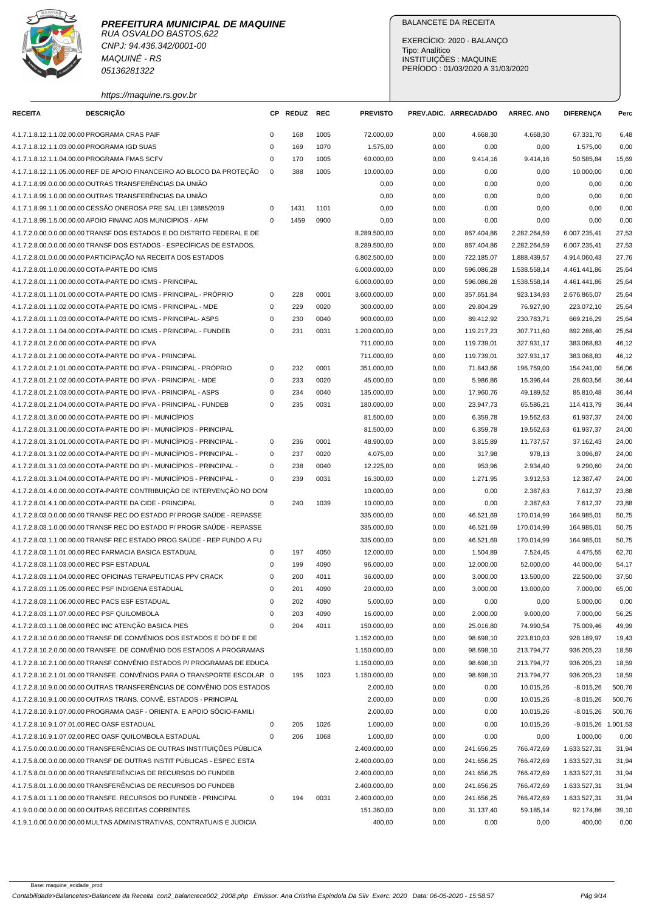**PREFEITURA MUNICIPAL DE MAQUINE**
RUA OSVALDO BASTOS,622
CNPJ: 94.436.342/0001-00
MAQUINÉ - RS
05136281322

https://maquine.rs.gov.br

BALANCETE DA RECEITA

EXERCÍCIO: 2020 - BALANÇO
Tipo: Analítico
INSTITUIÇÕES : MAQUINE
PERÍODO : 01/03/2020 A 31/03/2020

| RECEITA | DESCRIÇÃO | CP | REDUZ | REC | PREVISTO | PREV.ADIC. | ARRECADADO | ARREC. ANO | DIFERENÇA | Perc |
|---|---|---|---|---|---|---|---|---|---|---|
| 4.1.7.1.8.12.1.1.02.00.00 | PROGRAMA CRAS PAIF | 0 | 168 | 1005 | 72.000,00 | 0,00 | 4.668,30 | 4.668,30 | 67.331,70 | 6,48 |
| 4.1.7.1.8.12.1.1.03.00.00 | PROGRAMA IGD SUAS | 0 | 169 | 1070 | 1.575,00 | 0,00 | 0,00 | 0,00 | 1.575,00 | 0,00 |
| 4.1.7.1.8.12.1.1.04.00.00 | PROGRAMA FMAS SCFV | 0 | 170 | 1005 | 60.000,00 | 0,00 | 9.414,16 | 9.414,16 | 50.585,84 | 15,69 |
| 4.1.7.1.8.12.1.1.05.00.00 | REF DE APOIO FINANCEIRO AO BLOCO DA PROTEÇÃO | 0 | 388 | 1005 | 10.000,00 | 0,00 | 0,00 | 0,00 | 10.000,00 | 0,00 |
| 4.1.7.1.8.99.0.0.00.00.00 | OUTRAS TRANSFERÊNCIAS DA UNIÃO | | | | 0,00 | 0,00 | 0,00 | 0,00 | 0,00 | 0,00 |
| 4.1.7.1.8.99.1.0.00.00.00 | OUTRAS TRANSFERÊNCIAS DA UNIÃO | | | | 0,00 | 0,00 | 0,00 | 0,00 | 0,00 | 0,00 |
| 4.1.7.1.8.99.1.1.00.00.00 | CESSÃO ONEROSA PRE SAL LEI 13885/2019 | 0 | 1431 | 1101 | 0,00 | 0,00 | 0,00 | 0,00 | 0,00 | 0,00 |
| 4.1.7.1.8.99.1.5.00.00.00 | APOIO FINANC AOS MUNICIPIOS - AFM | 0 | 1459 | 0900 | 0,00 | 0,00 | 0,00 | 0,00 | 0,00 | 0,00 |
| 4.1.7.2.0.00.0.0.00.00.00 | TRANSF DOS ESTADOS E DO DISTRITO FEDERAL E DE | | | | 8.289.500,00 | 0,00 | 867.404,86 | 2.282.264,59 | 6.007.235,41 | 27,53 |
| 4.1.7.2.8.00.0.0.00.00.00 | TRANSF DOS ESTADOS - ESPECÍFICAS DE ESTADOS, | | | | 8.289.500,00 | 0,00 | 867.404,86 | 2.282.264,59 | 6.007.235,41 | 27,53 |
| 4.1.7.2.8.01.0.0.00.00.00 | PARTICIPAÇÃO NA RECEITA DOS ESTADOS | | | | 6.802.500,00 | 0,00 | 722.185,07 | 1.888.439,57 | 4.914.060,43 | 27,76 |
| 4.1.7.2.8.01.1.0.00.00.00 | COTA-PARTE DO ICMS | | | | 6.000.000,00 | 0,00 | 596.086,28 | 1.538.558,14 | 4.461.441,86 | 25,64 |
| 4.1.7.2.8.01.1.1.00.00.00 | COTA-PARTE DO ICMS - PRINCIPAL | | | | 6.000.000,00 | 0,00 | 596.086,28 | 1.538.558,14 | 4.461.441,86 | 25,64 |
| 4.1.7.2.8.01.1.1.01.00.00 | COTA-PARTE DO ICMS - PRINCIPAL - PRÓPRIO | 0 | 228 | 0001 | 3.600.000,00 | 0,00 | 357.651,84 | 923.134,93 | 2.676.865,07 | 25,64 |
| 4.1.7.2.8.01.1.1.02.00.00 | COTA-PARTE DO ICMS - PRINCIPAL - MDE | 0 | 229 | 0020 | 300.000,00 | 0,00 | 29.804,29 | 76.927,90 | 223.072,10 | 25,64 |
| 4.1.7.2.8.01.1.1.03.00.00 | COTA-PARTE DO ICMS - PRINCIPAL- ASPS | 0 | 230 | 0040 | 900.000,00 | 0,00 | 89.412,92 | 230.783,71 | 669.216,29 | 25,64 |
| 4.1.7.2.8.01.1.1.04.00.00 | COTA-PARTE DO ICMS - PRINCIPAL - FUNDEB | 0 | 231 | 0031 | 1.200.000,00 | 0,00 | 119.217,23 | 307.711,60 | 892.288,40 | 25,64 |
| 4.1.7.2.8.01.2.0.00.00.00 | COTA-PARTE DO IPVA | | | | 711.000,00 | 0,00 | 119.739,01 | 327.931,17 | 383.068,83 | 46,12 |
| 4.1.7.2.8.01.2.1.00.00.00 | COTA-PARTE DO IPVA - PRINCIPAL | | | | 711.000,00 | 0,00 | 119.739,01 | 327.931,17 | 383.068,83 | 46,12 |
| 4.1.7.2.8.01.2.1.01.00.00 | COTA-PARTE DO IPVA - PRINCIPAL - PRÓPRIO | 0 | 232 | 0001 | 351.000,00 | 0,00 | 71.843,66 | 196.759,00 | 154.241,00 | 56,06 |
| 4.1.7.2.8.01.2.1.02.00.00 | COTA-PARTE DO IPVA - PRINCIPAL - MDE | 0 | 233 | 0020 | 45.000,00 | 0,00 | 5.986,86 | 16.396,44 | 28.603,56 | 36,44 |
| 4.1.7.2.8.01.2.1.03.00.00 | COTA-PARTE DO IPVA - PRINCIPAL - ASPS | 0 | 234 | 0040 | 135.000,00 | 0,00 | 17.960,76 | 49.189,52 | 85.810,48 | 36,44 |
| 4.1.7.2.8.01.2.1.04.00.00 | COTA-PARTE DO IPVA - PRINCIPAL - FUNDEB | 0 | 235 | 0031 | 180.000,00 | 0,00 | 23.947,73 | 65.586,21 | 114.413,79 | 36,44 |
| 4.1.7.2.8.01.3.0.00.00.00 | COTA-PARTE DO IPI - MUNICÍPIOS | | | | 81.500,00 | 0,00 | 6.359,78 | 19.562,63 | 61.937,37 | 24,00 |
| 4.1.7.2.8.01.3.1.00.00.00 | COTA-PARTE DO IPI - MUNICÍPIOS - PRINCIPAL | | | | 81.500,00 | 0,00 | 6.359,78 | 19.562,63 | 61.937,37 | 24,00 |
| 4.1.7.2.8.01.3.1.01.00.00 | COTA-PARTE DO IPI - MUNICÍPIOS - PRINCIPAL - | 0 | 236 | 0001 | 48.900,00 | 0,00 | 3.815,89 | 11.737,57 | 37.162,43 | 24,00 |
| 4.1.7.2.8.01.3.1.02.00.00 | COTA-PARTE DO IPI - MUNICÍPIOS - PRINCIPAL - | 0 | 237 | 0020 | 4.075,00 | 0,00 | 317,98 | 978,13 | 3.096,87 | 24,00 |
| 4.1.7.2.8.01.3.1.03.00.00 | COTA-PARTE DO IPI - MUNICÍPIOS - PRINCIPAL - | 0 | 238 | 0040 | 12.225,00 | 0,00 | 953,96 | 2.934,40 | 9.290,60 | 24,00 |
| 4.1.7.2.8.01.3.1.04.00.00 | COTA-PARTE DO IPI - MUNICÍPIOS - PRINCIPAL - | 0 | 239 | 0031 | 16.300,00 | 0,00 | 1.271,95 | 3.912,53 | 12.387,47 | 24,00 |
| 4.1.7.2.8.01.4.0.00.00.00 | COTA-PARTE CONTRIBUIÇÃO DE INTERVENÇÃO NO DOM | | | | 10.000,00 | 0,00 | 0,00 | 2.387,63 | 7.612,37 | 23,88 |
| 4.1.7.2.8.01.4.1.00.00.00 | COTA-PARTE DA CIDE - PRINCIPAL | 0 | 240 | 1039 | 10.000,00 | 0,00 | 0,00 | 2.387,63 | 7.612,37 | 23,88 |
| 4.1.7.2.8.03.0.0.00.00.00 | TRANSF REC DO ESTADO P/ PROGR SAÚDE - REPASSE | | | | 335.000,00 | 0,00 | 46.521,69 | 170.014,99 | 164.985,01 | 50,75 |
| 4.1.7.2.8.03.1.0.00.00.00 | TRANSF REC DO ESTADO P/ PROGR SAÚDE - REPASSE | | | | 335.000,00 | 0,00 | 46.521,69 | 170.014,99 | 164.985,01 | 50,75 |
| 4.1.7.2.8.03.1.1.00.00.00 | TRANSF REC ESTADO PROG SAÚDE - REP FUNDO A FU | | | | 335.000,00 | 0,00 | 46.521,69 | 170.014,99 | 164.985,01 | 50,75 |
| 4.1.7.2.8.03.1.1.01.00.00 | REC FARMACIA BASICA ESTADUAL | 0 | 197 | 4050 | 12.000,00 | 0,00 | 1.504,89 | 7.524,45 | 4.475,55 | 62,70 |
| 4.1.7.2.8.03.1.1.03.00.00 | REC PSF ESTADUAL | 0 | 199 | 4090 | 96.000,00 | 0,00 | 12.000,00 | 52.000,00 | 44.000,00 | 54,17 |
| 4.1.7.2.8.03.1.1.04.00.00 | REC OFICINAS TERAPEUTICAS PPV CRACK | 0 | 200 | 4011 | 36.000,00 | 0,00 | 3.000,00 | 13.500,00 | 22.500,00 | 37,50 |
| 4.1.7.2.8.03.1.1.05.00.00 | REC PSF INDIGENA ESTADUAL | 0 | 201 | 4090 | 20.000,00 | 0,00 | 3.000,00 | 13.000,00 | 7.000,00 | 65,00 |
| 4.1.7.2.8.03.1.1.06.00.00 | REC PACS ESF ESTADUAL | 0 | 202 | 4090 | 5.000,00 | 0,00 | 0,00 | 0,00 | 5.000,00 | 0,00 |
| 4.1.7.2.8.03.1.1.07.00.00 | REC PSF QUILOMBOLA | 0 | 203 | 4090 | 16.000,00 | 0,00 | 2.000,00 | 9.000,00 | 7.000,00 | 56,25 |
| 4.1.7.2.8.03.1.1.08.00.00 | REC INC ATENÇÃO BASICA PIES | 0 | 204 | 4011 | 150.000,00 | 0,00 | 25.016,80 | 74.990,54 | 75.009,46 | 49,99 |
| 4.1.7.2.8.10.0.0.00.00.00 | TRANSF DE CONVÊNIOS DOS ESTADOS E DO DF E DE | | | | 1.152.000,00 | 0,00 | 98.698,10 | 223.810,03 | 928.189,97 | 19,43 |
| 4.1.7.2.8.10.2.0.00.00.00 | TRANSFE. DE CONVÊNIO DOS ESTADOS A PROGRAMAS | | | | 1.150.000,00 | 0,00 | 98.698,10 | 213.794,77 | 936.205,23 | 18,59 |
| 4.1.7.2.8.10.2.1.00.00.00 | TRANSF CONVÊNIO ESTADOS P/ PROGRAMAS DE EDUCA | | | | 1.150.000,00 | 0,00 | 98.698,10 | 213.794,77 | 936.205,23 | 18,59 |
| 4.1.7.2.8.10.2.1.01.00.00 | TRANSFE. CONVÊNIOS PARA O TRANSPORTE ESCOLAR | 0 | 195 | 1023 | 1.150.000,00 | 0,00 | 98.698,10 | 213.794,77 | 936.205,23 | 18,59 |
| 4.1.7.2.8.10.9.0.00.00.00 | OUTRAS TRANSFERÊNCIAS DE CONVÊNIO DOS ESTADOS | | | | 2.000,00 | 0,00 | 0,00 | 10.015,26 | -8.015,26 | 500,76 |
| 4.1.7.2.8.10.9.1.00.00.00 | OUTRAS TRANS. CONVÊ. ESTADOS - PRINCIPAL | | | | 2.000,00 | 0,00 | 0,00 | 10.015,26 | -8.015,26 | 500,76 |
| 4.1.7.2.8.10.9.1.07.00.00 | PROGRAMA OASF - ORIENTA. E APOIO SÓCIO-FAMILI | | | | 2.000,00 | 0,00 | 0,00 | 10.015,26 | -8.015,26 | 500,76 |
| 4.1.7.2.8.10.9.1.07.01.00 | REC OASF ESTADUAL | 0 | 205 | 1026 | 1.000,00 | 0,00 | 0,00 | 10.015,26 | -9.015,26 | 1.001,53 |
| 4.1.7.2.8.10.9.1.07.02.00 | REC OASF QUILOMBOLA ESTADUAL | 0 | 206 | 1068 | 1.000,00 | 0,00 | 0,00 | 0,00 | 1.000,00 | 0,00 |
| 4.1.7.5.0.00.0.0.00.00.00 | TRANSFERÊNCIAS DE OUTRAS INSTITUIÇÕES PÚBLICA | | | | 2.400.000,00 | 0,00 | 241.656,25 | 766.472,69 | 1.633.527,31 | 31,94 |
| 4.1.7.5.8.00.0.0.00.00.00 | TRANSF DE OUTRAS INSTIT PÚBLICAS - ESPEC ESTA | | | | 2.400.000,00 | 0,00 | 241.656,25 | 766.472,69 | 1.633.527,31 | 31,94 |
| 4.1.7.5.8.01.0.0.00.00.00 | TRANSFERÊNCIAS DE RECURSOS DO FUNDEB | | | | 2.400.000,00 | 0,00 | 241.656,25 | 766.472,69 | 1.633.527,31 | 31,94 |
| 4.1.7.5.8.01.1.0.00.00.00 | TRANSFERÊNCIAS DE RECURSOS DO FUNDEB | | | | 2.400.000,00 | 0,00 | 241.656,25 | 766.472,69 | 1.633.527,31 | 31,94 |
| 4.1.7.5.8.01.1.1.00.00.00 | TRANSFE. RECURSOS DO FUNDEB - PRINCIPAL | 0 | 194 | 0031 | 2.400.000,00 | 0,00 | 241.656,25 | 766.472,69 | 1.633.527,31 | 31,94 |
| 4.1.9.0.0.00.0.0.00.00.00 | OUTRAS RECEITAS CORRENTES | | | | 151.360,00 | 0,00 | 31.137,40 | 59.185,14 | 92.174,86 | 39,10 |
| 4.1.9.1.0.00.0.0.00.00.00 | MULTAS ADMINISTRATIVAS, CONTRATUAIS E JUDICIA | | | | 400,00 | 0,00 | 0,00 | 0,00 | 400,00 | 0,00 |

Base: maquine_ecidade_prod

Contabilidade>Balancetes>Balancete da Receita con2_balancrece002_2008.php Emissor: Ana Cristina Espindola Da Silv Exerc: 2020 Data: 06-05-2020 - 15:58:57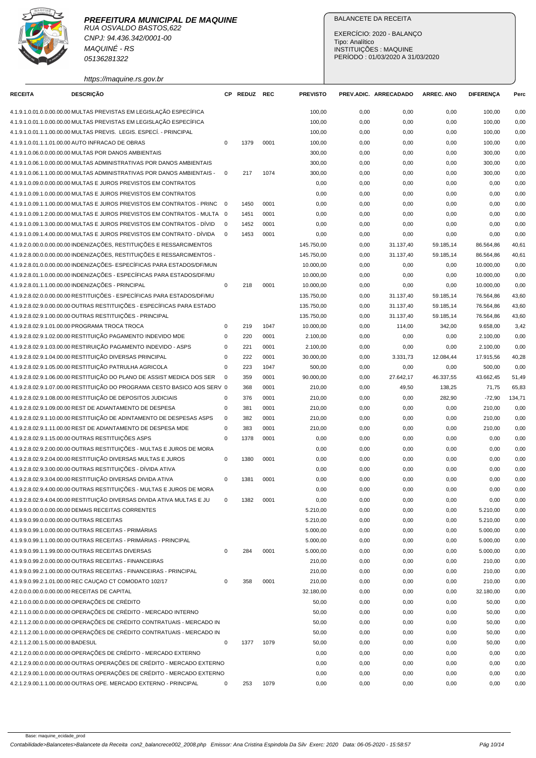**PREFEITURA MUNICIPAL DE MAQUINE**
RUA OSVALDO BASTOS,622
CNPJ: 94.436.342/0001-00
MAQUINÉ - RS
05136281322
https://maquine.rs.gov.br

BALANCETE DA RECEITA
EXERCÍCIO: 2020 - BALANÇO
Tipo: Analítico
INSTITUIÇÕES : MAQUINE
PERÍODO : 01/03/2020 A 31/03/2020

| RECEITA | DESCRIÇÃO | CP | REDUZ | REC | PREVISTO | PREV.ADIC. | ARRECADADO | ARREC. ANO | DIFERENÇA | Perc |
|---|---|---|---|---|---|---|---|---|---|---|
| 4.1.9.1.0.01.0.0.00.00.00 | MULTAS PREVISTAS EM LEGISLAÇÃO ESPECÍFICA | | | | 100,00 | 0,00 | 0,00 | 0,00 | 100,00 | 0,00 |
| 4.1.9.1.0.01.1.0.00.00.00 | MULTAS PREVISTAS EM LEGISLAÇÃO ESPECÍFICA | | | | 100,00 | 0,00 | 0,00 | 0,00 | 100,00 | 0,00 |
| 4.1.9.1.0.01.1.1.00.00.00 | MULTAS PREVIS. LEGIS. ESPECÍ. - PRINCIPAL | | | | 100,00 | 0,00 | 0,00 | 0,00 | 100,00 | 0,00 |
| 4.1.9.1.0.01.1.1.01.00.00 | AUTO INFRACAO DE OBRAS | 0 | 1379 | 0001 | 100,00 | 0,00 | 0,00 | 0,00 | 100,00 | 0,00 |
| 4.1.9.1.0.06.0.0.00.00.00 | MULTAS POR DANOS AMBIENTAIS | | | | 300,00 | 0,00 | 0,00 | 0,00 | 300,00 | 0,00 |
| 4.1.9.1.0.06.1.0.00.00.00 | MULTAS ADMINISTRATIVAS POR DANOS AMBIENTAIS | | | | 300,00 | 0,00 | 0,00 | 0,00 | 300,00 | 0,00 |
| 4.1.9.1.0.06.1.1.00.00.00 | MULTAS ADMINISTRATIVAS POR DANOS AMBIENTAIS - | 0 | 217 | 1074 | 300,00 | 0,00 | 0,00 | 0,00 | 300,00 | 0,00 |
| 4.1.9.1.0.09.0.0.00.00.00 | MULTAS E JUROS PREVISTOS EM CONTRATOS | | | | 0,00 | 0,00 | 0,00 | 0,00 | 0,00 | 0,00 |
| 4.1.9.1.0.09.1.0.00.00.00 | MULTAS E JUROS PREVISTOS EM CONTRATOS | | | | 0,00 | 0,00 | 0,00 | 0,00 | 0,00 | 0,00 |
| 4.1.9.1.0.09.1.1.00.00.00 | MULTAS E JUROS PREVISTOS EM CONTRATOS - PRINC | 0 | 1450 | 0001 | 0,00 | 0,00 | 0,00 | 0,00 | 0,00 | 0,00 |
| 4.1.9.1.0.09.1.2.00.00.00 | MULTAS E JUROS PREVISTOS EM CONTRATOS - MULTA | 0 | 1451 | 0001 | 0,00 | 0,00 | 0,00 | 0,00 | 0,00 | 0,00 |
| 4.1.9.1.0.09.1.3.00.00.00 | MULTAS E JUROS PREVISTOS EM CONTRATOS - DÍVID | 0 | 1452 | 0001 | 0,00 | 0,00 | 0,00 | 0,00 | 0,00 | 0,00 |
| 4.1.9.1.0.09.1.4.00.00.00 | MULTAS E JUROS PREVISTOS EM CONTRATO - DÍVIDA | 0 | 1453 | 0001 | 0,00 | 0,00 | 0,00 | 0,00 | 0,00 | 0,00 |
| 4.1.9.2.0.00.0.0.00.00.00 | INDENIZAÇÕES, RESTITUIÇÕES E RESSARCIMENTOS | | | | 145.750,00 | 0,00 | 31.137,40 | 59.185,14 | 86.564,86 | 40,61 |
| 4.1.9.2.8.00.0.0.00.00.00 | INDENIZAÇÕES, RESTITUIÇÕES E RESSARCIMENTOS - | | | | 145.750,00 | 0,00 | 31.137,40 | 59.185,14 | 86.564,86 | 40,61 |
| 4.1.9.2.8.01.0.0.00.00.00 | INDENIZAÇÕES- ESPECÍFICAS PARA ESTADOS/DF/MUN | | | | 10.000,00 | 0,00 | 0,00 | 0,00 | 10.000,00 | 0,00 |
| 4.1.9.2.8.01.1.0.00.00.00 | INDENIZAÇÕES - ESPECÍFICAS PARA ESTADOS/DF/MU | | | | 10.000,00 | 0,00 | 0,00 | 0,00 | 10.000,00 | 0,00 |
| 4.1.9.2.8.01.1.1.00.00.00 | INDENIZAÇÕES - PRINCIPAL | 0 | 218 | 0001 | 10.000,00 | 0,00 | 0,00 | 0,00 | 10.000,00 | 0,00 |
| 4.1.9.2.8.02.0.0.00.00.00 | RESTITUIÇÕES - ESPECÍFICAS PARA ESTADOS/DF/MU | | | | 135.750,00 | 0,00 | 31.137,40 | 59.185,14 | 76.564,86 | 43,60 |
| 4.1.9.2.8.02.9.0.00.00.00 | OUTRAS RESTITUIÇÕES - ESPECÍFICAS PARA ESTADO | | | | 135.750,00 | 0,00 | 31.137,40 | 59.185,14 | 76.564,86 | 43,60 |
| 4.1.9.2.8.02.9.1.00.00.00 | OUTRAS RESTITUIÇÕES - PRINCIPAL | | | | 135.750,00 | 0,00 | 31.137,40 | 59.185,14 | 76.564,86 | 43,60 |
| 4.1.9.2.8.02.9.1.01.00.00 | PROGRAMA TROCA TROCA | 0 | 219 | 1047 | 10.000,00 | 0,00 | 114,00 | 342,00 | 9.658,00 | 3,42 |
| 4.1.9.2.8.02.9.1.02.00.00 | RESTITUIÇÃO PAGAMENTO INDEVIDO MDE | 0 | 220 | 0001 | 2.100,00 | 0,00 | 0,00 | 0,00 | 2.100,00 | 0,00 |
| 4.1.9.2.8.02.9.1.03.00.00 | RESTIRUIÇÃO PAGAMENTO INDEVIDO - ASPS | 0 | 221 | 0001 | 2.100,00 | 0,00 | 0,00 | 0,00 | 2.100,00 | 0,00 |
| 4.1.9.2.8.02.9.1.04.00.00 | RESTITUIÇÃO DIVERSAS PRINCIPAL | 0 | 222 | 0001 | 30.000,00 | 0,00 | 3.331,73 | 12.084,44 | 17.915,56 | 40,28 |
| 4.1.9.2.8.02.9.1.05.00.00 | RESTITUIÇÃO PATRULHA AGRICOLA | 0 | 223 | 1047 | 500,00 | 0,00 | 0,00 | 0,00 | 500,00 | 0,00 |
| 4.1.9.2.8.02.9.1.06.00.00 | RESTITUIÇÃO DO PLANO DE ASSIST MEDICA DOS SER | 0 | 359 | 0001 | 90.000,00 | 0,00 | 27.642,17 | 46.337,55 | 43.662,45 | 51,49 |
| 4.1.9.2.8.02.9.1.07.00.00 | RESTITUIÇÃO DO PROGRAMA CESTO BASICO AOS SERV | 0 | 368 | 0001 | 210,00 | 0,00 | 49,50 | 138,25 | 71,75 | 65,83 |
| 4.1.9.2.8.02.9.1.08.00.00 | RESTITUIÇÃO DE DEPOSITOS JUDICIAIS | 0 | 376 | 0001 | 210,00 | 0,00 | 0,00 | 282,90 | -72,90 | 134,71 |
| 4.1.9.2.8.02.9.1.09.00.00 | REST DE ADIANTAMENTO DE DESPESA | 0 | 381 | 0001 | 210,00 | 0,00 | 0,00 | 0,00 | 210,00 | 0,00 |
| 4.1.9.2.8.02.9.1.10.00.00 | RESTITUIÇÃO DE ADINTAMENTO DE DESPESAS ASPS | 0 | 382 | 0001 | 210,00 | 0,00 | 0,00 | 0,00 | 210,00 | 0,00 |
| 4.1.9.2.8.02.9.1.11.00.00 | REST DE ADIANTAMENTO DE DESPESA MDE | 0 | 383 | 0001 | 210,00 | 0,00 | 0,00 | 0,00 | 210,00 | 0,00 |
| 4.1.9.2.8.02.9.1.15.00.00 | OUTRAS RESTITUIÇÕES ASPS | 0 | 1378 | 0001 | 0,00 | 0,00 | 0,00 | 0,00 | 0,00 | 0,00 |
| 4.1.9.2.8.02.9.2.00.00.00 | OUTRAS RESTITUIÇÕES - MULTAS E JUROS DE MORA | | | | 0,00 | 0,00 | 0,00 | 0,00 | 0,00 | 0,00 |
| 4.1.9.2.8.02.9.2.04.00.00 | RESTITUIÇÃO DIVERSAS MULTAS E JUROS | 0 | 1380 | 0001 | 0,00 | 0,00 | 0,00 | 0,00 | 0,00 | 0,00 |
| 4.1.9.2.8.02.9.3.00.00.00 | OUTRAS RESTITUIÇÕES - DÍVIDA ATIVA | | | | 0,00 | 0,00 | 0,00 | 0,00 | 0,00 | 0,00 |
| 4.1.9.2.8.02.9.3.04.00.00 | RESTITUIÇÃO DIVERSAS DIVIDA ATIVA | 0 | 1381 | 0001 | 0,00 | 0,00 | 0,00 | 0,00 | 0,00 | 0,00 |
| 4.1.9.2.8.02.9.4.00.00.00 | OUTRAS RESTITUIÇÕES - MULTAS E JUROS DE MORA | | | | 0,00 | 0,00 | 0,00 | 0,00 | 0,00 | 0,00 |
| 4.1.9.2.8.02.9.4.04.00.00 | RESTITUIÇÃO DIVERSAS DIVIDA ATIVA MULTAS E JU | 0 | 1382 | 0001 | 0,00 | 0,00 | 0,00 | 0,00 | 0,00 | 0,00 |
| 4.1.9.9.0.00.0.0.00.00.00 | DEMAIS RECEITAS CORRENTES | | | | 5.210,00 | 0,00 | 0,00 | 0,00 | 5.210,00 | 0,00 |
| 4.1.9.9.0.99.0.0.00.00.00 | OUTRAS RECEITAS | | | | 5.210,00 | 0,00 | 0,00 | 0,00 | 5.210,00 | 0,00 |
| 4.1.9.9.0.99.1.0.00.00.00 | OUTRAS RECEITAS - PRIMÁRIAS | | | | 5.000,00 | 0,00 | 0,00 | 0,00 | 5.000,00 | 0,00 |
| 4.1.9.9.0.99.1.1.00.00.00 | OUTRAS RECEITAS - PRIMÁRIAS - PRINCIPAL | | | | 5.000,00 | 0,00 | 0,00 | 0,00 | 5.000,00 | 0,00 |
| 4.1.9.9.0.99.1.1.99.00.00 | OUTRAS RECEITAS DIVERSAS | 0 | 284 | 0001 | 5.000,00 | 0,00 | 0,00 | 0,00 | 5.000,00 | 0,00 |
| 4.1.9.9.0.99.2.0.00.00.00 | OUTRAS RECEITAS - FINANCEIRAS | | | | 210,00 | 0,00 | 0,00 | 0,00 | 210,00 | 0,00 |
| 4.1.9.9.0.99.2.1.00.00.00 | OUTRAS RECEITAS - FINANCEIRAS - PRINCIPAL | | | | 210,00 | 0,00 | 0,00 | 0,00 | 210,00 | 0,00 |
| 4.1.9.9.0.99.2.1.01.00.00 | REC CAUÇAO CT COMODATO 102/17 | 0 | 358 | 0001 | 210,00 | 0,00 | 0,00 | 0,00 | 210,00 | 0,00 |
| 4.2.0.0.0.00.0.0.00.00.00 | RECEITAS DE CAPITAL | | | | 32.180,00 | 0,00 | 0,00 | 0,00 | 32.180,00 | 0,00 |
| 4.2.1.0.0.00.0.0.00.00.00 | OPERAÇÕES DE CRÉDITO | | | | 50,00 | 0,00 | 0,00 | 0,00 | 50,00 | 0,00 |
| 4.2.1.1.0.00.0.0.00.00.00 | OPERAÇÕES DE CRÉDITO - MERCADO INTERNO | | | | 50,00 | 0,00 | 0,00 | 0,00 | 50,00 | 0,00 |
| 4.2.1.1.2.00.0.0.00.00.00 | OPERAÇÕES DE CRÉDITO CONTRATUAIS - MERCADO IN | | | | 50,00 | 0,00 | 0,00 | 0,00 | 50,00 | 0,00 |
| 4.2.1.1.2.00.1.0.00.00.00 | OPERAÇÕES DE CRÉDITO CONTRATUAIS - MERCADO IN | | | | 50,00 | 0,00 | 0,00 | 0,00 | 50,00 | 0,00 |
| 4.2.1.1.2.00.1.5.00.00.00 | BADESUL | 0 | 1377 | 1079 | 50,00 | 0,00 | 0,00 | 0,00 | 50,00 | 0,00 |
| 4.2.1.2.0.00.0.0.00.00.00 | OPERAÇÕES DE CRÉDITO - MERCADO EXTERNO | | | | 0,00 | 0,00 | 0,00 | 0,00 | 0,00 | 0,00 |
| 4.2.1.2.9.00.0.0.00.00.00 | OUTRAS OPERAÇÕES DE CRÉDITO - MERCADO EXTERNO | | | | 0,00 | 0,00 | 0,00 | 0,00 | 0,00 | 0,00 |
| 4.2.1.2.9.00.1.0.00.00.00 | OUTRAS OPERAÇÕES DE CRÉDITO - MERCADO EXTERNO | | | | 0,00 | 0,00 | 0,00 | 0,00 | 0,00 | 0,00 |
| 4.2.1.2.9.00.1.1.00.00.00 | OUTRAS OPE. MERCADO EXTERNO - PRINCIPAL | 0 | 253 | 1079 | 0,00 | 0,00 | 0,00 | 0,00 | 0,00 | 0,00 |

Base: maquine_ecidade_prod
Contabilidade>Balancetes>Balancete da Receita con2_balancrece002_2008.php Emissor: Ana Cristina Espindola Da Silv Exerc: 2020 Data: 06-05-2020 - 15:58:57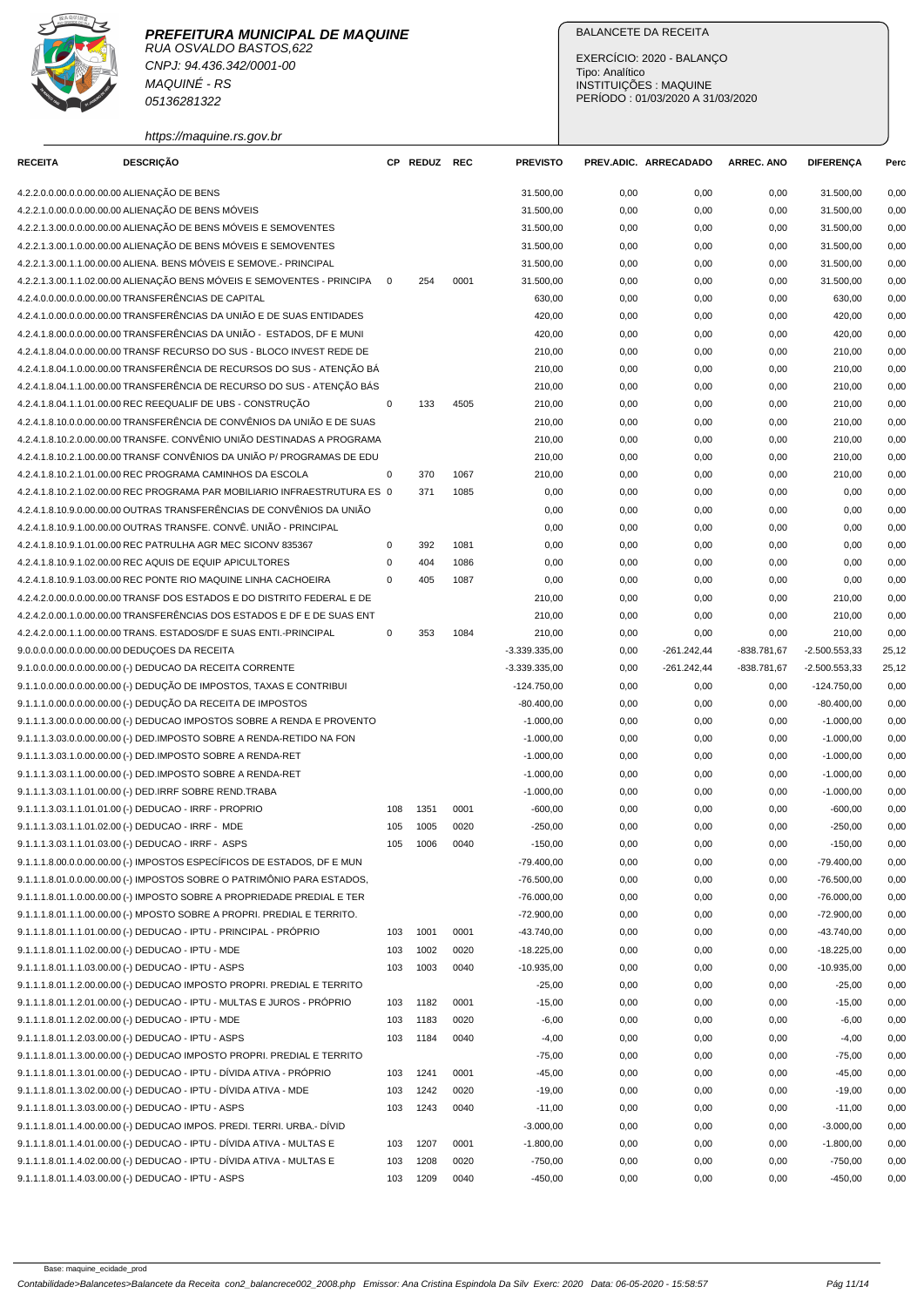**PREFEITURA MUNICIPAL DE MAQUINE**
RUA OSVALDO BASTOS,622
CNPJ: 94.436.342/0001-00
MAQUINÉ - RS
05136281322
https://maquine.rs.gov.br

BALANCETE DA RECEITA

EXERCÍCIO: 2020 - BALANÇO
Tipo: Analítico
INSTITUIÇÕES : MAQUINE
PERÍODO : 01/03/2020 A 31/03/2020

| RECEITA | DESCRIÇÃO | CP | REDUZ | REC | PREVISTO | PREV.ADIC. | ARRECADADO | ARREC. ANO | DIFERENÇA | Perc |
|---|---|---|---|---|---|---|---|---|---|---|
| 4.2.2.0.0.00.0.0.00.00.00 | ALIENAÇÃO DE BENS | | | | 31.500,00 | 0,00 | 0,00 | 0,00 | 31.500,00 | 0,00 |
| 4.2.2.1.0.00.0.0.00.00.00 | ALIENAÇÃO DE BENS MÓVEIS | | | | 31.500,00 | 0,00 | 0,00 | 0,00 | 31.500,00 | 0,00 |
| 4.2.2.1.3.00.0.0.00.00.00 | ALIENAÇÃO DE BENS MÓVEIS E SEMOVENTES | | | | 31.500,00 | 0,00 | 0,00 | 0,00 | 31.500,00 | 0,00 |
| 4.2.2.1.3.00.1.0.00.00.00 | ALIENAÇÃO DE BENS MÓVEIS E SEMOVENTES | | | | 31.500,00 | 0,00 | 0,00 | 0,00 | 31.500,00 | 0,00 |
| 4.2.2.1.3.00.1.1.00.00.00 | ALIENA. BENS MÓVEIS E SEMOVE.- PRINCIPAL | | | | 31.500,00 | 0,00 | 0,00 | 0,00 | 31.500,00 | 0,00 |
| 4.2.2.1.3.00.1.1.02.00.00 | ALIENAÇÃO BENS MÓVEIS E SEMOVENTES - PRINCIPA | 0 | 254 | 0001 | 31.500,00 | 0,00 | 0,00 | 0,00 | 31.500,00 | 0,00 |
| 4.2.4.0.0.00.0.0.00.00.00 | TRANSFERÊNCIAS DE CAPITAL | | | | 630,00 | 0,00 | 0,00 | 0,00 | 630,00 | 0,00 |
| 4.2.4.1.0.00.0.0.00.00.00 | TRANSFERÊNCIAS DA UNIÃO E DE SUAS ENTIDADES | | | | 420,00 | 0,00 | 0,00 | 0,00 | 420,00 | 0,00 |
| 4.2.4.1.8.00.0.0.00.00.00 | TRANSFERÊNCIAS DA UNIÃO - ESTADOS, DF E MUNI | | | | 420,00 | 0,00 | 0,00 | 0,00 | 420,00 | 0,00 |
| 4.2.4.1.8.04.0.0.00.00.00 | TRANSF RECURSO DO SUS - BLOCO INVEST REDE DE | | | | 210,00 | 0,00 | 0,00 | 0,00 | 210,00 | 0,00 |
| 4.2.4.1.8.04.1.0.00.00.00 | TRANSFERÊNCIA DE RECURSOS DO SUS - ATENÇÃO BÁ | | | | 210,00 | 0,00 | 0,00 | 0,00 | 210,00 | 0,00 |
| 4.2.4.1.8.04.1.1.00.00.00 | TRANSFERÊNCIA DE RECURSO DO SUS - ATENÇÃO BÁS | | | | 210,00 | 0,00 | 0,00 | 0,00 | 210,00 | 0,00 |
| 4.2.4.1.8.04.1.1.01.00.00 | REC REEQUALIF DE UBS - CONSTRUÇÃO | 0 | 133 | 4505 | 210,00 | 0,00 | 0,00 | 0,00 | 210,00 | 0,00 |
| 4.2.4.1.8.10.0.0.00.00.00 | TRANSFERÊNCIA DE CONVÊNIOS DA UNIÃO E DE SUAS | | | | 210,00 | 0,00 | 0,00 | 0,00 | 210,00 | 0,00 |
| 4.2.4.1.8.10.2.0.00.00.00 | TRANSFE. CONVÊNIO UNIÃO DESTINADAS A PROGRAMA | | | | 210,00 | 0,00 | 0,00 | 0,00 | 210,00 | 0,00 |
| 4.2.4.1.8.10.2.1.00.00.00 | TRANSF CONVÊNIOS DA UNIÃO P/ PROGRAMAS DE EDU | | | | 210,00 | 0,00 | 0,00 | 0,00 | 210,00 | 0,00 |
| 4.2.4.1.8.10.2.1.01.00.00 | REC PROGRAMA CAMINHOS DA ESCOLA | 0 | 370 | 1067 | 210,00 | 0,00 | 0,00 | 0,00 | 210,00 | 0,00 |
| 4.2.4.1.8.10.2.1.02.00.00 | REC PROGRAMA PAR MOBILIARIO INFRAESTRUTURA ES | 0 | 371 | 1085 | 0,00 | 0,00 | 0,00 | 0,00 | 0,00 | 0,00 |
| 4.2.4.1.8.10.9.0.00.00.00 | OUTRAS TRANSFERÊNCIAS DE CONVÊNIOS DA UNIÃO | | | | 0,00 | 0,00 | 0,00 | 0,00 | 0,00 | 0,00 |
| 4.2.4.1.8.10.9.1.00.00.00 | OUTRAS TRANSFE. CONVÊ. UNIÃO - PRINCIPAL | | | | 0,00 | 0,00 | 0,00 | 0,00 | 0,00 | 0,00 |
| 4.2.4.1.8.10.9.1.01.00.00 | REC PATRULHA AGR MEC SICONV 835367 | 0 | 392 | 1081 | 0,00 | 0,00 | 0,00 | 0,00 | 0,00 | 0,00 |
| 4.2.4.1.8.10.9.1.02.00.00 | REC AQUIS DE EQUIP APICULTORES | 0 | 404 | 1086 | 0,00 | 0,00 | 0,00 | 0,00 | 0,00 | 0,00 |
| 4.2.4.1.8.10.9.1.03.00.00 | REC PONTE RIO MAQUINE LINHA CACHOEIRA | 0 | 405 | 1087 | 0,00 | 0,00 | 0,00 | 0,00 | 0,00 | 0,00 |
| 4.2.4.2.0.00.0.0.00.00.00 | TRANSF DOS ESTADOS E DO DISTRITO FEDERAL E DE | | | | 210,00 | 0,00 | 0,00 | 0,00 | 210,00 | 0,00 |
| 4.2.4.2.0.00.1.0.00.00.00 | TRANSFERÊNCIAS DOS ESTADOS E DF E DE SUAS ENT | | | | 210,00 | 0,00 | 0,00 | 0,00 | 210,00 | 0,00 |
| 4.2.4.2.0.00.1.1.00.00.00 | TRANS. ESTADOS/DF E SUAS ENTI.-PRINCIPAL | 0 | 353 | 1084 | 210,00 | 0,00 | 0,00 | 0,00 | 210,00 | 0,00 |
| 9.0.0.0.0.00.0.0.00.00.00 | DEDUÇOES DA RECEITA | | | | -3.339.335,00 | 0,00 | -261.242,44 | -838.781,67 | -2.500.553,33 | 25,12 |
| 9.1.0.0.0.00.0.0.00.00.00 | (-) DEDUCAO DA RECEITA CORRENTE | | | | -3.339.335,00 | 0,00 | -261.242,44 | -838.781,67 | -2.500.553,33 | 25,12 |
| 9.1.1.0.0.00.0.0.00.00.00 | (-) DEDUÇÃO DE IMPOSTOS, TAXAS E CONTRIBUI | | | | -124.750,00 | 0,00 | 0,00 | 0,00 | -124.750,00 | 0,00 |
| 9.1.1.1.0.00.0.0.00.00.00 | (-) DEDUÇÃO DA RECEITA DE IMPOSTOS | | | | -80.400,00 | 0,00 | 0,00 | 0,00 | -80.400,00 | 0,00 |
| 9.1.1.1.3.00.0.0.00.00.00 | (-) DEDUCAO IMPOSTOS SOBRE A RENDA E PROVENTO | | | | -1.000,00 | 0,00 | 0,00 | 0,00 | -1.000,00 | 0,00 |
| 9.1.1.1.3.03.0.0.00.00.00 | (-) DED.IMPOSTO SOBRE A RENDA-RETIDO NA FON | | | | -1.000,00 | 0,00 | 0,00 | 0,00 | -1.000,00 | 0,00 |
| 9.1.1.1.3.03.1.0.00.00.00 | (-) DED.IMPOSTO SOBRE A RENDA-RET | | | | -1.000,00 | 0,00 | 0,00 | 0,00 | -1.000,00 | 0,00 |
| 9.1.1.1.3.03.1.1.00.00.00 | (-) DED.IMPOSTO SOBRE A RENDA-RET | | | | -1.000,00 | 0,00 | 0,00 | 0,00 | -1.000,00 | 0,00 |
| 9.1.1.1.3.03.1.1.01.00.00 | (-) DED.IRRF SOBRE REND.TRABA | | | | -1.000,00 | 0,00 | 0,00 | 0,00 | -1.000,00 | 0,00 |
| 9.1.1.1.3.03.1.1.01.01.00 | (-) DEDUCAO - IRRF - PROPRIO | 108 | 1351 | 0001 | -600,00 | 0,00 | 0,00 | 0,00 | -600,00 | 0,00 |
| 9.1.1.1.3.03.1.1.01.02.00 | (-) DEDUCAO - IRRF - MDE | 105 | 1005 | 0020 | -250,00 | 0,00 | 0,00 | 0,00 | -250,00 | 0,00 |
| 9.1.1.1.3.03.1.1.01.03.00 | (-) DEDUCAO - IRRF - ASPS | 105 | 1006 | 0040 | -150,00 | 0,00 | 0,00 | 0,00 | -150,00 | 0,00 |
| 9.1.1.1.8.00.0.0.00.00.00 | (-) IMPOSTOS ESPECÍFICOS DE ESTADOS, DF E MUN | | | | -79.400,00 | 0,00 | 0,00 | 0,00 | -79.400,00 | 0,00 |
| 9.1.1.1.8.01.0.0.00.00.00 | (-) IMPOSTOS SOBRE O PATRIMÔNIO PARA ESTADOS, | | | | -76.500,00 | 0,00 | 0,00 | 0,00 | -76.500,00 | 0,00 |
| 9.1.1.1.8.01.1.0.00.00.00 | (-) IMPOSTO SOBRE A PROPRIEDADE PREDIAL E TER | | | | -76.000,00 | 0,00 | 0,00 | 0,00 | -76.000,00 | 0,00 |
| 9.1.1.1.8.01.1.1.00.00.00 | (-) MPOSTO SOBRE A PROPRI. PREDIAL E TERRITO. | | | | -72.900,00 | 0,00 | 0,00 | 0,00 | -72.900,00 | 0,00 |
| 9.1.1.1.8.01.1.1.01.00.00 | (-) DEDUCAO - IPTU - PRINCIPAL - PRÓPRIO | 103 | 1001 | 0001 | -43.740,00 | 0,00 | 0,00 | 0,00 | -43.740,00 | 0,00 |
| 9.1.1.1.8.01.1.1.02.00.00 | (-) DEDUCAO - IPTU - MDE | 103 | 1002 | 0020 | -18.225,00 | 0,00 | 0,00 | 0,00 | -18.225,00 | 0,00 |
| 9.1.1.1.8.01.1.1.03.00.00 | (-) DEDUCAO - IPTU - ASPS | 103 | 1003 | 0040 | -10.935,00 | 0,00 | 0,00 | 0,00 | -10.935,00 | 0,00 |
| 9.1.1.1.8.01.1.2.00.00.00 | (-) DEDUCAO IMPOSTO PROPRI. PREDIAL E TERRITO | | | | -25,00 | 0,00 | 0,00 | 0,00 | -25,00 | 0,00 |
| 9.1.1.1.8.01.1.2.01.00.00 | (-) DEDUCAO - IPTU - MULTAS E JUROS - PRÓPRIO | 103 | 1182 | 0001 | -15,00 | 0,00 | 0,00 | 0,00 | -15,00 | 0,00 |
| 9.1.1.1.8.01.1.2.02.00.00 | (-) DEDUCAO - IPTU - MDE | 103 | 1183 | 0020 | -6,00 | 0,00 | 0,00 | 0,00 | -6,00 | 0,00 |
| 9.1.1.1.8.01.1.2.03.00.00 | (-) DEDUCAO - IPTU - ASPS | 103 | 1184 | 0040 | -4,00 | 0,00 | 0,00 | 0,00 | -4,00 | 0,00 |
| 9.1.1.1.8.01.1.3.00.00.00 | (-) DEDUCAO IMPOSTO PROPRI. PREDIAL E TERRITO | | | | -75,00 | 0,00 | 0,00 | 0,00 | -75,00 | 0,00 |
| 9.1.1.1.8.01.1.3.01.00.00 | (-) DEDUCAO - IPTU - DÍVIDA ATIVA - PRÓPRIO | 103 | 1241 | 0001 | -45,00 | 0,00 | 0,00 | 0,00 | -45,00 | 0,00 |
| 9.1.1.1.8.01.1.3.02.00.00 | (-) DEDUCAO - IPTU - DÍVIDA ATIVA - MDE | 103 | 1242 | 0020 | -19,00 | 0,00 | 0,00 | 0,00 | -19,00 | 0,00 |
| 9.1.1.1.8.01.1.3.03.00.00 | (-) DEDUCAO - IPTU - ASPS | 103 | 1243 | 0040 | -11,00 | 0,00 | 0,00 | 0,00 | -11,00 | 0,00 |
| 9.1.1.1.8.01.1.4.00.00.00 | (-) DEDUCAO IMPOS. PREDI. TERRI. URBA.- DÍVID | | | | -3.000,00 | 0,00 | 0,00 | 0,00 | -3.000,00 | 0,00 |
| 9.1.1.1.8.01.1.4.01.00.00 | (-) DEDUCAO - IPTU - DÍVIDA ATIVA - MULTAS E | 103 | 1207 | 0001 | -1.800,00 | 0,00 | 0,00 | 0,00 | -1.800,00 | 0,00 |
| 9.1.1.1.8.01.1.4.02.00.00 | (-) DEDUCAO - IPTU - DÍVIDA ATIVA - MULTAS E | 103 | 1208 | 0020 | -750,00 | 0,00 | 0,00 | 0,00 | -750,00 | 0,00 |
| 9.1.1.1.8.01.1.4.03.00.00 | (-) DEDUCAO - IPTU - ASPS | 103 | 1209 | 0040 | -450,00 | 0,00 | 0,00 | 0,00 | -450,00 | 0,00 |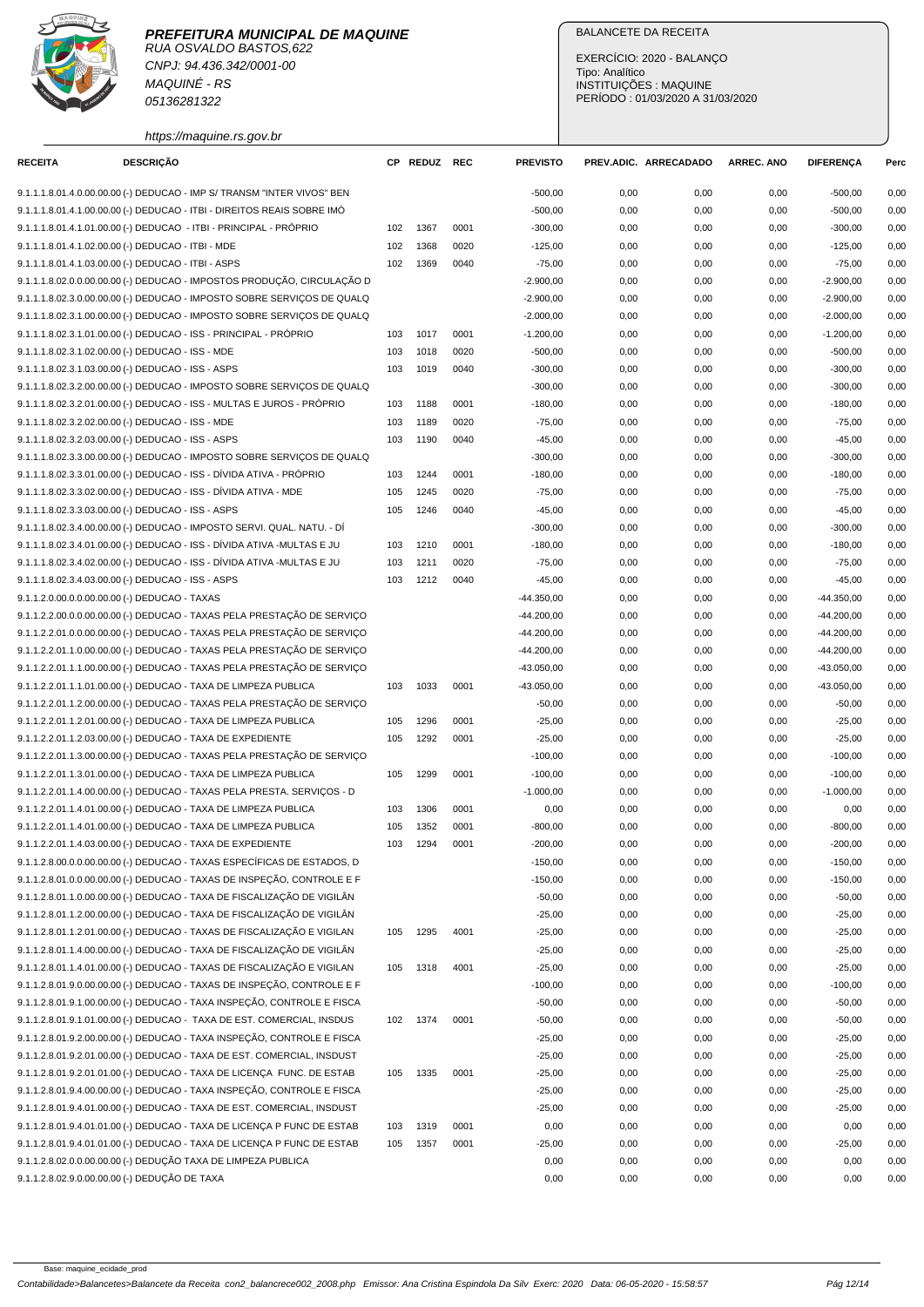**PREFEITURA MUNICIPAL DE MAQUINE**
RUA OSVALDO BASTOS,622
CNPJ: 94.436.342/0001-00
MAQUINÉ - RS
05136281322
https://maquine.rs.gov.br

BALANCETE DA RECEITA

EXERCÍCIO: 2020 - BALANÇO
Tipo: Analítico
INSTITUIÇÕES : MAQUINE
PERÍODO : 01/03/2020 A 31/03/2020

| RECEITA | DESCRIÇÃO | CP | REDUZ | REC | PREVISTO | PREV.ADIC. | ARRECADADO | ARREC. ANO | DIFERENÇA | Perc |
|---|---|---|---|---|---|---|---|---|---|---|
| 9.1.1.1.8.01.4.0.00.00.00 | (-) DEDUCAO - IMP S/ TRANSM "INTER VIVOS" BEN | | | | -500,00 | 0,00 | 0,00 | 0,00 | -500,00 | 0,00 |
| 9.1.1.1.8.01.4.1.00.00.00 | (-) DEDUCAO - ITBI - DIREITOS REAIS SOBRE IMÓ | | | | -500,00 | 0,00 | 0,00 | 0,00 | -500,00 | 0,00 |
| 9.1.1.1.8.01.4.1.01.00.00 | (-) DEDUCAO - ITBI - PRINCIPAL - PRÓPRIO | 102 | 1367 | 0001 | -300,00 | 0,00 | 0,00 | 0,00 | -300,00 | 0,00 |
| 9.1.1.1.8.01.4.1.02.00.00 | (-) DEDUCAO - ITBI - MDE | 102 | 1368 | 0020 | -125,00 | 0,00 | 0,00 | 0,00 | -125,00 | 0,00 |
| 9.1.1.1.8.01.4.1.03.00.00 | (-) DEDUCAO - ITBI - ASPS | 102 | 1369 | 0040 | -75,00 | 0,00 | 0,00 | 0,00 | -75,00 | 0,00 |
| 9.1.1.1.8.02.0.0.00.00.00 | (-) DEDUCAO - IMPOSTOS PRODUÇÃO, CIRCULAÇÃO D | | | | -2.900,00 | 0,00 | 0,00 | 0,00 | -2.900,00 | 0,00 |
| 9.1.1.1.8.02.3.0.00.00.00 | (-) DEDUCAO - IMPOSTO SOBRE SERVIÇOS DE QUALQ | | | | -2.900,00 | 0,00 | 0,00 | 0,00 | -2.900,00 | 0,00 |
| 9.1.1.1.8.02.3.1.00.00.00 | (-) DEDUCAO - IMPOSTO SOBRE SERVIÇOS DE QUALQ | | | | -2.000,00 | 0,00 | 0,00 | 0,00 | -2.000,00 | 0,00 |
| 9.1.1.1.8.02.3.1.01.00.00 | (-) DEDUCAO - ISS - PRINCIPAL - PRÓPRIO | 103 | 1017 | 0001 | -1.200,00 | 0,00 | 0,00 | 0,00 | -1.200,00 | 0,00 |
| 9.1.1.1.8.02.3.1.02.00.00 | (-) DEDUCAO - ISS - MDE | 103 | 1018 | 0020 | -500,00 | 0,00 | 0,00 | 0,00 | -500,00 | 0,00 |
| 9.1.1.1.8.02.3.1.03.00.00 | (-) DEDUCAO - ISS - ASPS | 103 | 1019 | 0040 | -300,00 | 0,00 | 0,00 | 0,00 | -300,00 | 0,00 |
| 9.1.1.1.8.02.3.2.00.00.00 | (-) DEDUCAO - IMPOSTO SOBRE SERVIÇOS DE QUALQ | | | | -300,00 | 0,00 | 0,00 | 0,00 | -300,00 | 0,00 |
| 9.1.1.1.8.02.3.2.01.00.00 | (-) DEDUCAO - ISS - MULTAS E JUROS - PRÓPRIO | 103 | 1188 | 0001 | -180,00 | 0,00 | 0,00 | 0,00 | -180,00 | 0,00 |
| 9.1.1.1.8.02.3.2.02.00.00 | (-) DEDUCAO - ISS - MDE | 103 | 1189 | 0020 | -75,00 | 0,00 | 0,00 | 0,00 | -75,00 | 0,00 |
| 9.1.1.1.8.02.3.2.03.00.00 | (-) DEDUCAO - ISS - ASPS | 103 | 1190 | 0040 | -45,00 | 0,00 | 0,00 | 0,00 | -45,00 | 0,00 |
| 9.1.1.1.8.02.3.3.00.00.00 | (-) DEDUCAO - IMPOSTO SOBRE SERVIÇOS DE QUALQ | | | | -300,00 | 0,00 | 0,00 | 0,00 | -300,00 | 0,00 |
| 9.1.1.1.8.02.3.3.01.00.00 | (-) DEDUCAO - ISS - DÍVIDA ATIVA - PRÓPRIO | 103 | 1244 | 0001 | -180,00 | 0,00 | 0,00 | 0,00 | -180,00 | 0,00 |
| 9.1.1.1.8.02.3.3.02.00.00 | (-) DEDUCAO - ISS - DÍVIDA ATIVA - MDE | 105 | 1245 | 0020 | -75,00 | 0,00 | 0,00 | 0,00 | -75,00 | 0,00 |
| 9.1.1.1.8.02.3.3.03.00.00 | (-) DEDUCAO - ISS - ASPS | 105 | 1246 | 0040 | -45,00 | 0,00 | 0,00 | 0,00 | -45,00 | 0,00 |
| 9.1.1.1.8.02.3.4.00.00.00 | (-) DEDUCAO - IMPOSTO SERVI. QUAL. NATU. - DÍ | | | | -300,00 | 0,00 | 0,00 | 0,00 | -300,00 | 0,00 |
| 9.1.1.1.8.02.3.4.01.00.00 | (-) DEDUCAO - ISS - DÍVIDA ATIVA -MULTAS E JU | 103 | 1210 | 0001 | -180,00 | 0,00 | 0,00 | 0,00 | -180,00 | 0,00 |
| 9.1.1.1.8.02.3.4.02.00.00 | (-) DEDUCAO - ISS - DÍVIDA ATIVA -MULTAS E JU | 103 | 1211 | 0020 | -75,00 | 0,00 | 0,00 | 0,00 | -75,00 | 0,00 |
| 9.1.1.1.8.02.3.4.03.00.00 | (-) DEDUCAO - ISS - ASPS | 103 | 1212 | 0040 | -45,00 | 0,00 | 0,00 | 0,00 | -45,00 | 0,00 |
| 9.1.1.2.0.00.0.0.00.00.00 | (-) DEDUCAO - TAXAS | | | | -44.350,00 | 0,00 | 0,00 | 0,00 | -44.350,00 | 0,00 |
| 9.1.1.2.2.00.0.0.00.00.00 | (-) DEDUCAO - TAXAS PELA PRESTAÇÃO DE SERVIÇO | | | | -44.200,00 | 0,00 | 0,00 | 0,00 | -44.200,00 | 0,00 |
| 9.1.1.2.2.01.0.0.00.00.00 | (-) DEDUCAO - TAXAS PELA PRESTAÇÃO DE SERVIÇO | | | | -44.200,00 | 0,00 | 0,00 | 0,00 | -44.200,00 | 0,00 |
| 9.1.1.2.2.01.1.0.00.00.00 | (-) DEDUCAO - TAXAS PELA PRESTAÇÃO DE SERVIÇO | | | | -44.200,00 | 0,00 | 0,00 | 0,00 | -44.200,00 | 0,00 |
| 9.1.1.2.2.01.1.1.00.00.00 | (-) DEDUCAO - TAXAS PELA PRESTAÇÃO DE SERVIÇO | | | | -43.050,00 | 0,00 | 0,00 | 0,00 | -43.050,00 | 0,00 |
| 9.1.1.2.2.01.1.1.01.00.00 | (-) DEDUCAO - TAXA DE LIMPEZA PUBLICA | 103 | 1033 | 0001 | -43.050,00 | 0,00 | 0,00 | 0,00 | -43.050,00 | 0,00 |
| 9.1.1.2.2.01.1.2.00.00.00 | (-) DEDUCAO - TAXAS PELA PRESTAÇÃO DE SERVIÇO | | | | -50,00 | 0,00 | 0,00 | 0,00 | -50,00 | 0,00 |
| 9.1.1.2.2.01.1.2.01.00.00 | (-) DEDUCAO - TAXA DE LIMPEZA PUBLICA | 105 | 1296 | 0001 | -25,00 | 0,00 | 0,00 | 0,00 | -25,00 | 0,00 |
| 9.1.1.2.2.01.1.2.03.00.00 | (-) DEDUCAO - TAXA DE EXPEDIENTE | 105 | 1292 | 0001 | -25,00 | 0,00 | 0,00 | 0,00 | -25,00 | 0,00 |
| 9.1.1.2.2.01.1.3.00.00.00 | (-) DEDUCAO - TAXAS PELA PRESTAÇÃO DE SERVIÇO | | | | -100,00 | 0,00 | 0,00 | 0,00 | -100,00 | 0,00 |
| 9.1.1.2.2.01.1.3.01.00.00 | (-) DEDUCAO - TAXA DE LIMPEZA PUBLICA | 105 | 1299 | 0001 | -100,00 | 0,00 | 0,00 | 0,00 | -100,00 | 0,00 |
| 9.1.1.2.2.01.1.4.00.00.00 | (-) DEDUCAO - TAXAS PELA PRESTA. SERVIÇOS - D | | | | -1.000,00 | 0,00 | 0,00 | 0,00 | -1.000,00 | 0,00 |
| 9.1.1.2.2.01.1.4.01.00.00 | (-) DEDUCAO - TAXA DE LIMPEZA PUBLICA | 103 | 1306 | 0001 | 0,00 | 0,00 | 0,00 | 0,00 | 0,00 | 0,00 |
| 9.1.1.2.2.01.1.4.01.00.00 | (-) DEDUCAO - TAXA DE LIMPEZA PUBLICA | 105 | 1352 | 0001 | -800,00 | 0,00 | 0,00 | 0,00 | -800,00 | 0,00 |
| 9.1.1.2.2.01.1.4.03.00.00 | (-) DEDUCAO - TAXA DE EXPEDIENTE | 103 | 1294 | 0001 | -200,00 | 0,00 | 0,00 | 0,00 | -200,00 | 0,00 |
| 9.1.1.2.8.00.0.0.00.00.00 | (-) DEDUCAO - TAXAS ESPECÍFICAS DE ESTADOS, D | | | | -150,00 | 0,00 | 0,00 | 0,00 | -150,00 | 0,00 |
| 9.1.1.2.8.01.0.0.00.00.00 | (-) DEDUCAO - TAXAS DE INSPEÇÃO, CONTROLE E F | | | | -150,00 | 0,00 | 0,00 | 0,00 | -150,00 | 0,00 |
| 9.1.1.2.8.01.1.0.00.00.00 | (-) DEDUCAO - TAXA DE FISCALIZAÇÃO DE VIGILÂN | | | | -50,00 | 0,00 | 0,00 | 0,00 | -50,00 | 0,00 |
| 9.1.1.2.8.01.1.2.00.00.00 | (-) DEDUCAO - TAXA DE FISCALIZAÇÃO DE VIGILÂN | | | | -25,00 | 0,00 | 0,00 | 0,00 | -25,00 | 0,00 |
| 9.1.1.2.8.01.1.2.01.00.00 | (-) DEDUCAO - TAXAS DE FISCALIZAÇÃO E VIGILAN | 105 | 1295 | 4001 | -25,00 | 0,00 | 0,00 | 0,00 | -25,00 | 0,00 |
| 9.1.1.2.8.01.1.4.00.00.00 | (-) DEDUCAO - TAXA DE FISCALIZAÇÃO DE VIGILÂN | | | | -25,00 | 0,00 | 0,00 | 0,00 | -25,00 | 0,00 |
| 9.1.1.2.8.01.1.4.01.00.00 | (-) DEDUCAO - TAXAS DE FISCALIZAÇÃO E VIGILAN | 105 | 1318 | 4001 | -25,00 | 0,00 | 0,00 | 0,00 | -25,00 | 0,00 |
| 9.1.1.2.8.01.9.0.00.00.00 | (-) DEDUCAO - TAXAS DE INSPEÇÃO, CONTROLE E F | | | | -100,00 | 0,00 | 0,00 | 0,00 | -100,00 | 0,00 |
| 9.1.1.2.8.01.9.1.00.00.00 | (-) DEDUCAO - TAXA INSPEÇÃO, CONTROLE E FISCA | | | | -50,00 | 0,00 | 0,00 | 0,00 | -50,00 | 0,00 |
| 9.1.1.2.8.01.9.1.01.00.00 | (-) DEDUCAO - TAXA DE EST. COMERCIAL, INSDUS | 102 | 1374 | 0001 | -50,00 | 0,00 | 0,00 | 0,00 | -50,00 | 0,00 |
| 9.1.1.2.8.01.9.2.00.00.00 | (-) DEDUCAO - TAXA INSPEÇÃO, CONTROLE E FISCA | | | | -25,00 | 0,00 | 0,00 | 0,00 | -25,00 | 0,00 |
| 9.1.1.2.8.01.9.2.01.00.00 | (-) DEDUCAO - TAXA DE EST. COMERCIAL, INSDUST | | | | -25,00 | 0,00 | 0,00 | 0,00 | -25,00 | 0,00 |
| 9.1.1.2.8.01.9.2.01.01.00 | (-) DEDUCAO - TAXA DE LICENÇA FUNC. DE ESTAB | 105 | 1335 | 0001 | -25,00 | 0,00 | 0,00 | 0,00 | -25,00 | 0,00 |
| 9.1.1.2.8.01.9.4.00.00.00 | (-) DEDUCAO - TAXA INSPEÇÃO, CONTROLE E FISCA | | | | -25,00 | 0,00 | 0,00 | 0,00 | -25,00 | 0,00 |
| 9.1.1.2.8.01.9.4.01.00.00 | (-) DEDUCAO - TAXA DE EST. COMERCIAL, INSDUST | | | | -25,00 | 0,00 | 0,00 | 0,00 | -25,00 | 0,00 |
| 9.1.1.2.8.01.9.4.01.01.00 | (-) DEDUCAO - TAXA DE LICENÇA P FUNC DE ESTAB | 103 | 1319 | 0001 | 0,00 | 0,00 | 0,00 | 0,00 | 0,00 | 0,00 |
| 9.1.1.2.8.01.9.4.01.01.00 | (-) DEDUCAO - TAXA DE LICENÇA P FUNC DE ESTAB | 105 | 1357 | 0001 | -25,00 | 0,00 | 0,00 | 0,00 | -25,00 | 0,00 |
| 9.1.1.2.8.02.0.0.00.00.00 | (-) DEDUÇÃO TAXA DE LIMPEZA PUBLICA | | | | 0,00 | 0,00 | 0,00 | 0,00 | 0,00 | 0,00 |
| 9.1.1.2.8.02.9.0.00.00.00 | (-) DEDUÇÃO DE TAXA | | | | 0,00 | 0,00 | 0,00 | 0,00 | 0,00 | 0,00 |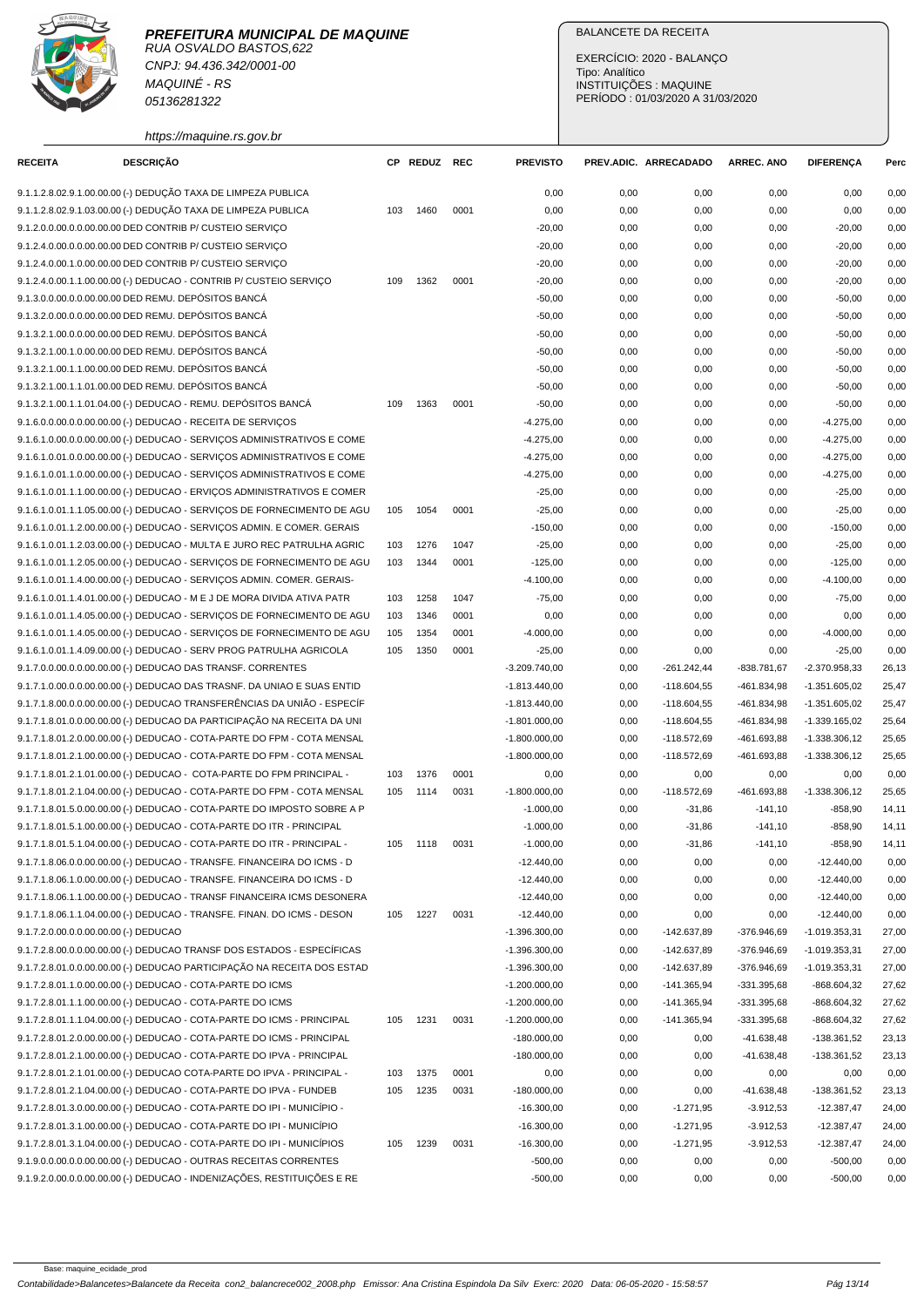**PREFEITURA MUNICIPAL DE MAQUINE**
RUA OSVALDO BASTOS,622
CNPJ: 94.436.342/0001-00
MAQUINÉ - RS
05136281322
https://maquine.rs.gov.br

BALANCETE DA RECEITA

EXERCÍCIO: 2020 - BALANÇO
Tipo: Analítico
INSTITUIÇÕES : MAQUINE
PERÍODO : 01/03/2020 A 31/03/2020

| RECEITA | DESCRIÇÃO | CP | REDUZ | REC | PREVISTO | PREV.ADIC. | ARRECADADO | ARREC. ANO | DIFERENÇA | Perc |
|---|---|---|---|---|---|---|---|---|---|---|
| 9.1.1.2.8.02.9.1.00.00.00 | (-) DEDUÇÃO TAXA DE LIMPEZA PUBLICA | | | | 0,00 | 0,00 | 0,00 | 0,00 | 0,00 | 0,00 |
| 9.1.1.2.8.02.9.1.03.00.00 | (-) DEDUÇÃO TAXA DE LIMPEZA PUBLICA | 103 | 1460 | 0001 | 0,00 | 0,00 | 0,00 | 0,00 | 0,00 | 0,00 |
| 9.1.2.0.00.0.0.00.00.00 | DED CONTRIB P/ CUSTEIO SERVIÇO | | | | -20,00 | 0,00 | 0,00 | 0,00 | -20,00 | 0,00 |
| 9.1.2.4.00.0.0.00.00.00 | DED CONTRIB P/ CUSTEIO SERVIÇO | | | | -20,00 | 0,00 | 0,00 | 0,00 | -20,00 | 0,00 |
| 9.1.2.4.00.1.0.00.00.00 | DED CONTRIB P/ CUSTEIO SERVIÇO | | | | -20,00 | 0,00 | 0,00 | 0,00 | -20,00 | 0,00 |
| 9.1.2.4.00.1.1.00.00.00 | (-) DEDUCAO - CONTRIB P/ CUSTEIO SERVIÇO | 109 | 1362 | 0001 | -20,00 | 0,00 | 0,00 | 0,00 | -20,00 | 0,00 |
| 9.1.3.0.00.0.0.00.00.00 | DED REMU. DEPÓSITOS BANCÁ | | | | -50,00 | 0,00 | 0,00 | 0,00 | -50,00 | 0,00 |
| 9.1.3.2.00.0.0.00.00.00 | DED REMU. DEPÓSITOS BANCÁ | | | | -50,00 | 0,00 | 0,00 | 0,00 | -50,00 | 0,00 |
| 9.1.3.2.1.00.0.00.00.00 | DED REMU. DEPÓSITOS BANCÁ | | | | -50,00 | 0,00 | 0,00 | 0,00 | -50,00 | 0,00 |
| 9.1.3.2.1.00.1.0.00.00.00 | DED REMU. DEPÓSITOS BANCÁ | | | | -50,00 | 0,00 | 0,00 | 0,00 | -50,00 | 0,00 |
| 9.1.3.2.1.00.1.1.00.00.00 | DED REMU. DEPÓSITOS BANCÁ | | | | -50,00 | 0,00 | 0,00 | 0,00 | -50,00 | 0,00 |
| 9.1.3.2.1.00.1.1.01.00.00 | DED REMU. DEPÓSITOS BANCÁ | | | | -50,00 | 0,00 | 0,00 | 0,00 | -50,00 | 0,00 |
| 9.1.3.2.1.00.1.1.01.04.00 | (-) DEDUCAO - REMU. DEPÓSITOS BANCÁ | 109 | 1363 | 0001 | -50,00 | 0,00 | 0,00 | 0,00 | -50,00 | 0,00 |
| 9.1.6.0.00.0.0.00.00.00 | (-) DEDUCAO - RECEITA DE SERVIÇOS | | | | -4.275,00 | 0,00 | 0,00 | 0,00 | -4.275,00 | 0,00 |
| 9.1.6.1.0.00.0.0.00.00.00 | (-) DEDUCAO - SERVIÇOS ADMINISTRATIVOS E COME | | | | -4.275,00 | 0,00 | 0,00 | 0,00 | -4.275,00 | 0,00 |
| 9.1.6.1.0.01.0.0.00.00.00 | (-) DEDUCAO - SERVIÇOS ADMINISTRATIVOS E COME | | | | -4.275,00 | 0,00 | 0,00 | 0,00 | -4.275,00 | 0,00 |
| 9.1.6.1.0.01.1.0.00.00.00 | (-) DEDUCAO - SERVIÇOS ADMINISTRATIVOS E COME | | | | -4.275,00 | 0,00 | 0,00 | 0,00 | -4.275,00 | 0,00 |
| 9.1.6.1.0.01.1.1.00.00.00 | (-) DEDUCAO - ERVIÇOS ADMINISTRATIVOS E COMER | | | | -25,00 | 0,00 | 0,00 | 0,00 | -25,00 | 0,00 |
| 9.1.6.1.0.01.1.1.05.00.00 | (-) DEDUCAO - SERVIÇOS DE FORNECIMENTO DE AGU | 105 | 1054 | 0001 | -25,00 | 0,00 | 0,00 | 0,00 | -25,00 | 0,00 |
| 9.1.6.1.0.01.1.2.00.00.00 | (-) DEDUCAO - SERVIÇOS ADMIN. E COMER. GERAIS | | | | -150,00 | 0,00 | 0,00 | 0,00 | -150,00 | 0,00 |
| 9.1.6.1.0.01.1.2.03.00.00 | (-) DEDUCAO - MULTA E JURO REC PATRULHA AGRIC | 103 | 1276 | 1047 | -25,00 | 0,00 | 0,00 | 0,00 | -25,00 | 0,00 |
| 9.1.6.1.0.01.1.2.05.00.00 | (-) DEDUCAO - SERVIÇOS DE FORNECIMENTO DE AGU | 103 | 1344 | 0001 | -125,00 | 0,00 | 0,00 | 0,00 | -125,00 | 0,00 |
| 9.1.6.1.0.01.1.4.00.00.00 | (-) DEDUCAO - SERVIÇOS ADMIN. COMER. GERAIS- | | | | -4.100,00 | 0,00 | 0,00 | 0,00 | -4.100,00 | 0,00 |
| 9.1.6.1.0.01.1.4.01.00.00 | (-) DEDUCAO - M E J DE MORA DIVIDA ATIVA PATR | 103 | 1258 | 1047 | -75,00 | 0,00 | 0,00 | 0,00 | -75,00 | 0,00 |
| 9.1.6.1.0.01.1.4.05.00.00 | (-) DEDUCAO - SERVIÇOS DE FORNECIMENTO DE AGU | 103 | 1346 | 0001 | 0,00 | 0,00 | 0,00 | 0,00 | 0,00 | 0,00 |
| 9.1.6.1.0.01.1.4.05.00.00 | (-) DEDUCAO - SERVIÇOS DE FORNECIMENTO DE AGU | 105 | 1354 | 0001 | -4.000,00 | 0,00 | 0,00 | 0,00 | -4.000,00 | 0,00 |
| 9.1.6.1.0.01.1.4.09.00.00 | (-) DEDUCAO - SERV PROG PATRULHA AGRICOLA | 105 | 1350 | 0001 | -25,00 | 0,00 | 0,00 | 0,00 | -25,00 | 0,00 |
| 9.1.7.0.0.00.0.0.00.00.00 | (-) DEDUCAO DAS TRANSF. CORRENTES | | | | -3.209.740,00 | 0,00 | -261.242,44 | -838.781,67 | -2.370.958,33 | 26,13 |
| 9.1.7.1.0.00.0.0.00.00.00 | (-) DEDUCAO DAS TRASNF. DA UNIAO E SUAS ENTID | | | | -1.813.440,00 | 0,00 | -118.604,55 | -461.834,98 | -1.351.605,02 | 25,47 |
| 9.1.7.1.8.00.0.0.00.00.00 | (-) DEDUCAO TRANSFERÊNCIAS DA UNIÃO - ESPECÍF | | | | -1.813.440,00 | 0,00 | -118.604,55 | -461.834,98 | -1.351.605,02 | 25,47 |
| 9.1.7.1.8.01.0.0.00.00.00 | (-) DEDUCAO DA PARTICIPAÇÃO NA RECEITA DA UNI | | | | -1.801.000,00 | 0,00 | -118.604,55 | -461.834,98 | -1.339.165,02 | 25,64 |
| 9.1.7.1.8.01.2.0.00.00.00 | (-) DEDUCAO - COTA-PARTE DO FPM - COTA MENSAL | | | | -1.800.000,00 | 0,00 | -118.572,69 | -461.693,88 | -1.338.306,12 | 25,65 |
| 9.1.7.1.8.01.2.1.00.00.00 | (-) DEDUCAO - COTA-PARTE DO FPM - COTA MENSAL | | | | -1.800.000,00 | 0,00 | -118.572,69 | -461.693,88 | -1.338.306,12 | 25,65 |
| 9.1.7.1.8.01.2.1.01.00.00 | (-) DEDUCAO - COTA-PARTE DO FPM PRINCIPAL - | 103 | 1376 | 0001 | 0,00 | 0,00 | 0,00 | 0,00 | 0,00 | 0,00 |
| 9.1.7.1.8.01.2.1.04.00.00 | (-) DEDUCAO - COTA-PARTE DO FPM - COTA MENSAL | 105 | 1114 | 0031 | -1.800.000,00 | 0,00 | -118.572,69 | -461.693,88 | -1.338.306,12 | 25,65 |
| 9.1.7.1.8.01.5.0.00.00.00 | (-) DEDUCAO - COTA-PARTE DO IMPOSTO SOBRE A P | | | | -1.000,00 | 0,00 | -31,86 | -141,10 | -858,90 | 14,11 |
| 9.1.7.1.8.01.5.1.00.00.00 | (-) DEDUCAO - COTA-PARTE DO ITR - PRINCIPAL | | | | -1.000,00 | 0,00 | -31,86 | -141,10 | -858,90 | 14,11 |
| 9.1.7.1.8.01.5.1.04.00.00 | (-) DEDUCAO - COTA-PARTE DO ITR - PRINCIPAL - | 105 | 1118 | 0031 | -1.000,00 | 0,00 | -31,86 | -141,10 | -858,90 | 14,11 |
| 9.1.7.1.8.06.0.0.00.00.00 | (-) DEDUCAO - TRANSFE. FINANCEIRA DO ICMS - D | | | | -12.440,00 | 0,00 | 0,00 | 0,00 | -12.440,00 | 0,00 |
| 9.1.7.1.8.06.1.0.00.00.00 | (-) DEDUCAO - TRANSFE. FINANCEIRA DO ICMS - D | | | | -12.440,00 | 0,00 | 0,00 | 0,00 | -12.440,00 | 0,00 |
| 9.1.7.1.8.06.1.1.00.00.00 | (-) DEDUCAO - TRANSF FINANCEIRA ICMS DESONERA | | | | -12.440,00 | 0,00 | 0,00 | 0,00 | -12.440,00 | 0,00 |
| 9.1.7.1.8.06.1.1.04.00.00 | (-) DEDUCAO - TRANSFE. FINAN. DO ICMS - DESON | 105 | 1227 | 0031 | -12.440,00 | 0,00 | 0,00 | 0,00 | -12.440,00 | 0,00 |
| 9.1.7.2.0.00.0.0.00.00.00 | (-) DEDUCAO | | | | -1.396.300,00 | 0,00 | -142.637,89 | -376.946,69 | -1.019.353,31 | 27,00 |
| 9.1.7.2.8.00.0.0.00.00.00 | (-) DEDUCAO TRANSF DOS ESTADOS - ESPECÍFICAS | | | | -1.396.300,00 | 0,00 | -142.637,89 | -376.946,69 | -1.019.353,31 | 27,00 |
| 9.1.7.2.8.01.0.0.00.00.00 | (-) DEDUCAO PARTICIPAÇÃO NA RECEITA DOS ESTAD | | | | -1.396.300,00 | 0,00 | -142.637,89 | -376.946,69 | -1.019.353,31 | 27,00 |
| 9.1.7.2.8.01.1.0.00.00.00 | (-) DEDUCAO - COTA-PARTE DO ICMS | | | | -1.200.000,00 | 0,00 | -141.365,94 | -331.395,68 | -868.604,32 | 27,62 |
| 9.1.7.2.8.01.1.1.00.00.00 | (-) DEDUCAO - COTA-PARTE DO ICMS | | | | -1.200.000,00 | 0,00 | -141.365,94 | -331.395,68 | -868.604,32 | 27,62 |
| 9.1.7.2.8.01.1.1.04.00.00 | (-) DEDUCAO - COTA-PARTE DO ICMS - PRINCIPAL | 105 | 1231 | 0031 | -1.200.000,00 | 0,00 | -141.365,94 | -331.395,68 | -868.604,32 | 27,62 |
| 9.1.7.2.8.01.2.0.00.00.00 | (-) DEDUCAO - COTA-PARTE DO ICMS - PRINCIPAL | | | | -180.000,00 | 0,00 | 0,00 | -41.638,48 | -138.361,52 | 23,13 |
| 9.1.7.2.8.01.2.1.00.00.00 | (-) DEDUCAO - COTA-PARTE DO IPVA - PRINCIPAL | | | | -180.000,00 | 0,00 | 0,00 | -41.638,48 | -138.361,52 | 23,13 |
| 9.1.7.2.8.01.2.1.01.00.00 | (-) DEDUCAO COTA-PARTE DO IPVA - PRINCIPAL - | 103 | 1375 | 0001 | 0,00 | 0,00 | 0,00 | 0,00 | 0,00 | 0,00 |
| 9.1.7.2.8.01.2.1.04.00.00 | (-) DEDUCAO - COTA-PARTE DO IPVA - FUNDEB | 105 | 1235 | 0031 | -180.000,00 | 0,00 | 0,00 | -41.638,48 | -138.361,52 | 23,13 |
| 9.1.7.2.8.01.3.0.00.00.00 | (-) DEDUCAO - COTA-PARTE DO IPI - MUNICÍPIO - | | | | -16.300,00 | 0,00 | -1.271,95 | -3.912,53 | -12.387,47 | 24,00 |
| 9.1.7.2.8.01.3.1.00.00.00 | (-) DEDUCAO - COTA-PARTE DO IPI - MUNICÍPIO | | | | -16.300,00 | 0,00 | -1.271,95 | -3.912,53 | -12.387,47 | 24,00 |
| 9.1.7.2.8.01.3.1.04.00.00 | (-) DEDUCAO - COTA-PARTE DO IPI - MUNICÍPIOS | 105 | 1239 | 0031 | -16.300,00 | 0,00 | -1.271,95 | -3.912,53 | -12.387,47 | 24,00 |
| 9.1.9.0.00.0.0.00.00.00 | (-) DEDUCAO - OUTRAS RECEITAS CORRENTES | | | | -500,00 | 0,00 | 0,00 | 0,00 | -500,00 | 0,00 |
| 9.1.9.2.00.0.0.00.00.00 | (-) DEDUCAO - INDENIZAÇÕES, RESTITUIÇÕES E RE | | | | -500,00 | 0,00 | 0,00 | 0,00 | -500,00 | 0,00 |

Base: maquine_ecidade_prod

Contabilidade>Balancetes>Balancete da Receita con2_balancrece002_2008.php Emissor: Ana Cristina Espindola Da Silv Exerc: 2020 Data: 06-05-2020 - 15:58:57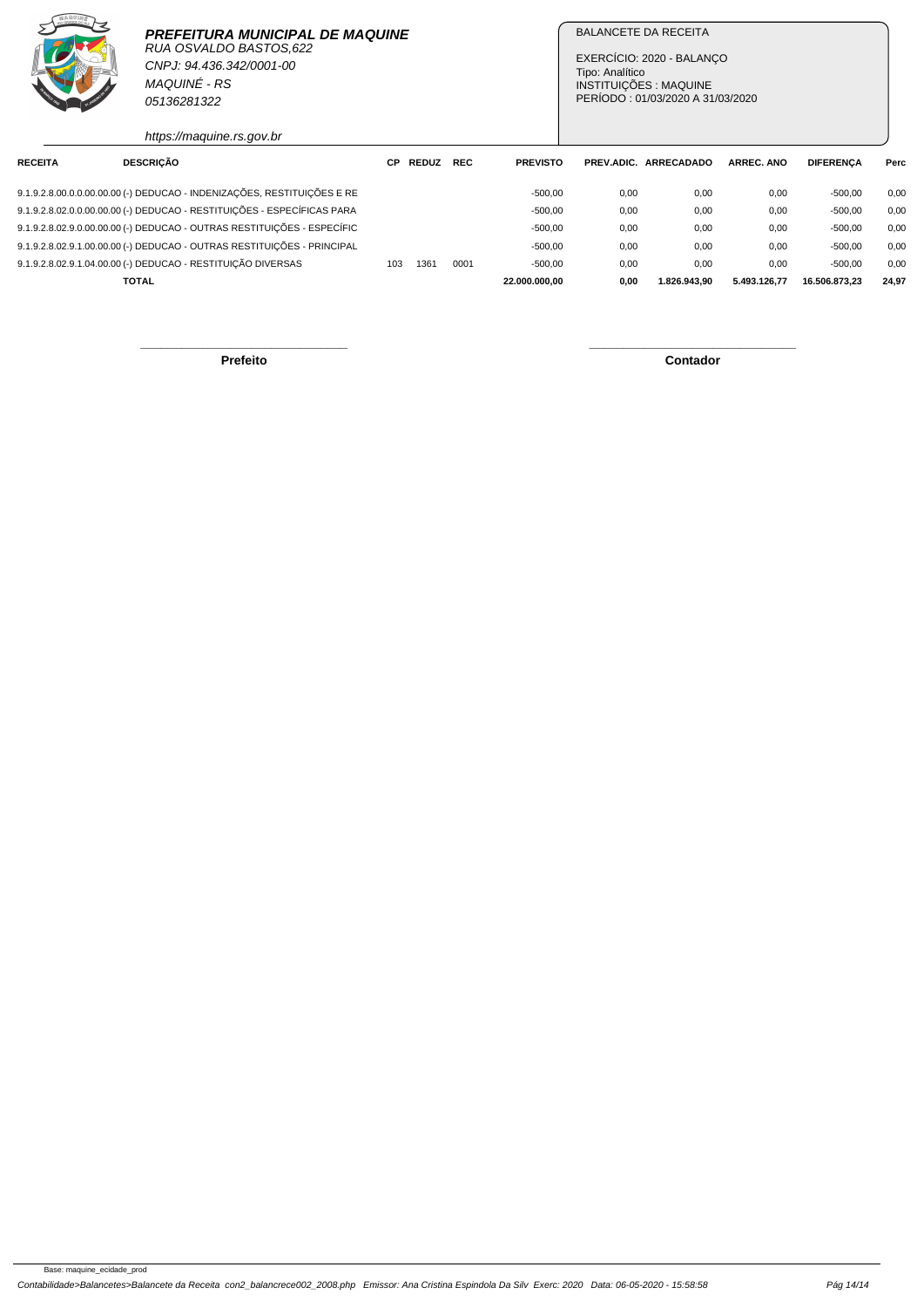**PREFEITURA MUNICIPAL DE MAQUINE**
*RUA OSVALDO BASTOS,622*
*CNPJ: 94.436.342/0001-00*
*MAQUINÉ - RS*
*05136281322*
*https://maquine.rs.gov.br*

BALANCETE DA RECEITA
EXERCÍCIO: 2020 - BALANÇO
Tipo: Analítico
INSTITUIÇÕES : MAQUINE
PERÍODO : 01/03/2020 A 31/03/2020

| RECEITA | DESCRIÇÃO | CP | REDUZ | REC | PREVISTO | PREV.ADIC. | ARRECADADO | ARREC. ANO | DIFERENÇA | Perc |
|---|---|---|---|---|---|---|---|---|---|---|
| 9.1.9.2.8.00.0.0.00.00.00 | (-) DEDUCAO - INDENIZAÇÕES, RESTITUIÇÕES E RE | | | | -500,00 | 0,00 | 0,00 | 0,00 | -500,00 | 0,00 |
| 9.1.9.2.8.02.0.0.00.00.00 | (-) DEDUCAO - RESTITUIÇÕES - ESPECÍFICAS PARA | | | | -500,00 | 0,00 | 0,00 | 0,00 | -500,00 | 0,00 |
| 9.1.9.2.8.02.9.0.00.00.00 | (-) DEDUCAO - OUTRAS RESTITUIÇÕES - ESPECÍFIC | | | | -500,00 | 0,00 | 0,00 | 0,00 | -500,00 | 0,00 |
| 9.1.9.2.8.02.9.1.00.00.00 | (-) DEDUCAO - OUTRAS RESTITUIÇÕES - PRINCIPAL | | | | -500,00 | 0,00 | 0,00 | 0,00 | -500,00 | 0,00 |
| 9.1.9.2.8.02.9.1.04.00.00 | (-) DEDUCAO - RESTITUIÇÃO DIVERSAS | 103 | 1361 | 0001 | -500,00 | 0,00 | 0,00 | 0,00 | -500,00 | 0,00 |
| | **TOTAL** | | | | **22.000.000,00** | **0,00** | **1.826.943,90** | **5.493.126,77** | **16.506.873,23** | **24,97** |

\_\_\_\_\_\_\_\_\_\_\_\_\_\_\_\_\_\_\_\_\_\_\_\_\_\_\_\_\_\_
**Prefeito**

\_\_\_\_\_\_\_\_\_\_\_\_\_\_\_\_\_\_\_\_\_\_\_\_\_\_\_\_\_\_
**Contador**

Base: maquine_ecidade_prod

*Contabilidade>Balancetes>Balancete da Receita con2_balancrece002_2008.php Emissor: Ana Cristina Espindola Da Silv Exerc: 2020 Data: 06-05-2020 - 15:58:58*